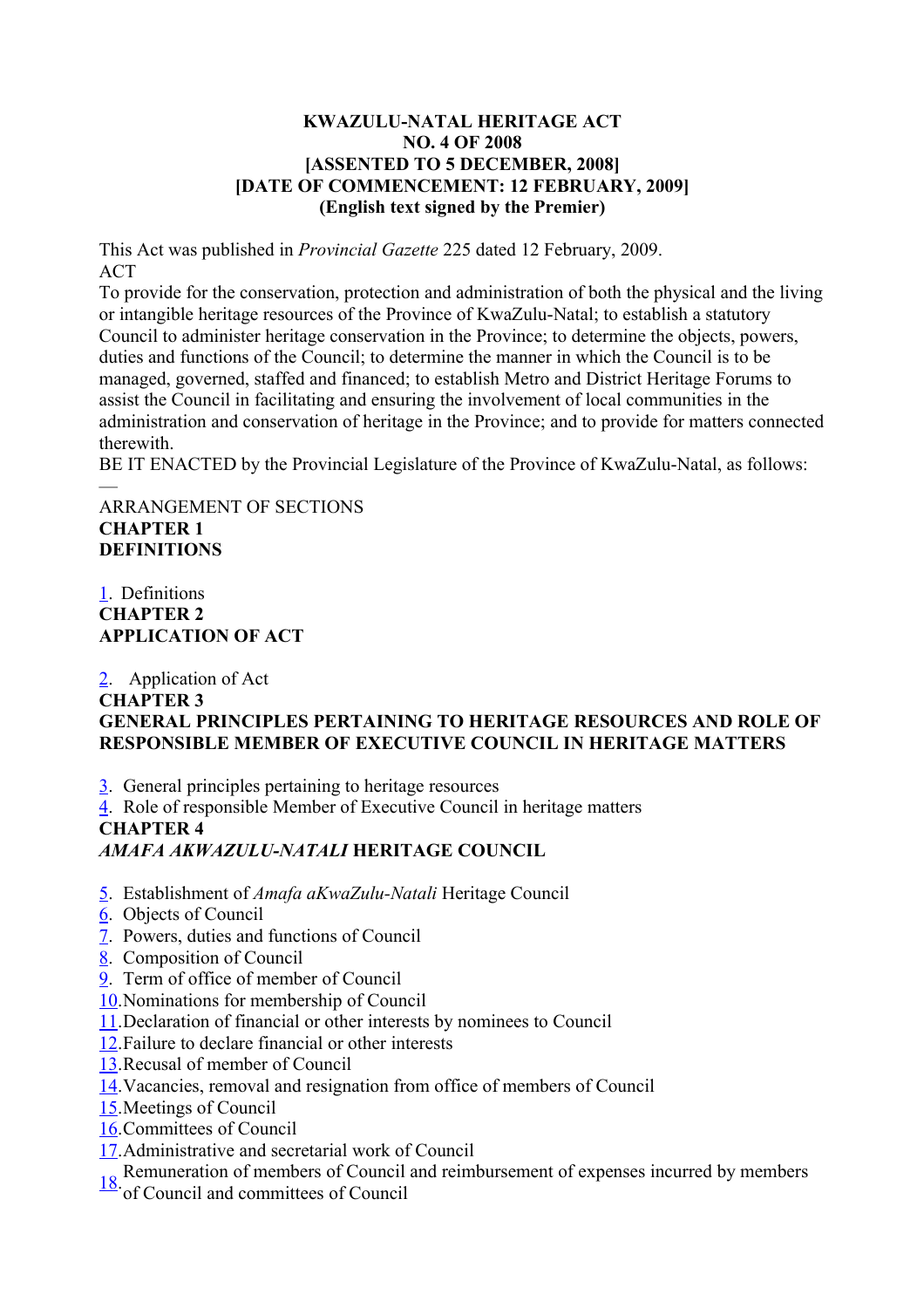**KWAZULU-NATAL HERITAGE ACT**
**NO. 4 OF 2008**
**[ASSENTED TO 5 DECEMBER, 2008]**
**[DATE OF COMMENCEMENT: 12 FEBRUARY, 2009]**
**(English text signed by the Premier)**

This Act was published in *Provincial Gazette* 225 dated 12 February, 2009.

ACT

To provide for the conservation, protection and administration of both the physical and the living or intangible heritage resources of the Province of KwaZulu-Natal; to establish a statutory Council to administer heritage conservation in the Province; to determine the objects, powers, duties and functions of the Council; to determine the manner in which the Council is to be managed, governed, staffed and financed; to establish Metro and District Heritage Forums to assist the Council in facilitating and ensuring the involvement of local communities in the administration and conservation of heritage in the Province; and to provide for matters connected therewith.

BE IT ENACTED by the Provincial Legislature of the Province of KwaZulu-Natal, as follows: —

ARRANGEMENT OF SECTIONS

**CHAPTER 1**
**DEFINITIONS**

1. Definitions

**CHAPTER 2**
**APPLICATION OF ACT**

2. Application of Act

**CHAPTER 3**
**GENERAL PRINCIPLES PERTAINING TO HERITAGE RESOURCES AND ROLE OF RESPONSIBLE MEMBER OF EXECUTIVE COUNCIL IN HERITAGE MATTERS**

3. General principles pertaining to heritage resources
4. Role of responsible Member of Executive Council in heritage matters

**CHAPTER 4**
***AMAFA AKWAZULU-NATALI* HERITAGE COUNCIL**

5. Establishment of *Amafa aKwaZulu-Natali* Heritage Council
6. Objects of Council
7. Powers, duties and functions of Council
8. Composition of Council
9. Term of office of member of Council
10. Nominations for membership of Council
11. Declaration of financial or other interests by nominees to Council
12. Failure to declare financial or other interests
13. Recusal of member of Council
14. Vacancies, removal and resignation from office of members of Council
15. Meetings of Council
16. Committees of Council
17. Administrative and secretarial work of Council
18. Remuneration of members of Council and reimbursement of expenses incurred by members of Council and committees of Council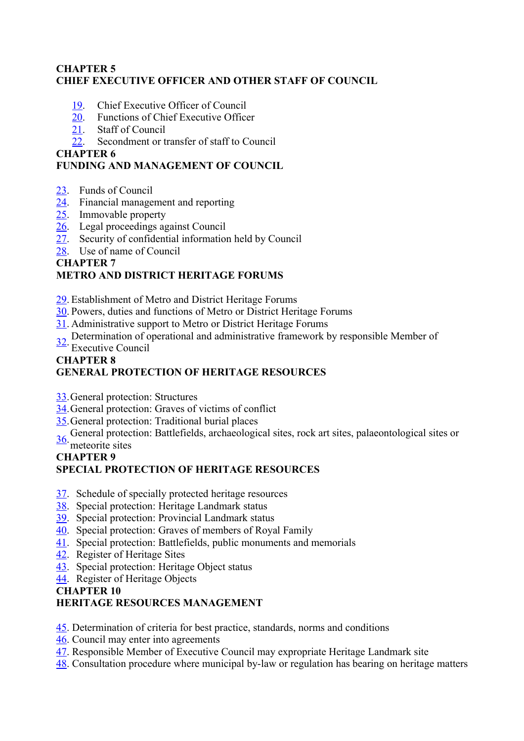**CHAPTER 5**
**CHIEF EXECUTIVE OFFICER AND OTHER STAFF OF COUNCIL**

19. Chief Executive Officer of Council
20. Functions of Chief Executive Officer
21. Staff of Council
22. Secondment or transfer of staff to Council

**CHAPTER 6**
**FUNDING AND MANAGEMENT OF COUNCIL**

23. Funds of Council
24. Financial management and reporting
25. Immovable property
26. Legal proceedings against Council
27. Security of confidential information held by Council
28. Use of name of Council

**CHAPTER 7**
**METRO AND DISTRICT HERITAGE FORUMS**

29. Establishment of Metro and District Heritage Forums
30. Powers, duties and functions of Metro or District Heritage Forums
31. Administrative support to Metro or District Heritage Forums
32. Determination of operational and administrative framework by responsible Member of Executive Council

**CHAPTER 8**
**GENERAL PROTECTION OF HERITAGE RESOURCES**

33. General protection: Structures
34. General protection: Graves of victims of conflict
35. General protection: Traditional burial places
36. General protection: Battlefields, archaeological sites, rock art sites, palaeontological sites or meteorite sites

**CHAPTER 9**
**SPECIAL PROTECTION OF HERITAGE RESOURCES**

37. Schedule of specially protected heritage resources
38. Special protection: Heritage Landmark status
39. Special protection: Provincial Landmark status
40. Special protection: Graves of members of Royal Family
41. Special protection: Battlefields, public monuments and memorials
42. Register of Heritage Sites
43. Special protection: Heritage Object status
44. Register of Heritage Objects

**CHAPTER 10**
**HERITAGE RESOURCES MANAGEMENT**

45. Determination of criteria for best practice, standards, norms and conditions
46. Council may enter into agreements
47. Responsible Member of Executive Council may expropriate Heritage Landmark site
48. Consultation procedure where municipal by-law or regulation has bearing on heritage matters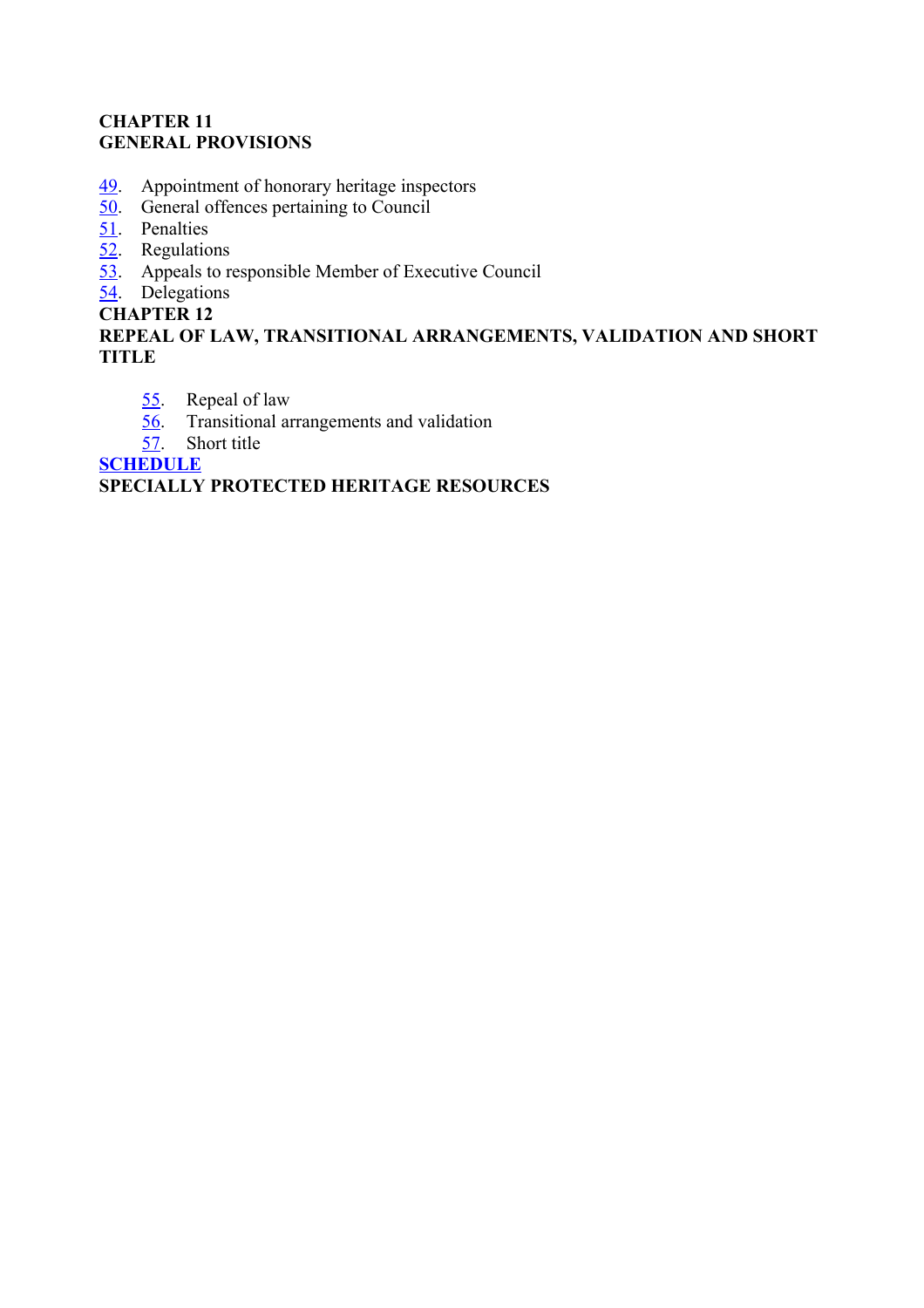**CHAPTER 11**
**GENERAL PROVISIONS**

49. Appointment of honorary heritage inspectors
50. General offences pertaining to Council
51. Penalties
52. Regulations
53. Appeals to responsible Member of Executive Council
54. Delegations

**CHAPTER 12**
**REPEAL OF LAW, TRANSITIONAL ARRANGEMENTS, VALIDATION AND SHORT TITLE**

55. Repeal of law
56. Transitional arrangements and validation
57. Short title

**SCHEDULE**
**SPECIALLY PROTECTED HERITAGE RESOURCES**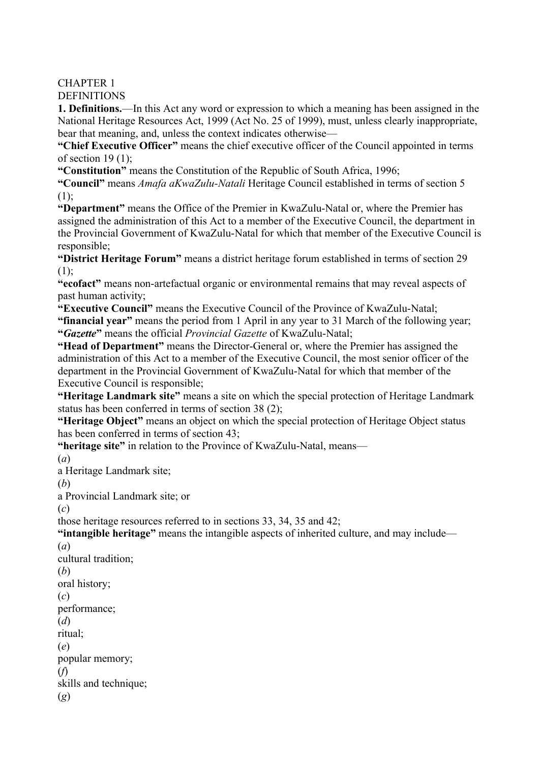CHAPTER 1

DEFINITIONS

**1. Definitions.**—In this Act any word or expression to which a meaning has been assigned in the National Heritage Resources Act, 1999 (Act No. 25 of 1999), must, unless clearly inappropriate, bear that meaning, and, unless the context indicates otherwise—

**"Chief Executive Officer"** means the chief executive officer of the Council appointed in terms of section 19 (1);

**"Constitution"** means the Constitution of the Republic of South Africa, 1996;

**"Council"** means *Amafa aKwaZulu-Natali* Heritage Council established in terms of section 5 (1);

**"Department"** means the Office of the Premier in KwaZulu-Natal or, where the Premier has assigned the administration of this Act to a member of the Executive Council, the department in the Provincial Government of KwaZulu-Natal for which that member of the Executive Council is responsible;

**"District Heritage Forum"** means a district heritage forum established in terms of section 29 (1);

**"ecofact"** means non-artefactual organic or environmental remains that may reveal aspects of past human activity;

**"Executive Council"** means the Executive Council of the Province of KwaZulu-Natal;

**"financial year"** means the period from 1 April in any year to 31 March of the following year;

**"*Gazette*"** means the official *Provincial Gazette* of KwaZulu-Natal;

**"Head of Department"** means the Director-General or, where the Premier has assigned the administration of this Act to a member of the Executive Council, the most senior officer of the department in the Provincial Government of KwaZulu-Natal for which that member of the Executive Council is responsible;

**"Heritage Landmark site"** means a site on which the special protection of Heritage Landmark status has been conferred in terms of section 38 (2);

**"Heritage Object"** means an object on which the special protection of Heritage Object status has been conferred in terms of section 43;

**"heritage site"** in relation to the Province of KwaZulu-Natal, means—

(*a*) a Heritage Landmark site;

(*b*) a Provincial Landmark site; or

(*c*) those heritage resources referred to in sections 33, 34, 35 and 42;

**"intangible heritage"** means the intangible aspects of inherited culture, and may include—

(*a*) cultural tradition;

(*b*) oral history;

(*c*) performance;

(*d*) ritual;

(*e*) popular memory;

(*f*) skills and technique;

(*g*)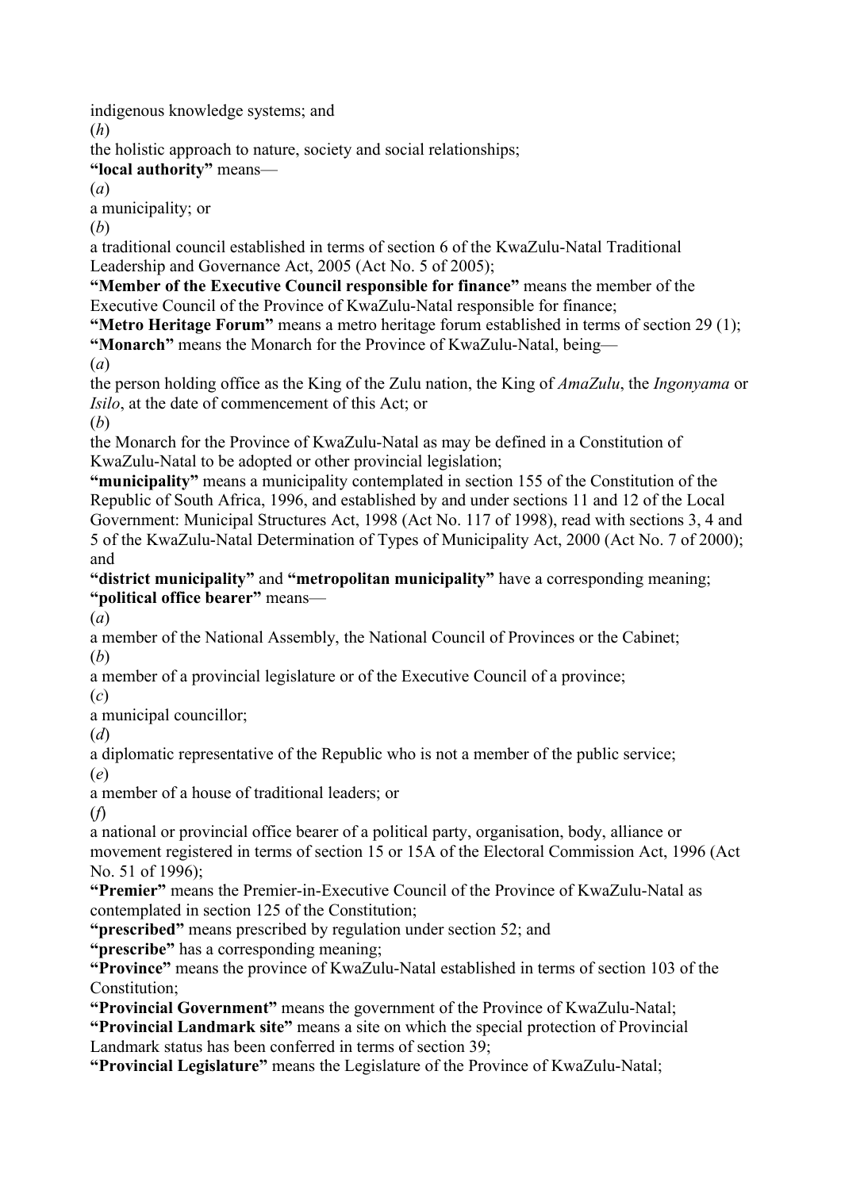indigenous knowledge systems; and

(*h*)

the holistic approach to nature, society and social relationships;

**"local authority"** means—

(*a*)

a municipality; or

(*b*)

a traditional council established in terms of section 6 of the KwaZulu-Natal Traditional Leadership and Governance Act, 2005 (Act No. 5 of 2005);

**"Member of the Executive Council responsible for finance"** means the member of the Executive Council of the Province of KwaZulu-Natal responsible for finance;

**"Metro Heritage Forum"** means a metro heritage forum established in terms of section 29 (1);

**"Monarch"** means the Monarch for the Province of KwaZulu-Natal, being—

(*a*)

the person holding office as the King of the Zulu nation, the King of *AmaZulu*, the *Ingonyama* or *Isilo*, at the date of commencement of this Act; or

(*b*)

the Monarch for the Province of KwaZulu-Natal as may be defined in a Constitution of KwaZulu-Natal to be adopted or other provincial legislation;

**"municipality"** means a municipality contemplated in section 155 of the Constitution of the Republic of South Africa, 1996, and established by and under sections 11 and 12 of the Local Government: Municipal Structures Act, 1998 (Act No. 117 of 1998), read with sections 3, 4 and 5 of the KwaZulu-Natal Determination of Types of Municipality Act, 2000 (Act No. 7 of 2000); and

**"district municipality"** and **"metropolitan municipality"** have a corresponding meaning;

**"political office bearer"** means—

(*a*)

a member of the National Assembly, the National Council of Provinces or the Cabinet;

(*b*)

a member of a provincial legislature or of the Executive Council of a province;

(*c*)

a municipal councillor;

(*d*)

a diplomatic representative of the Republic who is not a member of the public service;

(*e*)

a member of a house of traditional leaders; or

(*f*)

a national or provincial office bearer of a political party, organisation, body, alliance or movement registered in terms of section 15 or 15A of the Electoral Commission Act, 1996 (Act No. 51 of 1996);

**"Premier"** means the Premier-in-Executive Council of the Province of KwaZulu-Natal as contemplated in section 125 of the Constitution;

**"prescribed"** means prescribed by regulation under section 52; and

**"prescribe"** has a corresponding meaning;

**"Province"** means the province of KwaZulu-Natal established in terms of section 103 of the Constitution;

**"Provincial Government"** means the government of the Province of KwaZulu-Natal;

**"Provincial Landmark site"** means a site on which the special protection of Provincial Landmark status has been conferred in terms of section 39;

**"Provincial Legislature"** means the Legislature of the Province of KwaZulu-Natal;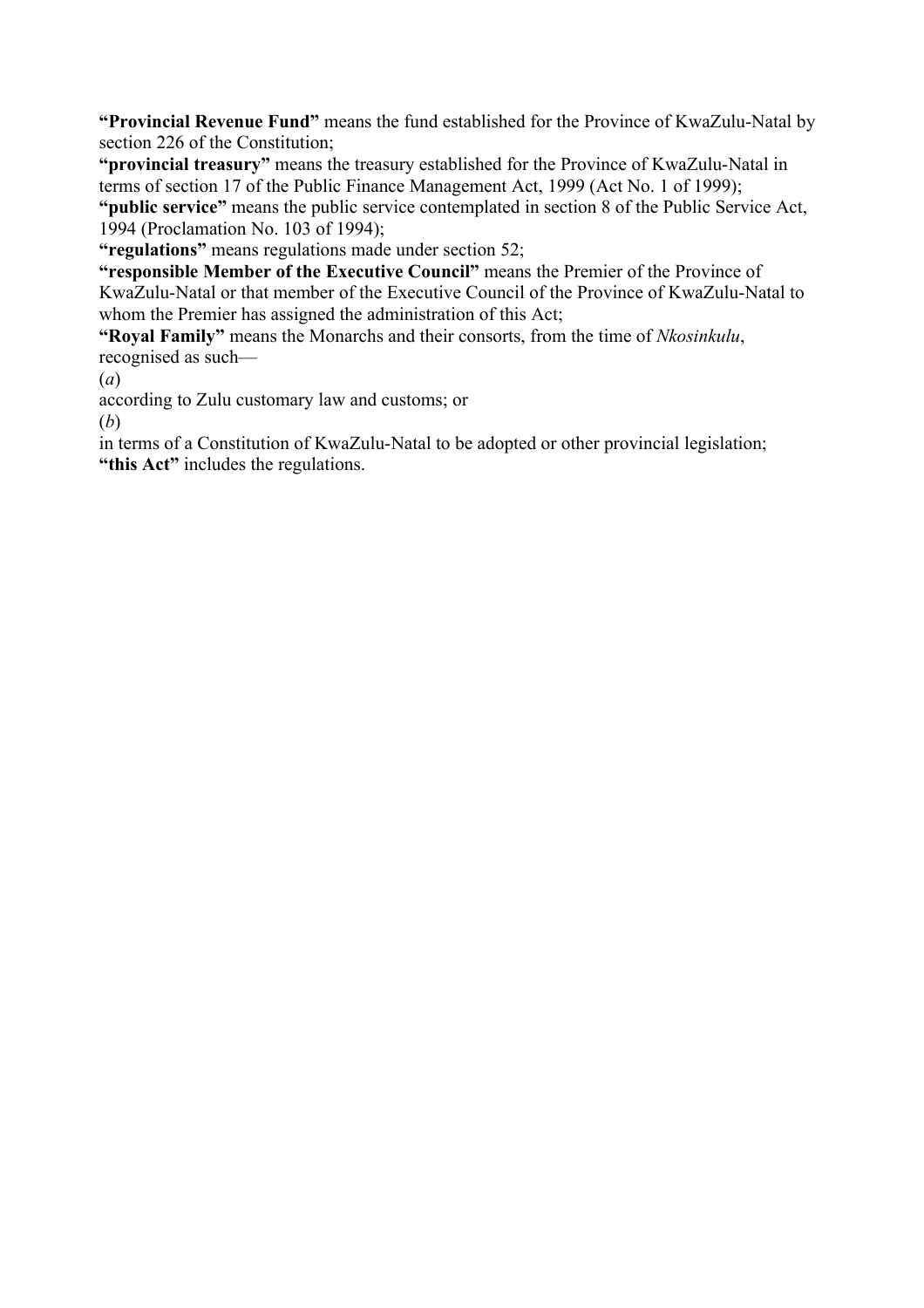**"Provincial Revenue Fund"** means the fund established for the Province of KwaZulu-Natal by section 226 of the Constitution;

**"provincial treasury"** means the treasury established for the Province of KwaZulu-Natal in terms of section 17 of the Public Finance Management Act, 1999 (Act No. 1 of 1999);

**"public service"** means the public service contemplated in section 8 of the Public Service Act, 1994 (Proclamation No. 103 of 1994);

**"regulations"** means regulations made under section 52;

**"responsible Member of the Executive Council"** means the Premier of the Province of KwaZulu-Natal or that member of the Executive Council of the Province of KwaZulu-Natal to whom the Premier has assigned the administration of this Act;

**"Royal Family"** means the Monarchs and their consorts, from the time of *Nkosinkulu*, recognised as such—

(*a*)

according to Zulu customary law and customs; or

(*b*)

in terms of a Constitution of KwaZulu-Natal to be adopted or other provincial legislation;

**"this Act"** includes the regulations.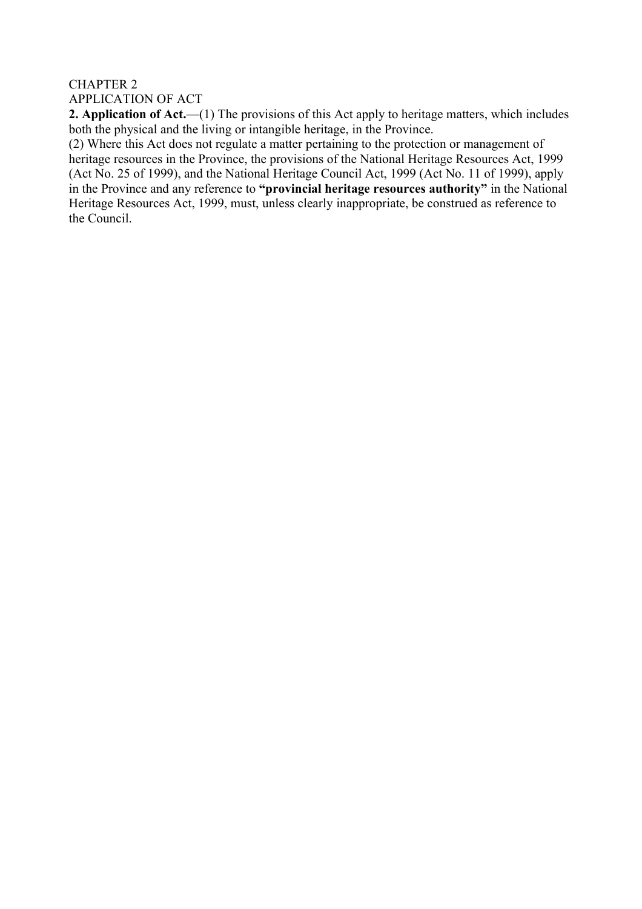CHAPTER 2

APPLICATION OF ACT

**2. Application of Act.**—(1) The provisions of this Act apply to heritage matters, which includes both the physical and the living or intangible heritage, in the Province.

(2) Where this Act does not regulate a matter pertaining to the protection or management of heritage resources in the Province, the provisions of the National Heritage Resources Act, 1999 (Act No. 25 of 1999), and the National Heritage Council Act, 1999 (Act No. 11 of 1999), apply in the Province and any reference to **"provincial heritage resources authority"** in the National Heritage Resources Act, 1999, must, unless clearly inappropriate, be construed as reference to the Council.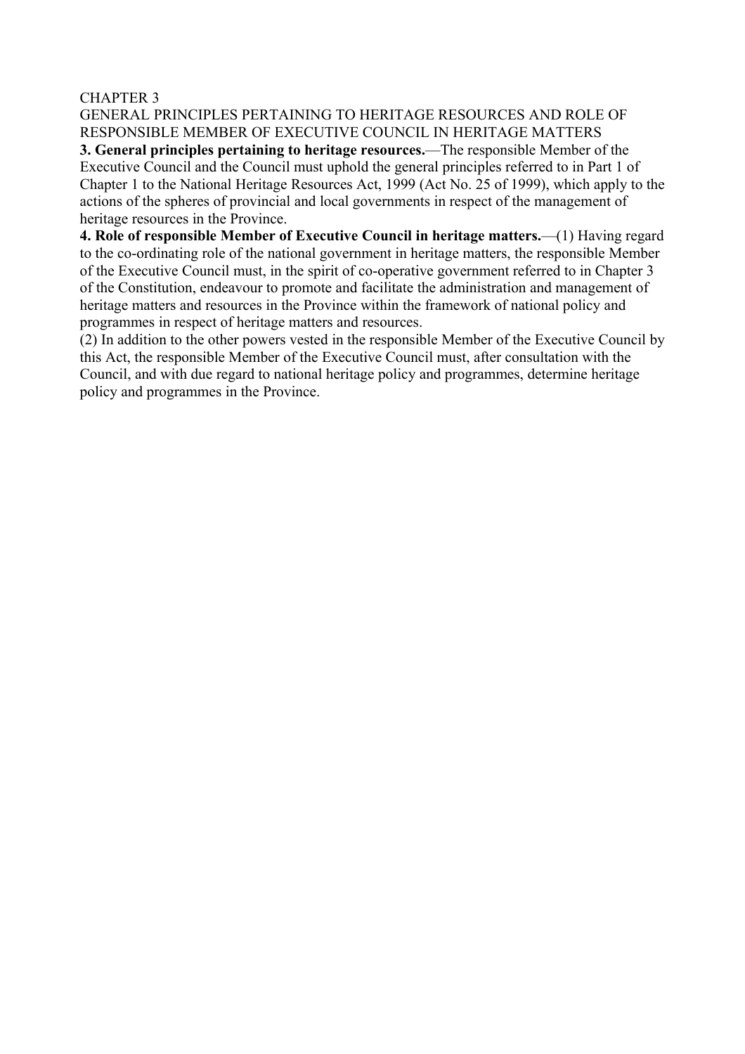## CHAPTER 3

## GENERAL PRINCIPLES PERTAINING TO HERITAGE RESOURCES AND ROLE OF RESPONSIBLE MEMBER OF EXECUTIVE COUNCIL IN HERITAGE MATTERS

**3. General principles pertaining to heritage resources.**—The responsible Member of the Executive Council and the Council must uphold the general principles referred to in Part 1 of Chapter 1 to the National Heritage Resources Act, 1999 (Act No. 25 of 1999), which apply to the actions of the spheres of provincial and local governments in respect of the management of heritage resources in the Province.

**4. Role of responsible Member of Executive Council in heritage matters.**—(1) Having regard to the co-ordinating role of the national government in heritage matters, the responsible Member of the Executive Council must, in the spirit of co-operative government referred to in Chapter 3 of the Constitution, endeavour to promote and facilitate the administration and management of heritage matters and resources in the Province within the framework of national policy and programmes in respect of heritage matters and resources.

(2) In addition to the other powers vested in the responsible Member of the Executive Council by this Act, the responsible Member of the Executive Council must, after consultation with the Council, and with due regard to national heritage policy and programmes, determine heritage policy and programmes in the Province.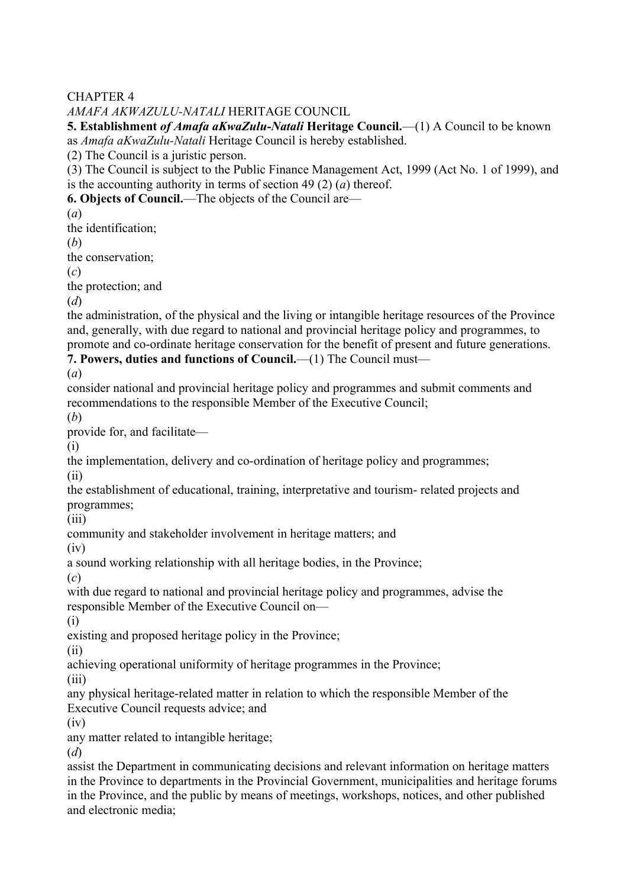CHAPTER 4

*AMAFA AKWAZULU-NATALI* HERITAGE COUNCIL

**5. Establishment *of Amafa aKwaZulu-Natali* Heritage Council.**—(1) A Council to be known as *Amafa aKwaZulu-Natali* Heritage Council is hereby established.

(2) The Council is a juristic person.

(3) The Council is subject to the Public Finance Management Act, 1999 (Act No. 1 of 1999), and is the accounting authority in terms of section 49 (2) (*a*) thereof.

**6. Objects of Council.**—The objects of the Council are—

(*a*)
the identification;

(*b*)
the conservation;

(*c*)
the protection; and

(*d*)
the administration, of the physical and the living or intangible heritage resources of the Province and, generally, with due regard to national and provincial heritage policy and programmes, to promote and co-ordinate heritage conservation for the benefit of present and future generations.

**7. Powers, duties and functions of Council.**—(1) The Council must—

(*a*)
consider national and provincial heritage policy and programmes and submit comments and recommendations to the responsible Member of the Executive Council;

(*b*)
provide for, and facilitate—

(i)
the implementation, delivery and co-ordination of heritage policy and programmes;

(ii)
the establishment of educational, training, interpretative and tourism- related projects and programmes;

(iii)
community and stakeholder involvement in heritage matters; and

(iv)
a sound working relationship with all heritage bodies, in the Province;

(*c*)
with due regard to national and provincial heritage policy and programmes, advise the responsible Member of the Executive Council on—

(i)
existing and proposed heritage policy in the Province;

(ii)
achieving operational uniformity of heritage programmes in the Province;

(iii)
any physical heritage-related matter in relation to which the responsible Member of the Executive Council requests advice; and

(iv)
any matter related to intangible heritage;

(*d*)
assist the Department in communicating decisions and relevant information on heritage matters in the Province to departments in the Provincial Government, municipalities and heritage forums in the Province, and the public by means of meetings, workshops, notices, and other published and electronic media;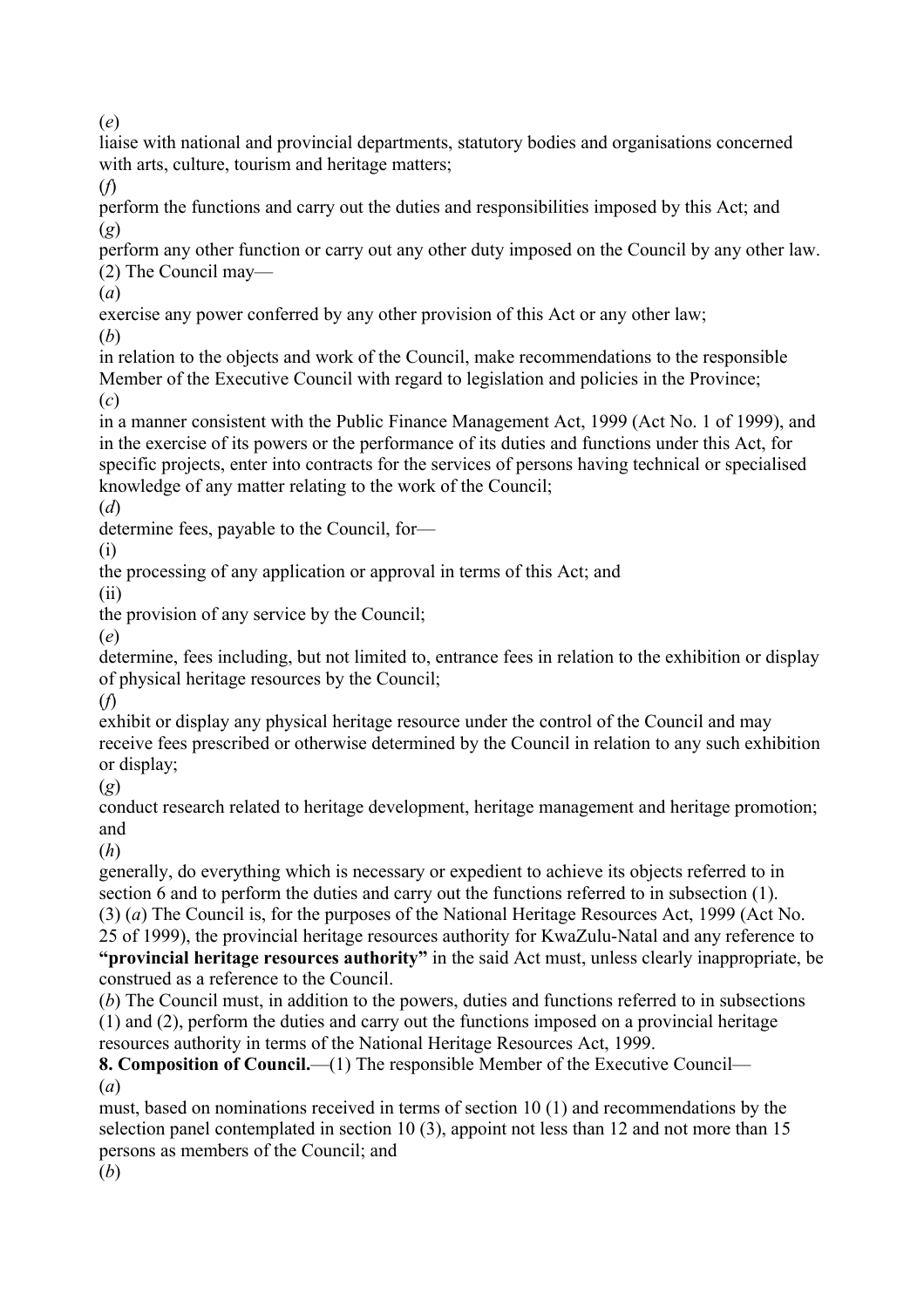(*e*)
liaise with national and provincial departments, statutory bodies and organisations concerned with arts, culture, tourism and heritage matters;
(*f*)
perform the functions and carry out the duties and responsibilities imposed by this Act; and
(*g*)
perform any other function or carry out any other duty imposed on the Council by any other law.
(2) The Council may—
(*a*)
exercise any power conferred by any other provision of this Act or any other law;
(*b*)
in relation to the objects and work of the Council, make recommendations to the responsible Member of the Executive Council with regard to legislation and policies in the Province;
(*c*)
in a manner consistent with the Public Finance Management Act, 1999 (Act No. 1 of 1999), and in the exercise of its powers or the performance of its duties and functions under this Act, for specific projects, enter into contracts for the services of persons having technical or specialised knowledge of any matter relating to the work of the Council;
(*d*)
determine fees, payable to the Council, for—
(i)
the processing of any application or approval in terms of this Act; and
(ii)
the provision of any service by the Council;
(*e*)
determine, fees including, but not limited to, entrance fees in relation to the exhibition or display of physical heritage resources by the Council;
(*f*)
exhibit or display any physical heritage resource under the control of the Council and may receive fees prescribed or otherwise determined by the Council in relation to any such exhibition or display;
(*g*)
conduct research related to heritage development, heritage management and heritage promotion; and
(*h*)
generally, do everything which is necessary or expedient to achieve its objects referred to in section 6 and to perform the duties and carry out the functions referred to in subsection (1).
(3) (*a*) The Council is, for the purposes of the National Heritage Resources Act, 1999 (Act No. 25 of 1999), the provincial heritage resources authority for KwaZulu-Natal and any reference to **"provincial heritage resources authority"** in the said Act must, unless clearly inappropriate, be construed as a reference to the Council.
(*b*) The Council must, in addition to the powers, duties and functions referred to in subsections (1) and (2), perform the duties and carry out the functions imposed on a provincial heritage resources authority in terms of the National Heritage Resources Act, 1999.
**8. Composition of Council.**—(1) The responsible Member of the Executive Council—
(*a*)
must, based on nominations received in terms of section 10 (1) and recommendations by the selection panel contemplated in section 10 (3), appoint not less than 12 and not more than 15 persons as members of the Council; and
(*b*)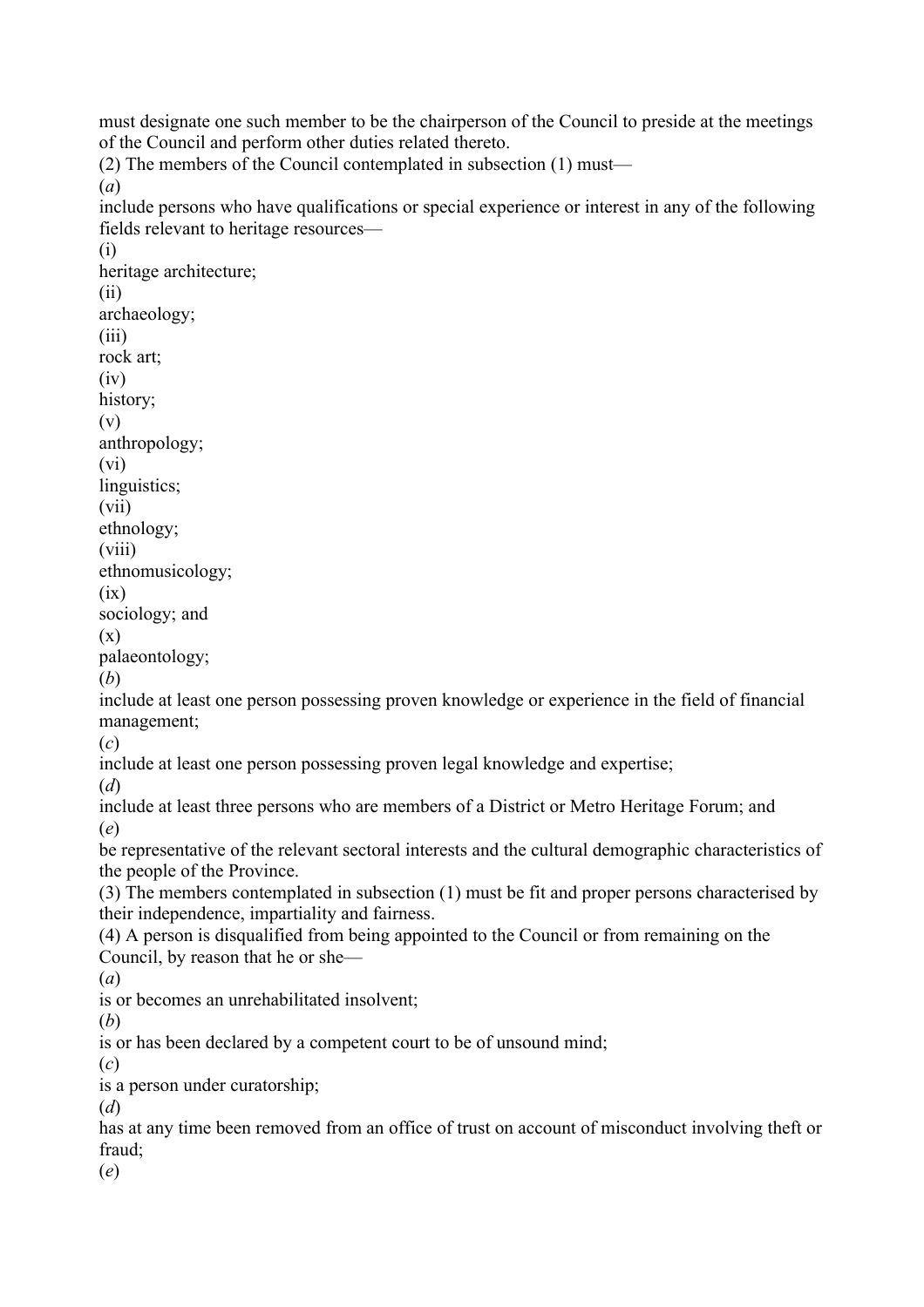must designate one such member to be the chairperson of the Council to preside at the meetings of the Council and perform other duties related thereto.

(2) The members of the Council contemplated in subsection (1) must—

(*a*)
include persons who have qualifications or special experience or interest in any of the following fields relevant to heritage resources—

(i)
heritage architecture;

(ii)
archaeology;

(iii)
rock art;

(iv)
history;

(v)
anthropology;

(vi)
linguistics;

(vii)
ethnology;

(viii)
ethnomusicology;

(ix)
sociology; and

(x)
palaeontology;

(*b*)
include at least one person possessing proven knowledge or experience in the field of financial management;

(*c*)
include at least one person possessing proven legal knowledge and expertise;

(*d*)
include at least three persons who are members of a District or Metro Heritage Forum; and

(*e*)
be representative of the relevant sectoral interests and the cultural demographic characteristics of the people of the Province.

(3) The members contemplated in subsection (1) must be fit and proper persons characterised by their independence, impartiality and fairness.

(4) A person is disqualified from being appointed to the Council or from remaining on the Council, by reason that he or she—

(*a*)
is or becomes an unrehabilitated insolvent;

(*b*)
is or has been declared by a competent court to be of unsound mind;

(*c*)
is a person under curatorship;

(*d*)
has at any time been removed from an office of trust on account of misconduct involving theft or fraud;

(*e*)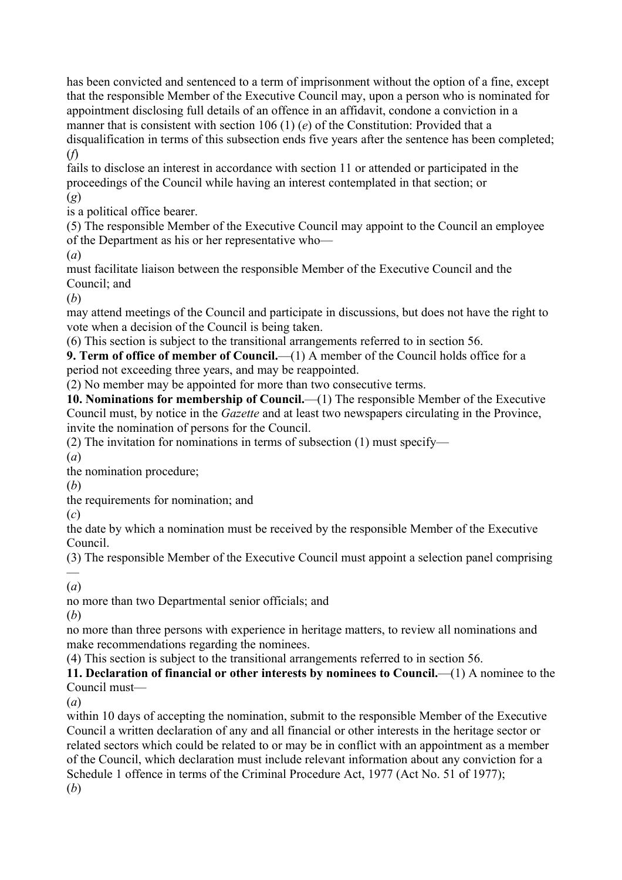has been convicted and sentenced to a term of imprisonment without the option of a fine, except that the responsible Member of the Executive Council may, upon a person who is nominated for appointment disclosing full details of an offence in an affidavit, condone a conviction in a manner that is consistent with section 106 (1) (*e*) of the Constitution: Provided that a disqualification in terms of this subsection ends five years after the sentence has been completed;

(*f*)
fails to disclose an interest in accordance with section 11 or attended or participated in the proceedings of the Council while having an interest contemplated in that section; or

(*g*)
is a political office bearer.

(5) The responsible Member of the Executive Council may appoint to the Council an employee of the Department as his or her representative who—

(*a*)
must facilitate liaison between the responsible Member of the Executive Council and the Council; and

(*b*)
may attend meetings of the Council and participate in discussions, but does not have the right to vote when a decision of the Council is being taken.

(6) This section is subject to the transitional arrangements referred to in section 56.

**9. Term of office of member of Council.**—(1) A member of the Council holds office for a period not exceeding three years, and may be reappointed.

(2) No member may be appointed for more than two consecutive terms.

**10. Nominations for membership of Council.**—(1) The responsible Member of the Executive Council must, by notice in the *Gazette* and at least two newspapers circulating in the Province, invite the nomination of persons for the Council.

(2) The invitation for nominations in terms of subsection (1) must specify—

(*a*)
the nomination procedure;

(*b*)
the requirements for nomination; and

(*c*)
the date by which a nomination must be received by the responsible Member of the Executive Council.

(3) The responsible Member of the Executive Council must appoint a selection panel comprising—

(*a*)
no more than two Departmental senior officials; and

(*b*)
no more than three persons with experience in heritage matters, to review all nominations and make recommendations regarding the nominees.

(4) This section is subject to the transitional arrangements referred to in section 56.

**11. Declaration of financial or other interests by nominees to Council.**—(1) A nominee to the Council must—

(*a*)
within 10 days of accepting the nomination, submit to the responsible Member of the Executive Council a written declaration of any and all financial or other interests in the heritage sector or related sectors which could be related to or may be in conflict with an appointment as a member of the Council, which declaration must include relevant information about any conviction for a Schedule 1 offence in terms of the Criminal Procedure Act, 1977 (Act No. 51 of 1977);

(*b*)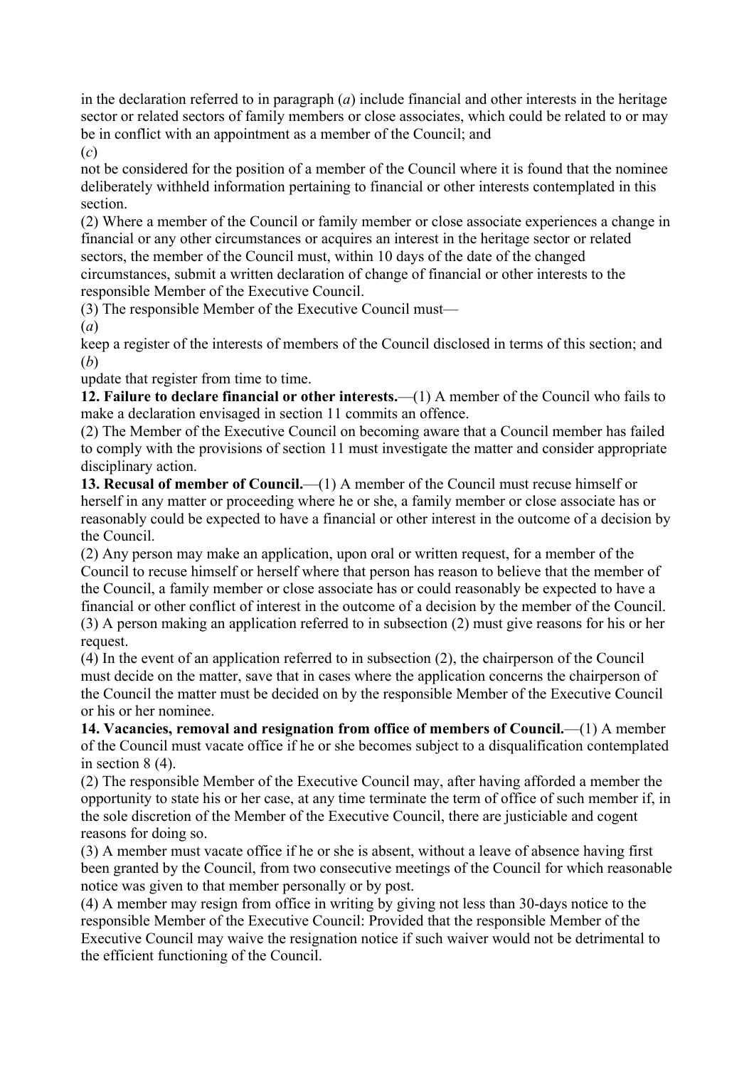in the declaration referred to in paragraph (*a*) include financial and other interests in the heritage sector or related sectors of family members or close associates, which could be related to or may be in conflict with an appointment as a member of the Council; and

(*c*)

not be considered for the position of a member of the Council where it is found that the nominee deliberately withheld information pertaining to financial or other interests contemplated in this section.

(2) Where a member of the Council or family member or close associate experiences a change in financial or any other circumstances or acquires an interest in the heritage sector or related sectors, the member of the Council must, within 10 days of the date of the changed circumstances, submit a written declaration of change of financial or other interests to the responsible Member of the Executive Council.

(3) The responsible Member of the Executive Council must—

(*a*)

keep a register of the interests of members of the Council disclosed in terms of this section; and

(*b*)

update that register from time to time.

**12. Failure to declare financial or other interests.**—(1) A member of the Council who fails to make a declaration envisaged in section 11 commits an offence.

(2) The Member of the Executive Council on becoming aware that a Council member has failed to comply with the provisions of section 11 must investigate the matter and consider appropriate disciplinary action.

**13. Recusal of member of Council.**—(1) A member of the Council must recuse himself or herself in any matter or proceeding where he or she, a family member or close associate has or reasonably could be expected to have a financial or other interest in the outcome of a decision by the Council.

(2) Any person may make an application, upon oral or written request, for a member of the Council to recuse himself or herself where that person has reason to believe that the member of the Council, a family member or close associate has or could reasonably be expected to have a financial or other conflict of interest in the outcome of a decision by the member of the Council.

(3) A person making an application referred to in subsection (2) must give reasons for his or her request.

(4) In the event of an application referred to in subsection (2), the chairperson of the Council must decide on the matter, save that in cases where the application concerns the chairperson of the Council the matter must be decided on by the responsible Member of the Executive Council or his or her nominee.

**14. Vacancies, removal and resignation from office of members of Council.**—(1) A member of the Council must vacate office if he or she becomes subject to a disqualification contemplated in section 8 (4).

(2) The responsible Member of the Executive Council may, after having afforded a member the opportunity to state his or her case, at any time terminate the term of office of such member if, in the sole discretion of the Member of the Executive Council, there are justiciable and cogent reasons for doing so.

(3) A member must vacate office if he or she is absent, without a leave of absence having first been granted by the Council, from two consecutive meetings of the Council for which reasonable notice was given to that member personally or by post.

(4) A member may resign from office in writing by giving not less than 30-days notice to the responsible Member of the Executive Council: Provided that the responsible Member of the Executive Council may waive the resignation notice if such waiver would not be detrimental to the efficient functioning of the Council.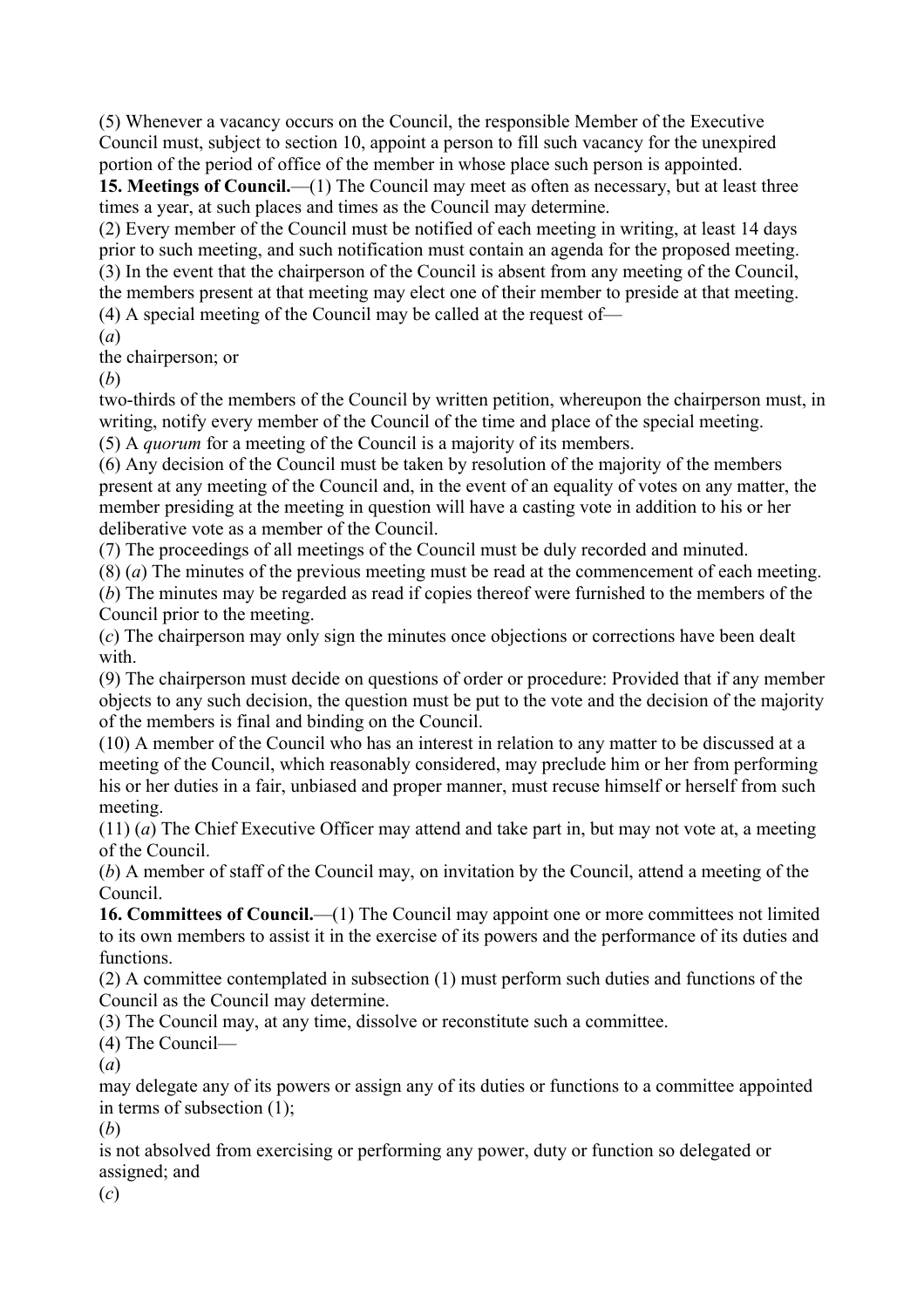(5) Whenever a vacancy occurs on the Council, the responsible Member of the Executive Council must, subject to section 10, appoint a person to fill such vacancy for the unexpired portion of the period of office of the member in whose place such person is appointed.

**15. Meetings of Council.**—(1) The Council may meet as often as necessary, but at least three times a year, at such places and times as the Council may determine.

(2) Every member of the Council must be notified of each meeting in writing, at least 14 days prior to such meeting, and such notification must contain an agenda for the proposed meeting.

(3) In the event that the chairperson of the Council is absent from any meeting of the Council, the members present at that meeting may elect one of their member to preside at that meeting.

(4) A special meeting of the Council may be called at the request of—

(*a*)

the chairperson; or

(*b*)

two-thirds of the members of the Council by written petition, whereupon the chairperson must, in writing, notify every member of the Council of the time and place of the special meeting.

(5) A *quorum* for a meeting of the Council is a majority of its members.

(6) Any decision of the Council must be taken by resolution of the majority of the members present at any meeting of the Council and, in the event of an equality of votes on any matter, the member presiding at the meeting in question will have a casting vote in addition to his or her deliberative vote as a member of the Council.

(7) The proceedings of all meetings of the Council must be duly recorded and minuted.

(8) (*a*) The minutes of the previous meeting must be read at the commencement of each meeting.

(*b*) The minutes may be regarded as read if copies thereof were furnished to the members of the Council prior to the meeting.

(*c*) The chairperson may only sign the minutes once objections or corrections have been dealt with.

(9) The chairperson must decide on questions of order or procedure: Provided that if any member objects to any such decision, the question must be put to the vote and the decision of the majority of the members is final and binding on the Council.

(10) A member of the Council who has an interest in relation to any matter to be discussed at a meeting of the Council, which reasonably considered, may preclude him or her from performing his or her duties in a fair, unbiased and proper manner, must recuse himself or herself from such meeting.

(11) (*a*) The Chief Executive Officer may attend and take part in, but may not vote at, a meeting of the Council.

(*b*) A member of staff of the Council may, on invitation by the Council, attend a meeting of the Council.

**16. Committees of Council.**—(1) The Council may appoint one or more committees not limited to its own members to assist it in the exercise of its powers and the performance of its duties and functions.

(2) A committee contemplated in subsection (1) must perform such duties and functions of the Council as the Council may determine.

(3) The Council may, at any time, dissolve or reconstitute such a committee.

(4) The Council—

(*a*)

may delegate any of its powers or assign any of its duties or functions to a committee appointed in terms of subsection (1);

(*b*)

is not absolved from exercising or performing any power, duty or function so delegated or assigned; and

(*c*)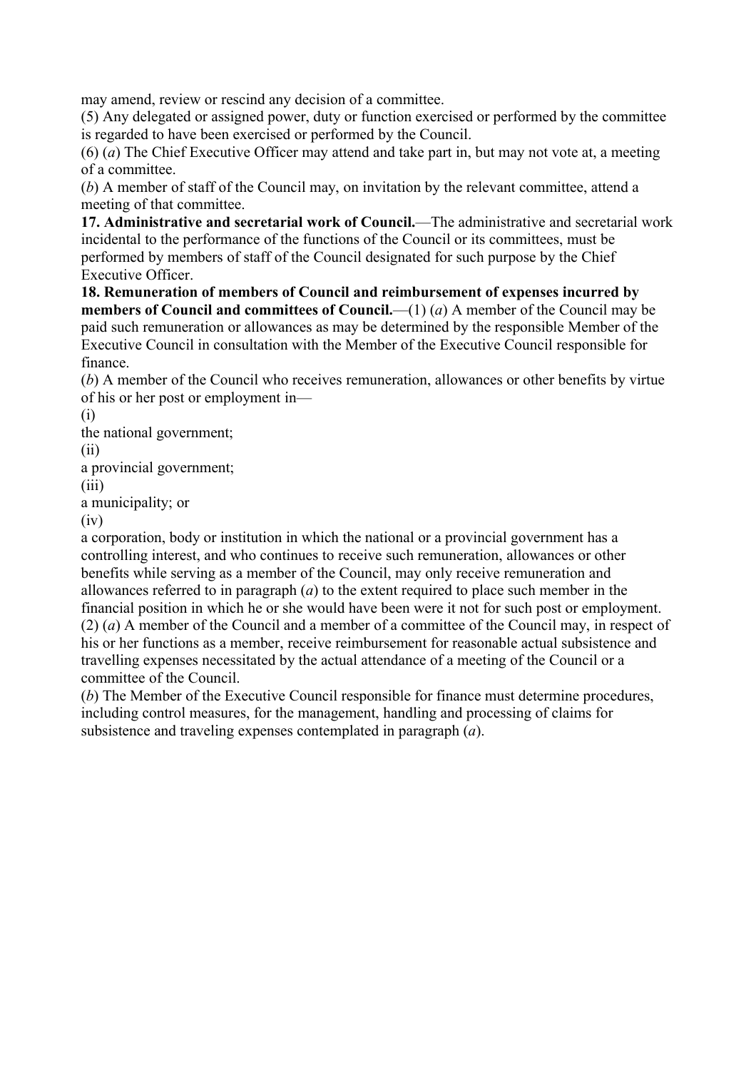may amend, review or rescind any decision of a committee.

(5) Any delegated or assigned power, duty or function exercised or performed by the committee is regarded to have been exercised or performed by the Council.

(6) (*a*) The Chief Executive Officer may attend and take part in, but may not vote at, a meeting of a committee.

(*b*) A member of staff of the Council may, on invitation by the relevant committee, attend a meeting of that committee.

**17. Administrative and secretarial work of Council.**—The administrative and secretarial work incidental to the performance of the functions of the Council or its committees, must be performed by members of staff of the Council designated for such purpose by the Chief Executive Officer.

**18. Remuneration of members of Council and reimbursement of expenses incurred by members of Council and committees of Council.**—(1) (*a*) A member of the Council may be paid such remuneration or allowances as may be determined by the responsible Member of the Executive Council in consultation with the Member of the Executive Council responsible for finance.

(*b*) A member of the Council who receives remuneration, allowances or other benefits by virtue of his or her post or employment in—

(i) the national government;

(ii) a provincial government;

(iii) a municipality; or

(iv) a corporation, body or institution in which the national or a provincial government has a controlling interest, and who continues to receive such remuneration, allowances or other benefits while serving as a member of the Council, may only receive remuneration and allowances referred to in paragraph (*a*) to the extent required to place such member in the financial position in which he or she would have been were it not for such post or employment.

(2) (*a*) A member of the Council and a member of a committee of the Council may, in respect of his or her functions as a member, receive reimbursement for reasonable actual subsistence and travelling expenses necessitated by the actual attendance of a meeting of the Council or a committee of the Council.

(*b*) The Member of the Executive Council responsible for finance must determine procedures, including control measures, for the management, handling and processing of claims for subsistence and traveling expenses contemplated in paragraph (*a*).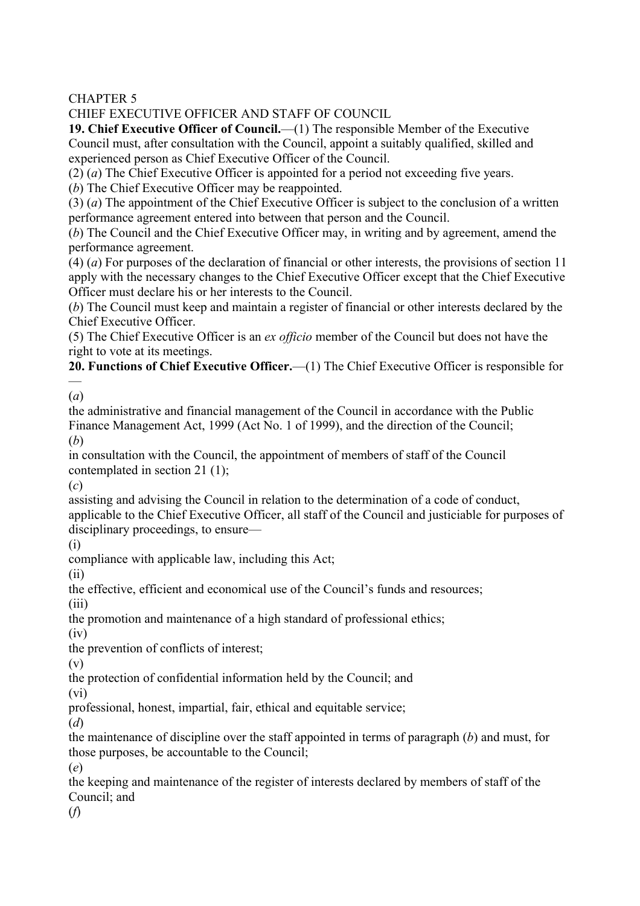CHAPTER 5

CHIEF EXECUTIVE OFFICER AND STAFF OF COUNCIL

**19. Chief Executive Officer of Council.**—(1) The responsible Member of the Executive Council must, after consultation with the Council, appoint a suitably qualified, skilled and experienced person as Chief Executive Officer of the Council.

(2) (*a*) The Chief Executive Officer is appointed for a period not exceeding five years.

(*b*) The Chief Executive Officer may be reappointed.

(3) (*a*) The appointment of the Chief Executive Officer is subject to the conclusion of a written performance agreement entered into between that person and the Council.

(*b*) The Council and the Chief Executive Officer may, in writing and by agreement, amend the performance agreement.

(4) (*a*) For purposes of the declaration of financial or other interests, the provisions of section 11 apply with the necessary changes to the Chief Executive Officer except that the Chief Executive Officer must declare his or her interests to the Council.

(*b*) The Council must keep and maintain a register of financial or other interests declared by the Chief Executive Officer.

(5) The Chief Executive Officer is an *ex officio* member of the Council but does not have the right to vote at its meetings.

**20. Functions of Chief Executive Officer.**—(1) The Chief Executive Officer is responsible for—

(*a*)
the administrative and financial management of the Council in accordance with the Public Finance Management Act, 1999 (Act No. 1 of 1999), and the direction of the Council;

(*b*)
in consultation with the Council, the appointment of members of staff of the Council contemplated in section 21 (1);

(*c*)
assisting and advising the Council in relation to the determination of a code of conduct, applicable to the Chief Executive Officer, all staff of the Council and justiciable for purposes of disciplinary proceedings, to ensure—

(i)
compliance with applicable law, including this Act;

(ii)
the effective, efficient and economical use of the Council's funds and resources;

(iii)
the promotion and maintenance of a high standard of professional ethics;

(iv)
the prevention of conflicts of interest;

(v)
the protection of confidential information held by the Council; and

(vi)
professional, honest, impartial, fair, ethical and equitable service;

(*d*)
the maintenance of discipline over the staff appointed in terms of paragraph (*b*) and must, for those purposes, be accountable to the Council;

(*e*)
the keeping and maintenance of the register of interests declared by members of staff of the Council; and

(*f*)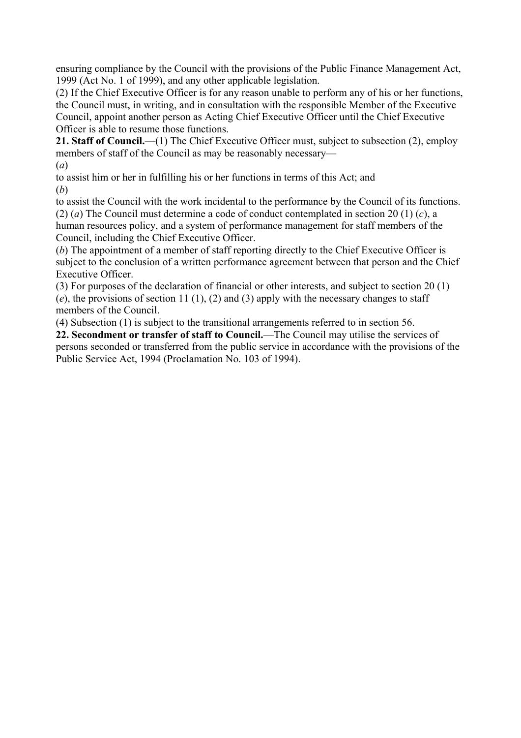ensuring compliance by the Council with the provisions of the Public Finance Management Act, 1999 (Act No. 1 of 1999), and any other applicable legislation.

(2) If the Chief Executive Officer is for any reason unable to perform any of his or her functions, the Council must, in writing, and in consultation with the responsible Member of the Executive Council, appoint another person as Acting Chief Executive Officer until the Chief Executive Officer is able to resume those functions.

**21. Staff of Council.**—(1) The Chief Executive Officer must, subject to subsection (2), employ members of staff of the Council as may be reasonably necessary—

(*a*)

to assist him or her in fulfilling his or her functions in terms of this Act; and

(*b*)

to assist the Council with the work incidental to the performance by the Council of its functions.

(2) (*a*) The Council must determine a code of conduct contemplated in section 20 (1) (*c*), a human resources policy, and a system of performance management for staff members of the Council, including the Chief Executive Officer.

(*b*) The appointment of a member of staff reporting directly to the Chief Executive Officer is subject to the conclusion of a written performance agreement between that person and the Chief Executive Officer.

(3) For purposes of the declaration of financial or other interests, and subject to section 20 (1) (*e*), the provisions of section 11 (1), (2) and (3) apply with the necessary changes to staff members of the Council.

(4) Subsection (1) is subject to the transitional arrangements referred to in section 56.

**22. Secondment or transfer of staff to Council.**—The Council may utilise the services of persons seconded or transferred from the public service in accordance with the provisions of the Public Service Act, 1994 (Proclamation No. 103 of 1994).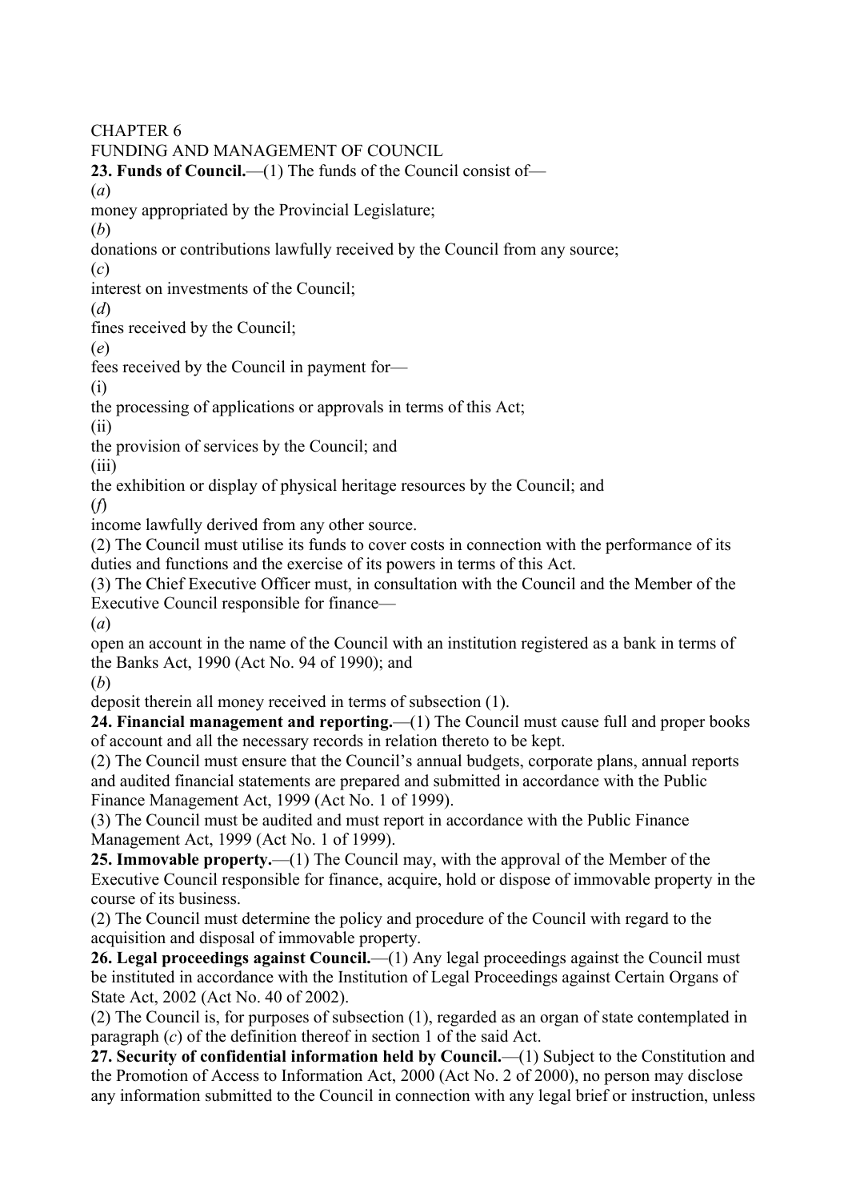CHAPTER 6

FUNDING AND MANAGEMENT OF COUNCIL

**23. Funds of Council.**—(1) The funds of the Council consist of—

(*a*)
money appropriated by the Provincial Legislature;

(*b*)
donations or contributions lawfully received by the Council from any source;

(*c*)
interest on investments of the Council;

(*d*)
fines received by the Council;

(*e*)
fees received by the Council in payment for—

(i)
the processing of applications or approvals in terms of this Act;

(ii)
the provision of services by the Council; and

(iii)
the exhibition or display of physical heritage resources by the Council; and

(*f*)
income lawfully derived from any other source.

(2) The Council must utilise its funds to cover costs in connection with the performance of its duties and functions and the exercise of its powers in terms of this Act.

(3) The Chief Executive Officer must, in consultation with the Council and the Member of the Executive Council responsible for finance—

(*a*)
open an account in the name of the Council with an institution registered as a bank in terms of the Banks Act, 1990 (Act No. 94 of 1990); and

(*b*)
deposit therein all money received in terms of subsection (1).

**24. Financial management and reporting.**—(1) The Council must cause full and proper books of account and all the necessary records in relation thereto to be kept.

(2) The Council must ensure that the Council's annual budgets, corporate plans, annual reports and audited financial statements are prepared and submitted in accordance with the Public Finance Management Act, 1999 (Act No. 1 of 1999).

(3) The Council must be audited and must report in accordance with the Public Finance Management Act, 1999 (Act No. 1 of 1999).

**25. Immovable property.**—(1) The Council may, with the approval of the Member of the Executive Council responsible for finance, acquire, hold or dispose of immovable property in the course of its business.

(2) The Council must determine the policy and procedure of the Council with regard to the acquisition and disposal of immovable property.

**26. Legal proceedings against Council.**—(1) Any legal proceedings against the Council must be instituted in accordance with the Institution of Legal Proceedings against Certain Organs of State Act, 2002 (Act No. 40 of 2002).

(2) The Council is, for purposes of subsection (1), regarded as an organ of state contemplated in paragraph (*c*) of the definition thereof in section 1 of the said Act.

**27. Security of confidential information held by Council.**—(1) Subject to the Constitution and the Promotion of Access to Information Act, 2000 (Act No. 2 of 2000), no person may disclose any information submitted to the Council in connection with any legal brief or instruction, unless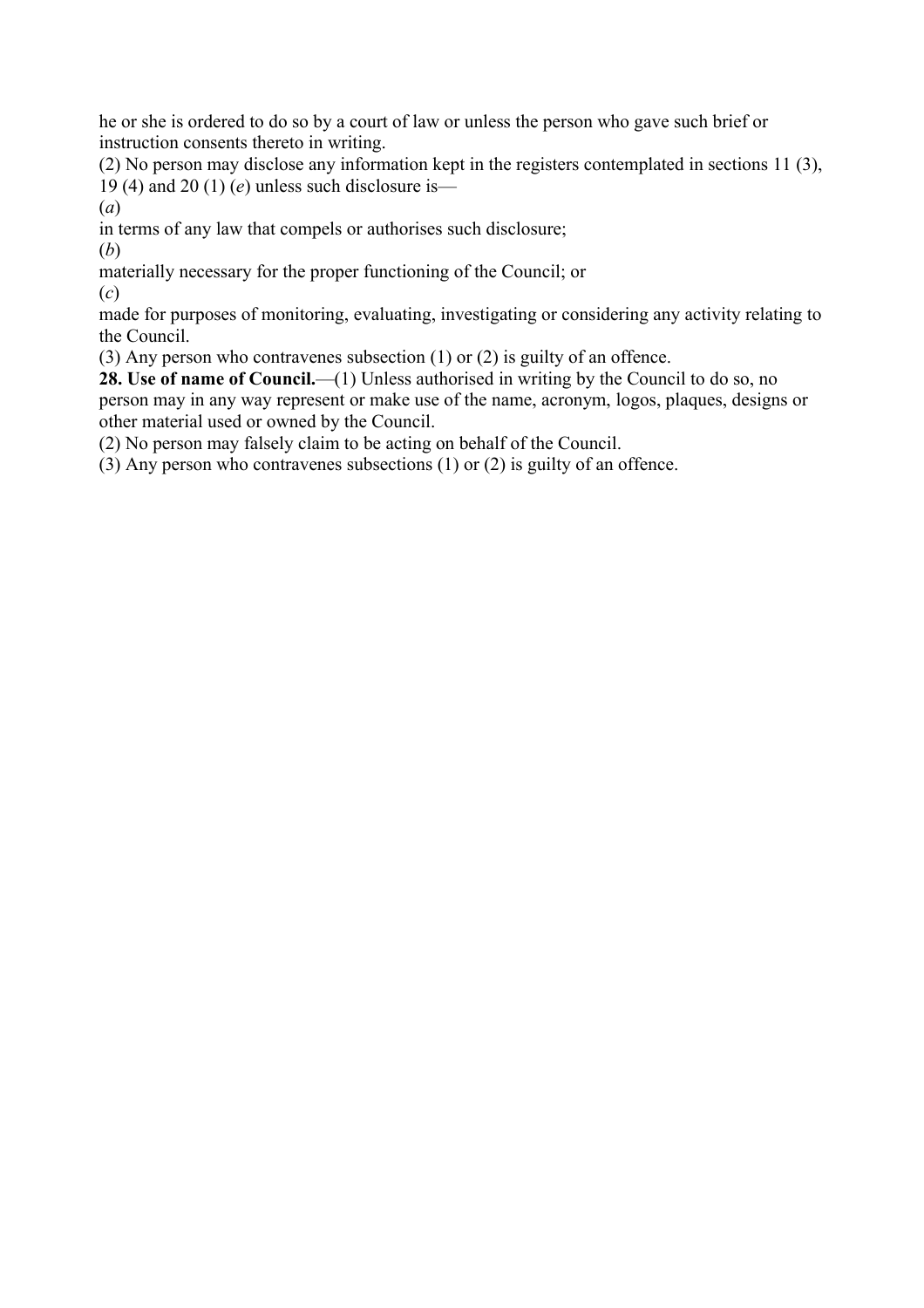he or she is ordered to do so by a court of law or unless the person who gave such brief or instruction consents thereto in writing.

(2) No person may disclose any information kept in the registers contemplated in sections 11 (3), 19 (4) and 20 (1) (*e*) unless such disclosure is—

(*a*)

in terms of any law that compels or authorises such disclosure;

(*b*)

materially necessary for the proper functioning of the Council; or

(*c*)

made for purposes of monitoring, evaluating, investigating or considering any activity relating to the Council.

(3) Any person who contravenes subsection (1) or (2) is guilty of an offence.

**28. Use of name of Council.**—(1) Unless authorised in writing by the Council to do so, no person may in any way represent or make use of the name, acronym, logos, plaques, designs or other material used or owned by the Council.

(2) No person may falsely claim to be acting on behalf of the Council.

(3) Any person who contravenes subsections (1) or (2) is guilty of an offence.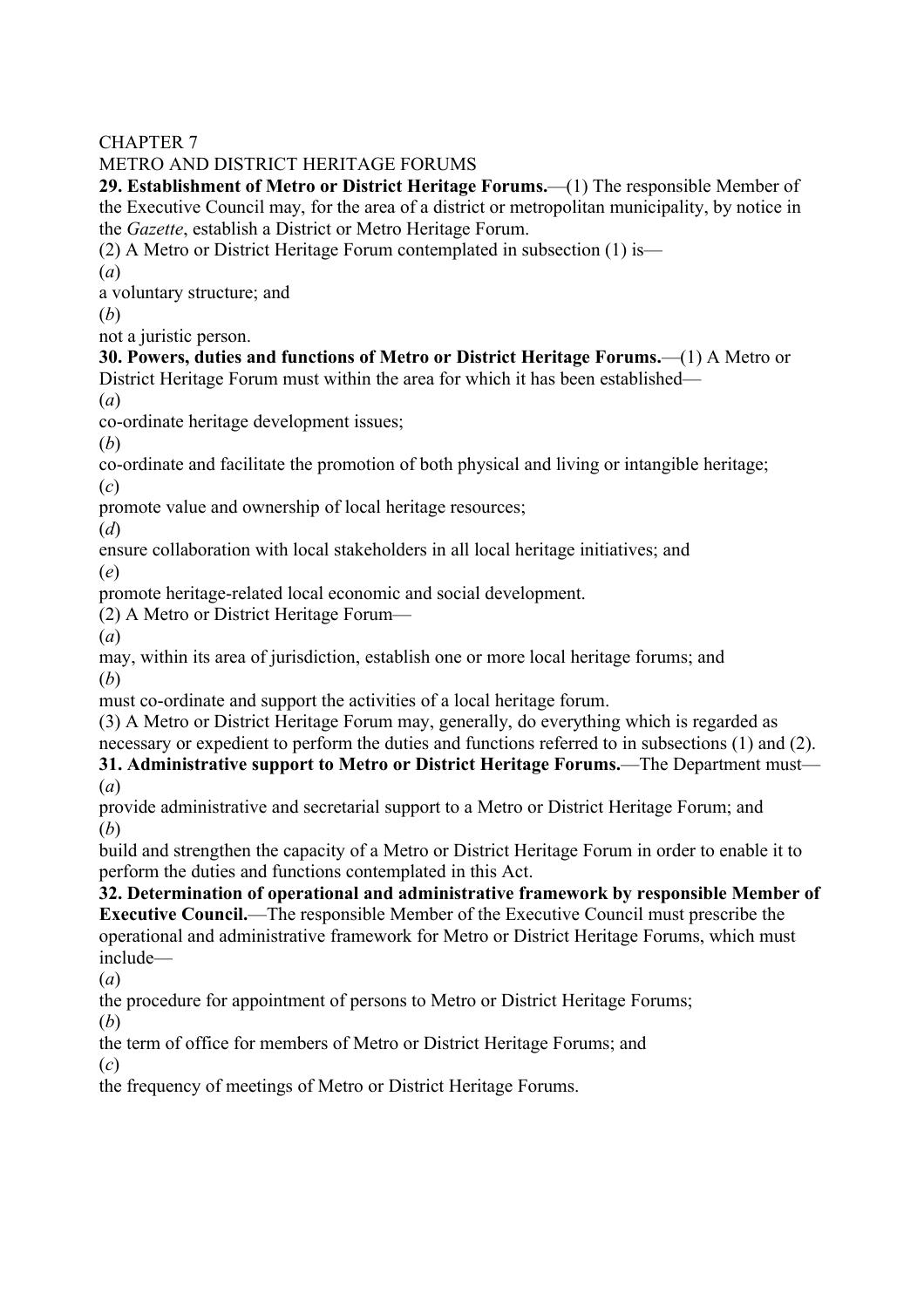CHAPTER 7

METRO AND DISTRICT HERITAGE FORUMS

**29. Establishment of Metro or District Heritage Forums.**—(1) The responsible Member of the Executive Council may, for the area of a district or metropolitan municipality, by notice in the *Gazette*, establish a District or Metro Heritage Forum.

(2) A Metro or District Heritage Forum contemplated in subsection (1) is—

(*a*)
a voluntary structure; and

(*b*)
not a juristic person.

**30. Powers, duties and functions of Metro or District Heritage Forums.**—(1) A Metro or District Heritage Forum must within the area for which it has been established—

(*a*)
co-ordinate heritage development issues;

(*b*)
co-ordinate and facilitate the promotion of both physical and living or intangible heritage;

(*c*)
promote value and ownership of local heritage resources;

(*d*)
ensure collaboration with local stakeholders in all local heritage initiatives; and

(*e*)
promote heritage-related local economic and social development.

(2) A Metro or District Heritage Forum—

(*a*)
may, within its area of jurisdiction, establish one or more local heritage forums; and

(*b*)
must co-ordinate and support the activities of a local heritage forum.

(3) A Metro or District Heritage Forum may, generally, do everything which is regarded as necessary or expedient to perform the duties and functions referred to in subsections (1) and (2).

**31. Administrative support to Metro or District Heritage Forums.**—The Department must—

(*a*)
provide administrative and secretarial support to a Metro or District Heritage Forum; and

(*b*)
build and strengthen the capacity of a Metro or District Heritage Forum in order to enable it to perform the duties and functions contemplated in this Act.

**32. Determination of operational and administrative framework by responsible Member of Executive Council.**—The responsible Member of the Executive Council must prescribe the operational and administrative framework for Metro or District Heritage Forums, which must include—

(*a*)
the procedure for appointment of persons to Metro or District Heritage Forums;

(*b*)
the term of office for members of Metro or District Heritage Forums; and

(*c*)
the frequency of meetings of Metro or District Heritage Forums.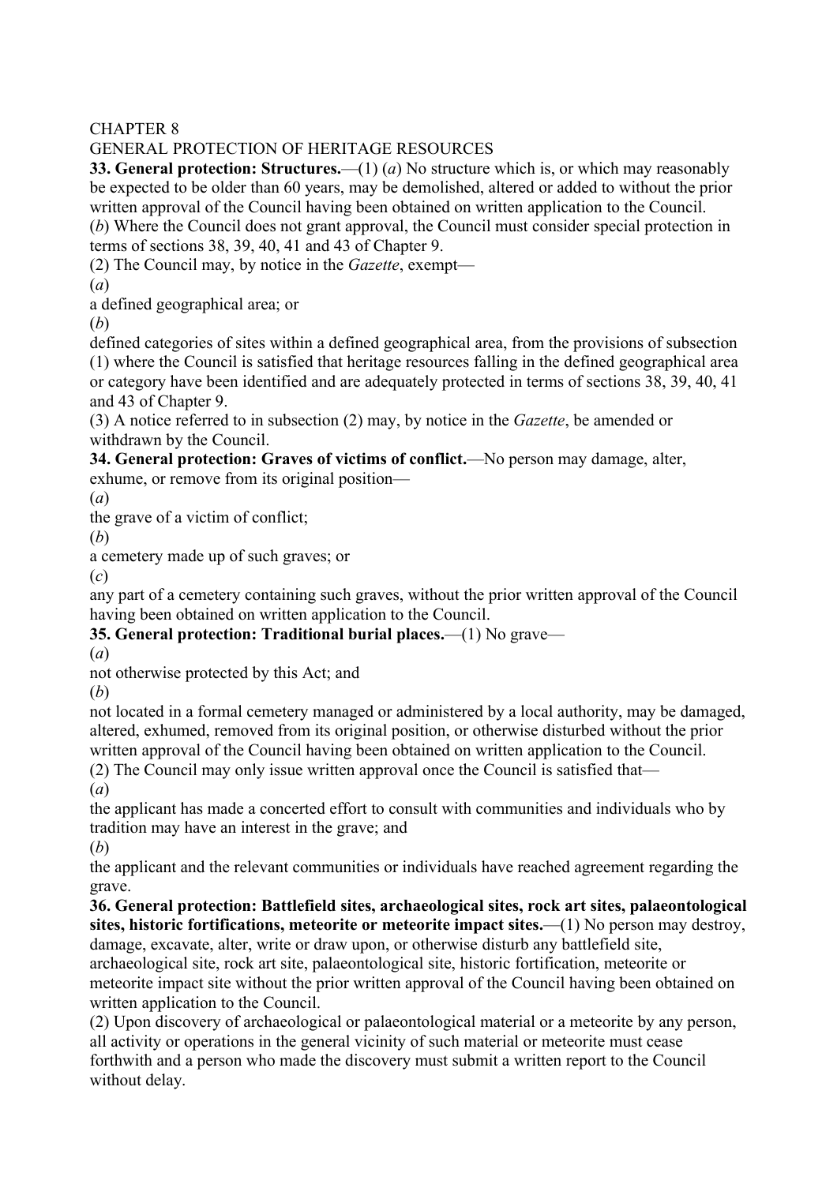CHAPTER 8

GENERAL PROTECTION OF HERITAGE RESOURCES

**33. General protection: Structures.**—(1) (*a*) No structure which is, or which may reasonably be expected to be older than 60 years, may be demolished, altered or added to without the prior written approval of the Council having been obtained on written application to the Council.

(*b*) Where the Council does not grant approval, the Council must consider special protection in terms of sections 38, 39, 40, 41 and 43 of Chapter 9.

(2) The Council may, by notice in the *Gazette*, exempt—

(*a*)

a defined geographical area; or

(*b*)

defined categories of sites within a defined geographical area, from the provisions of subsection (1) where the Council is satisfied that heritage resources falling in the defined geographical area or category have been identified and are adequately protected in terms of sections 38, 39, 40, 41 and 43 of Chapter 9.

(3) A notice referred to in subsection (2) may, by notice in the *Gazette*, be amended or withdrawn by the Council.

**34. General protection: Graves of victims of conflict.**—No person may damage, alter, exhume, or remove from its original position—

(*a*)

the grave of a victim of conflict;

(*b*)

a cemetery made up of such graves; or

(*c*)

any part of a cemetery containing such graves, without the prior written approval of the Council having been obtained on written application to the Council.

**35. General protection: Traditional burial places.**—(1) No grave—

(*a*)

not otherwise protected by this Act; and

(*b*)

not located in a formal cemetery managed or administered by a local authority, may be damaged, altered, exhumed, removed from its original position, or otherwise disturbed without the prior written approval of the Council having been obtained on written application to the Council.

(2) The Council may only issue written approval once the Council is satisfied that—

(*a*)

the applicant has made a concerted effort to consult with communities and individuals who by tradition may have an interest in the grave; and

(*b*)

the applicant and the relevant communities or individuals have reached agreement regarding the grave.

**36. General protection: Battlefield sites, archaeological sites, rock art sites, palaeontological sites, historic fortifications, meteorite or meteorite impact sites.**—(1) No person may destroy, damage, excavate, alter, write or draw upon, or otherwise disturb any battlefield site, archaeological site, rock art site, palaeontological site, historic fortification, meteorite or meteorite impact site without the prior written approval of the Council having been obtained on written application to the Council.

(2) Upon discovery of archaeological or palaeontological material or a meteorite by any person, all activity or operations in the general vicinity of such material or meteorite must cease forthwith and a person who made the discovery must submit a written report to the Council without delay.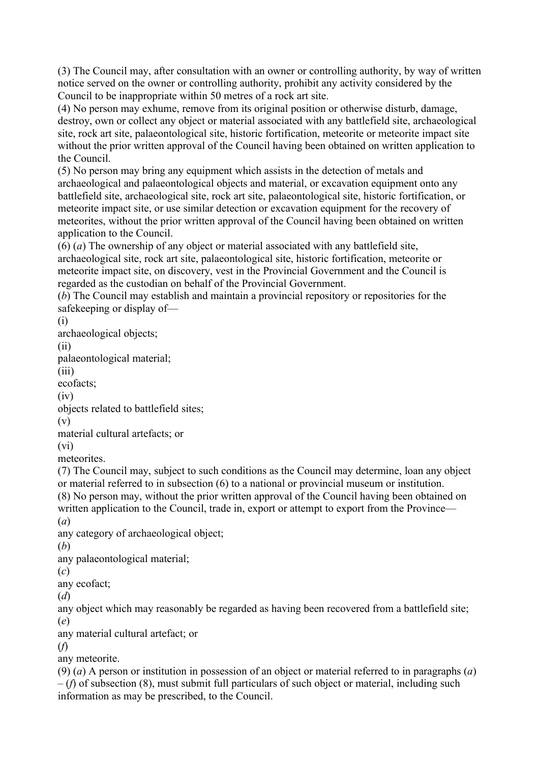(3) The Council may, after consultation with an owner or controlling authority, by way of written notice served on the owner or controlling authority, prohibit any activity considered by the Council to be inappropriate within 50 metres of a rock art site.

(4) No person may exhume, remove from its original position or otherwise disturb, damage, destroy, own or collect any object or material associated with any battlefield site, archaeological site, rock art site, palaeontological site, historic fortification, meteorite or meteorite impact site without the prior written approval of the Council having been obtained on written application to the Council.

(5) No person may bring any equipment which assists in the detection of metals and archaeological and palaeontological objects and material, or excavation equipment onto any battlefield site, archaeological site, rock art site, palaeontological site, historic fortification, or meteorite impact site, or use similar detection or excavation equipment for the recovery of meteorites, without the prior written approval of the Council having been obtained on written application to the Council.

(6) (*a*) The ownership of any object or material associated with any battlefield site, archaeological site, rock art site, palaeontological site, historic fortification, meteorite or meteorite impact site, on discovery, vest in the Provincial Government and the Council is regarded as the custodian on behalf of the Provincial Government.

(*b*) The Council may establish and maintain a provincial repository or repositories for the safekeeping or display of—

(i) archaeological objects;

(ii) palaeontological material;

(iii) ecofacts;

(iv) objects related to battlefield sites;

(v) material cultural artefacts; or

(vi) meteorites.

(7) The Council may, subject to such conditions as the Council may determine, loan any object or material referred to in subsection (6) to a national or provincial museum or institution.

(8) No person may, without the prior written approval of the Council having been obtained on written application to the Council, trade in, export or attempt to export from the Province—

(*a*) any category of archaeological object;

(*b*) any palaeontological material;

(*c*) any ecofact;

(*d*) any object which may reasonably be regarded as having been recovered from a battlefield site;

(*e*) any material cultural artefact; or

(*f*) any meteorite.

(9) (*a*) A person or institution in possession of an object or material referred to in paragraphs (*a*) – (*f*) of subsection (8), must submit full particulars of such object or material, including such information as may be prescribed, to the Council.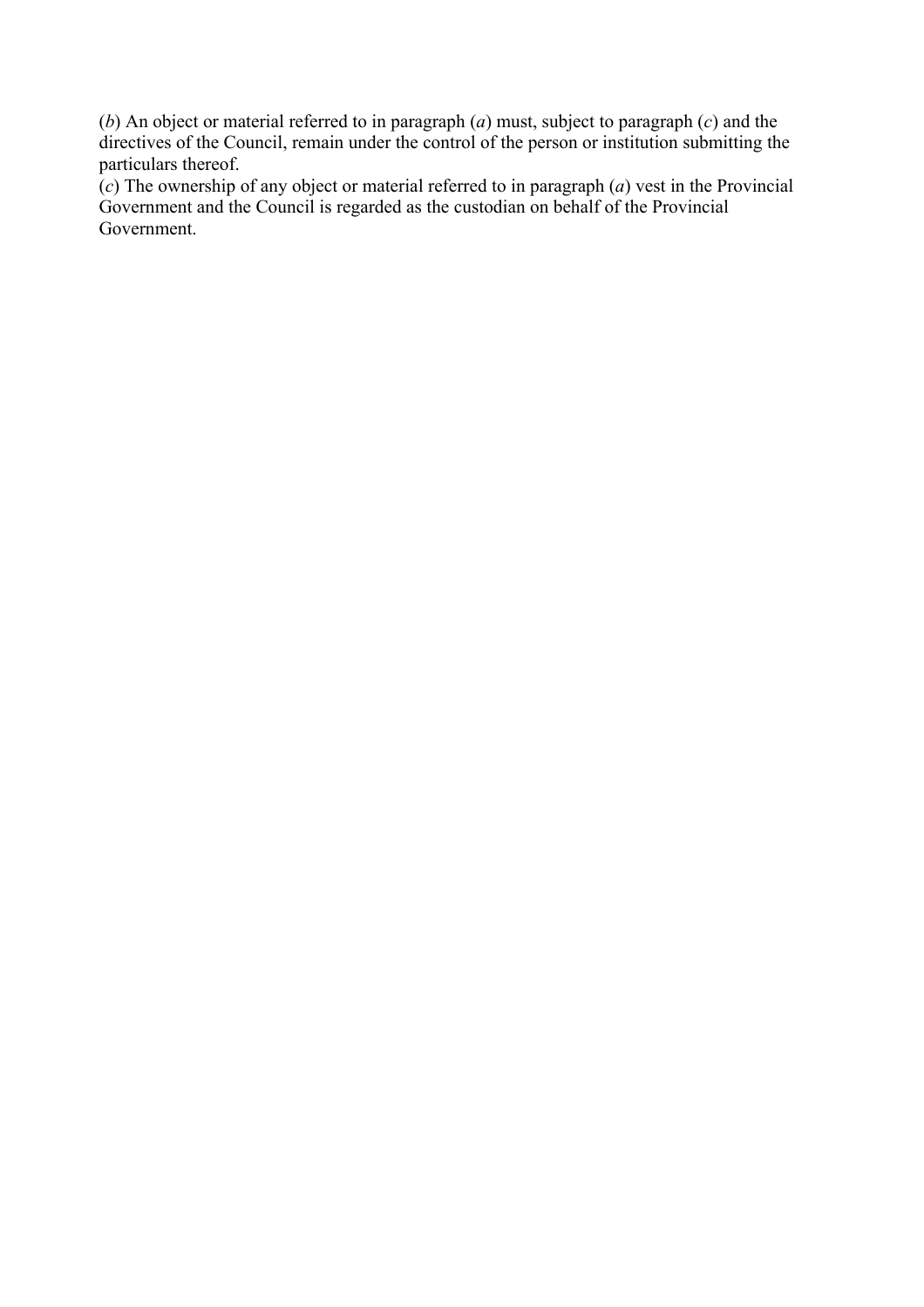(*b*) An object or material referred to in paragraph (*a*) must, subject to paragraph (*c*) and the directives of the Council, remain under the control of the person or institution submitting the particulars thereof.
(*c*) The ownership of any object or material referred to in paragraph (*a*) vest in the Provincial Government and the Council is regarded as the custodian on behalf of the Provincial Government.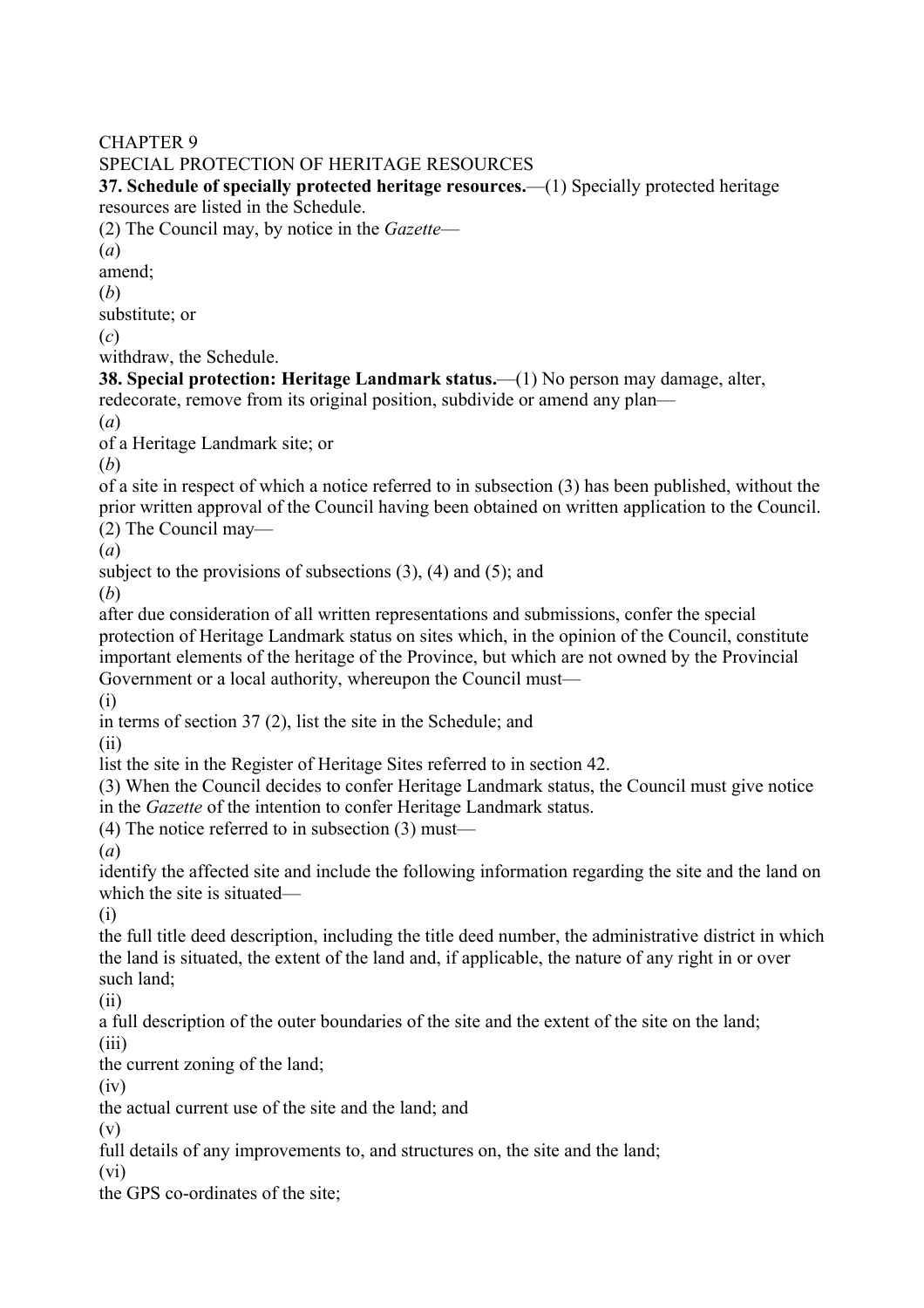CHAPTER 9

SPECIAL PROTECTION OF HERITAGE RESOURCES

**37. Schedule of specially protected heritage resources.**—(1) Specially protected heritage resources are listed in the Schedule.

(2) The Council may, by notice in the *Gazette*—

(*a*) amend;

(*b*) substitute; or

(*c*) withdraw, the Schedule.

**38. Special protection: Heritage Landmark status.**—(1) No person may damage, alter, redecorate, remove from its original position, subdivide or amend any plan—

(*a*) of a Heritage Landmark site; or

(*b*) of a site in respect of which a notice referred to in subsection (3) has been published, without the prior written approval of the Council having been obtained on written application to the Council.

(2) The Council may—

(*a*) subject to the provisions of subsections (3), (4) and (5); and

(*b*) after due consideration of all written representations and submissions, confer the special protection of Heritage Landmark status on sites which, in the opinion of the Council, constitute important elements of the heritage of the Province, but which are not owned by the Provincial Government or a local authority, whereupon the Council must—

(i) in terms of section 37 (2), list the site in the Schedule; and

(ii) list the site in the Register of Heritage Sites referred to in section 42.

(3) When the Council decides to confer Heritage Landmark status, the Council must give notice in the *Gazette* of the intention to confer Heritage Landmark status.

(4) The notice referred to in subsection (3) must—

(*a*) identify the affected site and include the following information regarding the site and the land on which the site is situated—

(i) the full title deed description, including the title deed number, the administrative district in which the land is situated, the extent of the land and, if applicable, the nature of any right in or over such land;

(ii) a full description of the outer boundaries of the site and the extent of the site on the land;

(iii) the current zoning of the land;

(iv) the actual current use of the site and the land; and

(v) full details of any improvements to, and structures on, the site and the land;

(vi) the GPS co-ordinates of the site;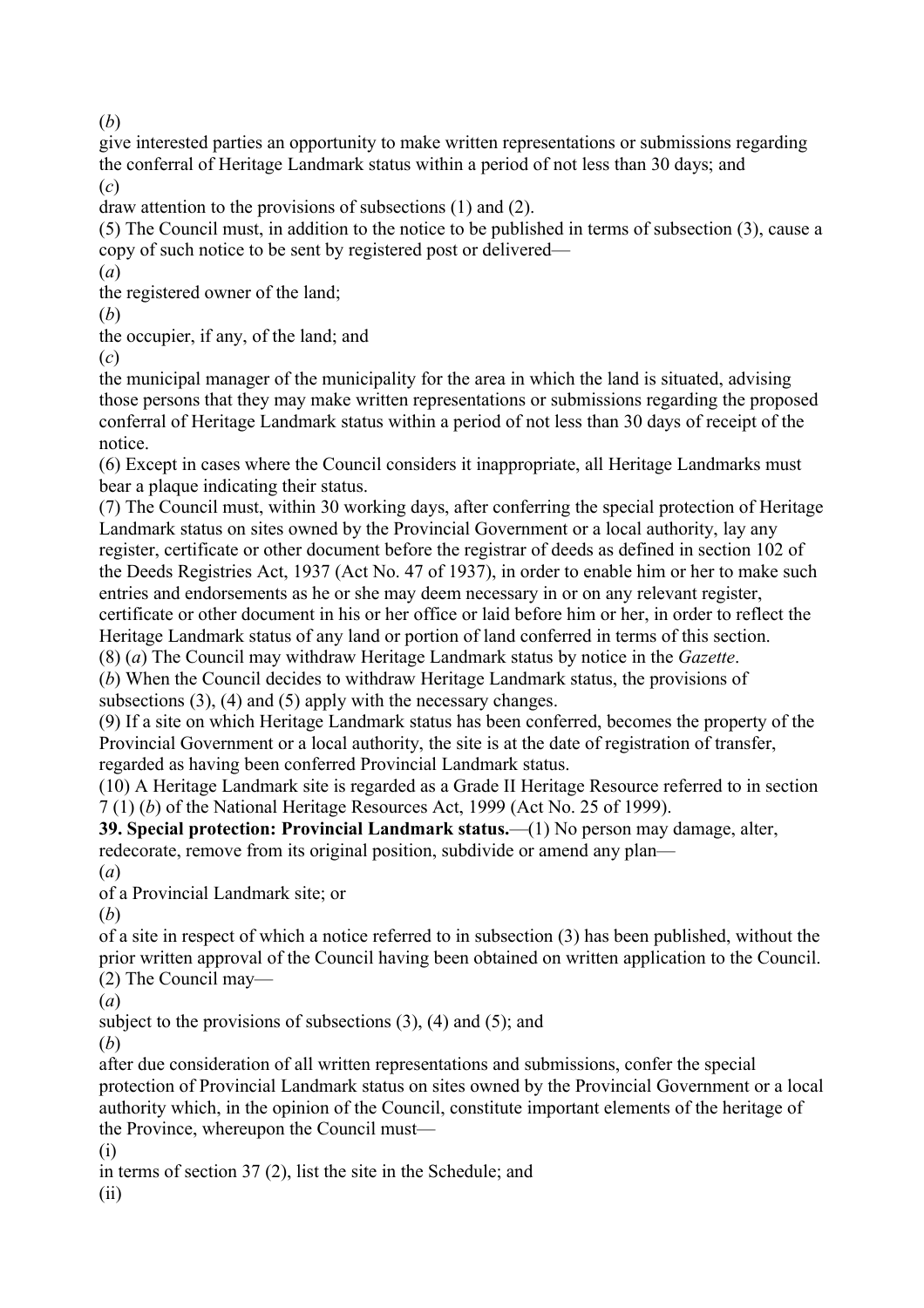(*b*)
give interested parties an opportunity to make written representations or submissions regarding the conferral of Heritage Landmark status within a period of not less than 30 days; and
(*c*)
draw attention to the provisions of subsections (1) and (2).
(5) The Council must, in addition to the notice to be published in terms of subsection (3), cause a copy of such notice to be sent by registered post or delivered—
(*a*)
the registered owner of the land;
(*b*)
the occupier, if any, of the land; and
(*c*)
the municipal manager of the municipality for the area in which the land is situated, advising those persons that they may make written representations or submissions regarding the proposed conferral of Heritage Landmark status within a period of not less than 30 days of receipt of the notice.
(6) Except in cases where the Council considers it inappropriate, all Heritage Landmarks must bear a plaque indicating their status.
(7) The Council must, within 30 working days, after conferring the special protection of Heritage Landmark status on sites owned by the Provincial Government or a local authority, lay any register, certificate or other document before the registrar of deeds as defined in section 102 of the Deeds Registries Act, 1937 (Act No. 47 of 1937), in order to enable him or her to make such entries and endorsements as he or she may deem necessary in or on any relevant register, certificate or other document in his or her office or laid before him or her, in order to reflect the Heritage Landmark status of any land or portion of land conferred in terms of this section.
(8) (*a*) The Council may withdraw Heritage Landmark status by notice in the *Gazette*.
(*b*) When the Council decides to withdraw Heritage Landmark status, the provisions of subsections (3), (4) and (5) apply with the necessary changes.
(9) If a site on which Heritage Landmark status has been conferred, becomes the property of the Provincial Government or a local authority, the site is at the date of registration of transfer, regarded as having been conferred Provincial Landmark status.
(10) A Heritage Landmark site is regarded as a Grade II Heritage Resource referred to in section 7 (1) (*b*) of the National Heritage Resources Act, 1999 (Act No. 25 of 1999).
**39. Special protection: Provincial Landmark status.**—(1) No person may damage, alter, redecorate, remove from its original position, subdivide or amend any plan—
(*a*)
of a Provincial Landmark site; or
(*b*)
of a site in respect of which a notice referred to in subsection (3) has been published, without the prior written approval of the Council having been obtained on written application to the Council.
(2) The Council may—
(*a*)
subject to the provisions of subsections (3), (4) and (5); and
(*b*)
after due consideration of all written representations and submissions, confer the special protection of Provincial Landmark status on sites owned by the Provincial Government or a local authority which, in the opinion of the Council, constitute important elements of the heritage of the Province, whereupon the Council must—
(i)
in terms of section 37 (2), list the site in the Schedule; and
(ii)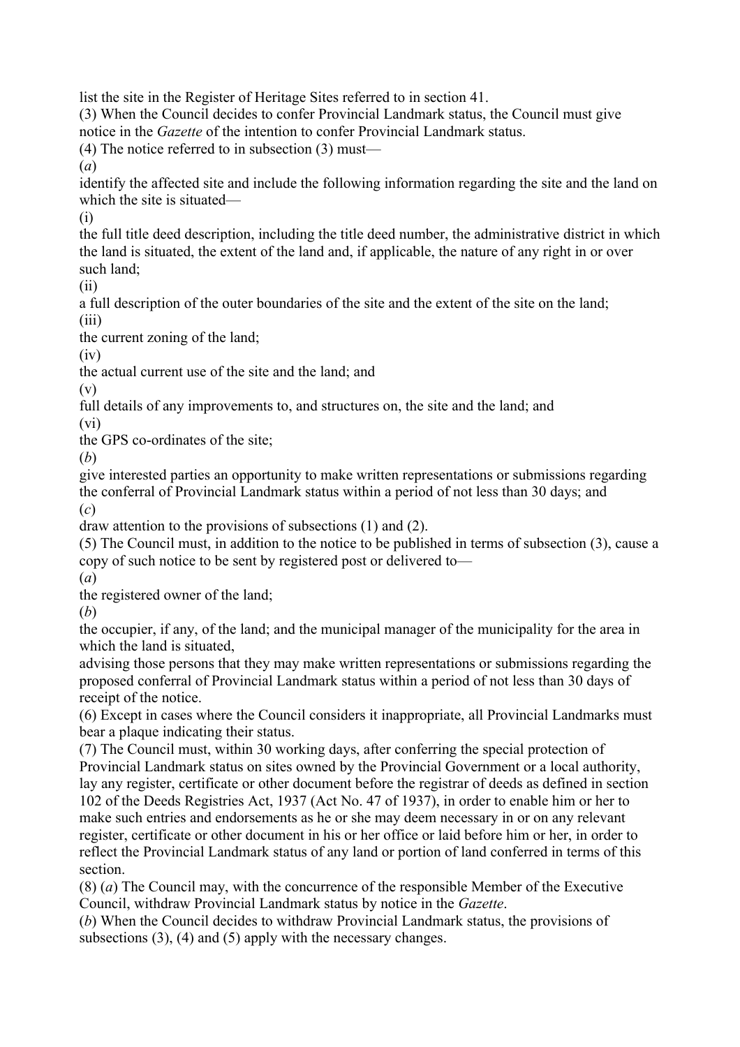list the site in the Register of Heritage Sites referred to in section 41.

(3) When the Council decides to confer Provincial Landmark status, the Council must give notice in the *Gazette* of the intention to confer Provincial Landmark status.

(4) The notice referred to in subsection (3) must—

(*a*)
identify the affected site and include the following information regarding the site and the land on which the site is situated—

(i)
the full title deed description, including the title deed number, the administrative district in which the land is situated, the extent of the land and, if applicable, the nature of any right in or over such land;

(ii)
a full description of the outer boundaries of the site and the extent of the site on the land;

(iii)
the current zoning of the land;

(iv)
the actual current use of the site and the land; and

(v)
full details of any improvements to, and structures on, the site and the land; and

(vi)
the GPS co-ordinates of the site;

(*b*)
give interested parties an opportunity to make written representations or submissions regarding the conferral of Provincial Landmark status within a period of not less than 30 days; and

(*c*)
draw attention to the provisions of subsections (1) and (2).

(5) The Council must, in addition to the notice to be published in terms of subsection (3), cause a copy of such notice to be sent by registered post or delivered to—

(*a*)
the registered owner of the land;

(*b*)
the occupier, if any, of the land; and the municipal manager of the municipality for the area in which the land is situated,

advising those persons that they may make written representations or submissions regarding the proposed conferral of Provincial Landmark status within a period of not less than 30 days of receipt of the notice.

(6) Except in cases where the Council considers it inappropriate, all Provincial Landmarks must bear a plaque indicating their status.

(7) The Council must, within 30 working days, after conferring the special protection of Provincial Landmark status on sites owned by the Provincial Government or a local authority, lay any register, certificate or other document before the registrar of deeds as defined in section 102 of the Deeds Registries Act, 1937 (Act No. 47 of 1937), in order to enable him or her to make such entries and endorsements as he or she may deem necessary in or on any relevant register, certificate or other document in his or her office or laid before him or her, in order to reflect the Provincial Landmark status of any land or portion of land conferred in terms of this section.

(8) (*a*) The Council may, with the concurrence of the responsible Member of the Executive Council, withdraw Provincial Landmark status by notice in the *Gazette*.

(*b*) When the Council decides to withdraw Provincial Landmark status, the provisions of subsections (3), (4) and (5) apply with the necessary changes.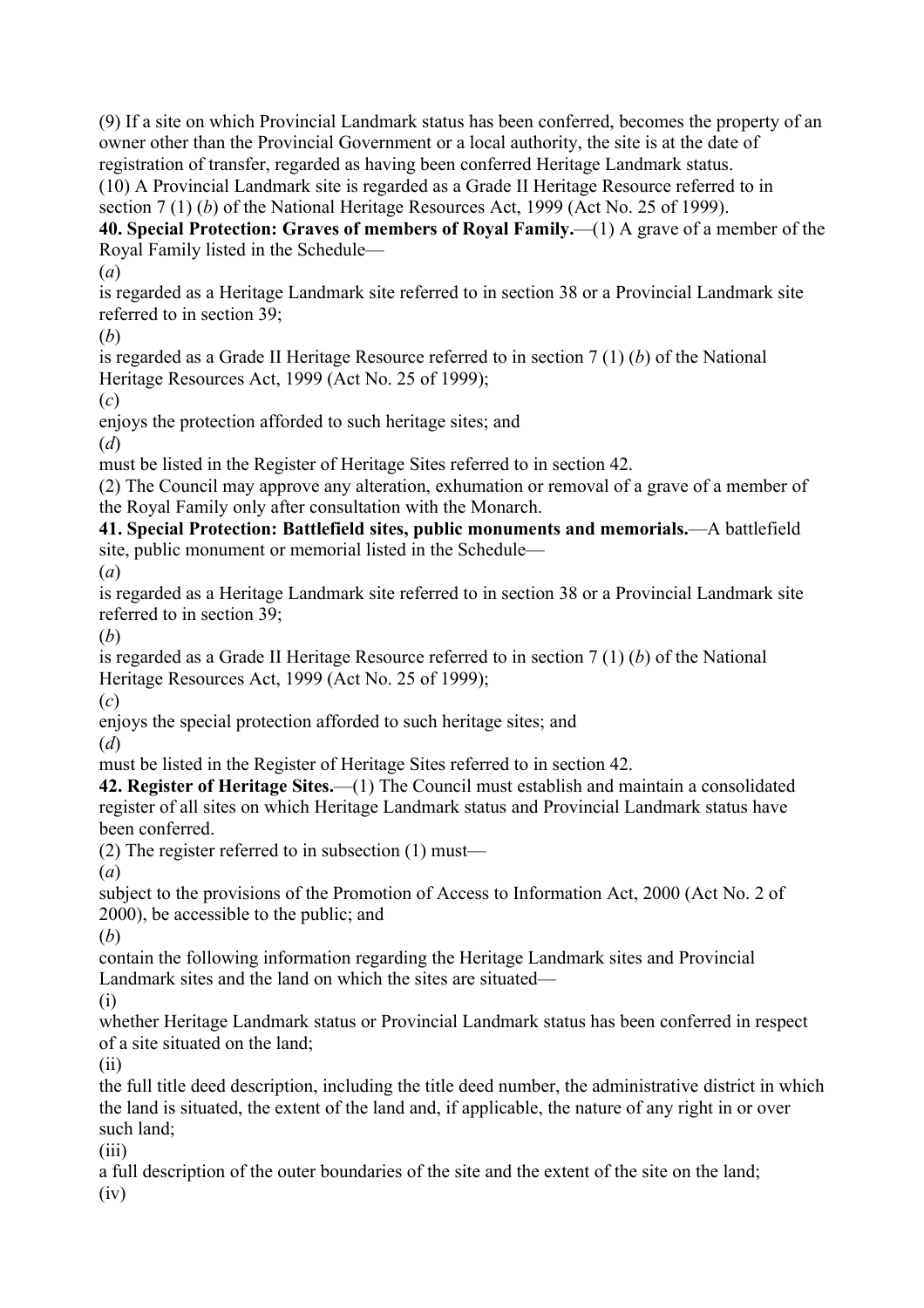(9) If a site on which Provincial Landmark status has been conferred, becomes the property of an owner other than the Provincial Government or a local authority, the site is at the date of registration of transfer, regarded as having been conferred Heritage Landmark status.

(10) A Provincial Landmark site is regarded as a Grade II Heritage Resource referred to in section 7 (1) (*b*) of the National Heritage Resources Act, 1999 (Act No. 25 of 1999).

**40. Special Protection: Graves of members of Royal Family.**—(1) A grave of a member of the Royal Family listed in the Schedule—

(*a*)
is regarded as a Heritage Landmark site referred to in section 38 or a Provincial Landmark site referred to in section 39;

(*b*)
is regarded as a Grade II Heritage Resource referred to in section 7 (1) (*b*) of the National Heritage Resources Act, 1999 (Act No. 25 of 1999);

(*c*)
enjoys the protection afforded to such heritage sites; and

(*d*)
must be listed in the Register of Heritage Sites referred to in section 42.

(2) The Council may approve any alteration, exhumation or removal of a grave of a member of the Royal Family only after consultation with the Monarch.

**41. Special Protection: Battlefield sites, public monuments and memorials.**—A battlefield site, public monument or memorial listed in the Schedule—

(*a*)
is regarded as a Heritage Landmark site referred to in section 38 or a Provincial Landmark site referred to in section 39;

(*b*)
is regarded as a Grade II Heritage Resource referred to in section 7 (1) (*b*) of the National Heritage Resources Act, 1999 (Act No. 25 of 1999);

(*c*)
enjoys the special protection afforded to such heritage sites; and

(*d*)
must be listed in the Register of Heritage Sites referred to in section 42.

**42. Register of Heritage Sites.**—(1) The Council must establish and maintain a consolidated register of all sites on which Heritage Landmark status and Provincial Landmark status have been conferred.

(2) The register referred to in subsection (1) must—

(*a*)
subject to the provisions of the Promotion of Access to Information Act, 2000 (Act No. 2 of 2000), be accessible to the public; and

(*b*)
contain the following information regarding the Heritage Landmark sites and Provincial Landmark sites and the land on which the sites are situated—

(i)
whether Heritage Landmark status or Provincial Landmark status has been conferred in respect of a site situated on the land;

(ii)
the full title deed description, including the title deed number, the administrative district in which the land is situated, the extent of the land and, if applicable, the nature of any right in or over such land;

(iii)
a full description of the outer boundaries of the site and the extent of the site on the land;

(iv)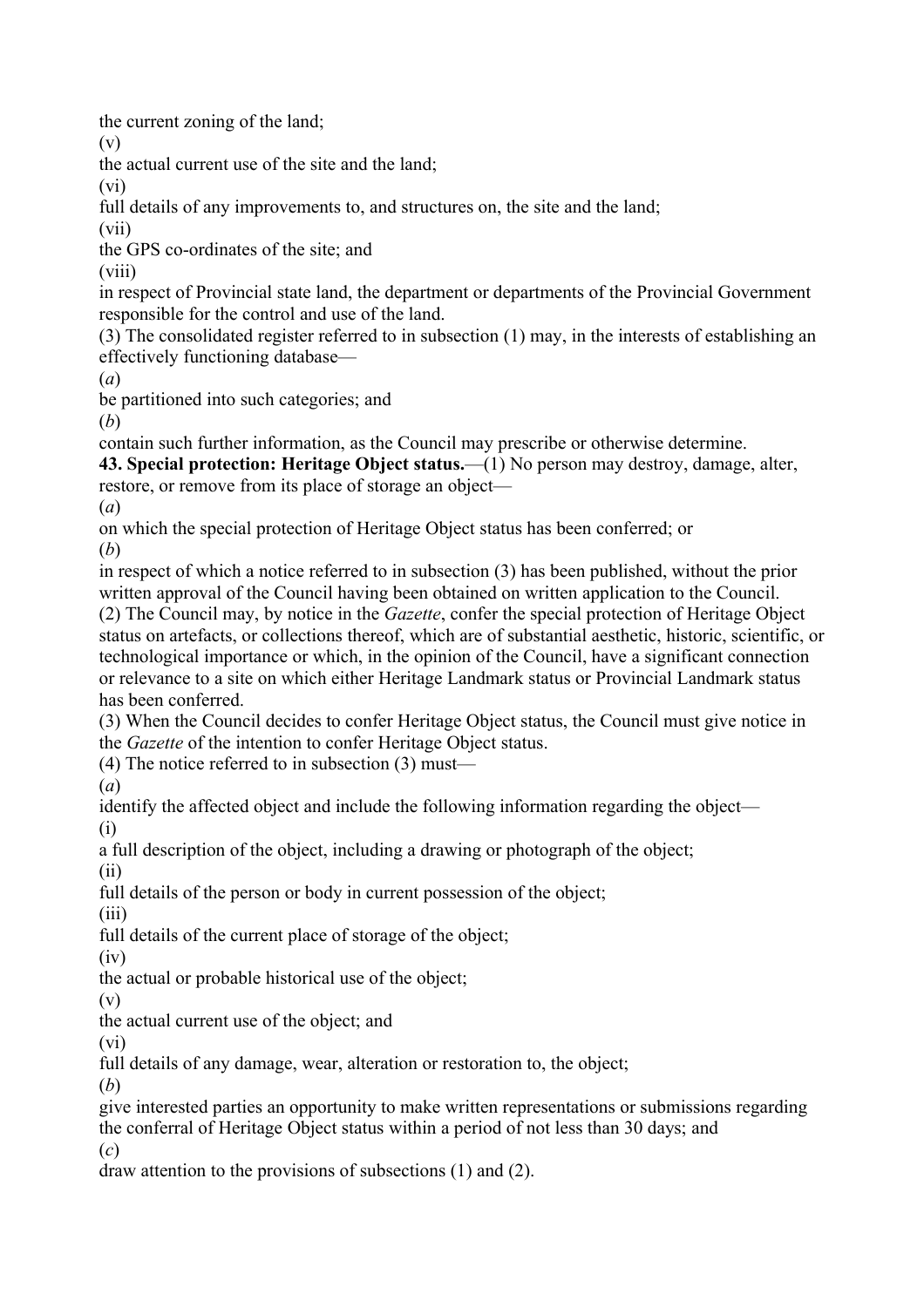the current zoning of the land;

(v)

the actual current use of the site and the land;

(vi)

full details of any improvements to, and structures on, the site and the land;

(vii)

the GPS co-ordinates of the site; and

(viii)

in respect of Provincial state land, the department or departments of the Provincial Government responsible for the control and use of the land.

(3) The consolidated register referred to in subsection (1) may, in the interests of establishing an effectively functioning database—

(*a*)

be partitioned into such categories; and

(*b*)

contain such further information, as the Council may prescribe or otherwise determine.

**43. Special protection: Heritage Object status.**—(1) No person may destroy, damage, alter, restore, or remove from its place of storage an object—

(*a*)

on which the special protection of Heritage Object status has been conferred; or

(*b*)

in respect of which a notice referred to in subsection (3) has been published, without the prior written approval of the Council having been obtained on written application to the Council.

(2) The Council may, by notice in the *Gazette*, confer the special protection of Heritage Object status on artefacts, or collections thereof, which are of substantial aesthetic, historic, scientific, or technological importance or which, in the opinion of the Council, have a significant connection or relevance to a site on which either Heritage Landmark status or Provincial Landmark status has been conferred.

(3) When the Council decides to confer Heritage Object status, the Council must give notice in the *Gazette* of the intention to confer Heritage Object status.

(4) The notice referred to in subsection (3) must—

(*a*)

identify the affected object and include the following information regarding the object—

(i)

a full description of the object, including a drawing or photograph of the object;

(ii)

full details of the person or body in current possession of the object;

(iii)

full details of the current place of storage of the object;

(iv)

the actual or probable historical use of the object;

(v)

the actual current use of the object; and

(vi)

full details of any damage, wear, alteration or restoration to, the object;

(*b*)

give interested parties an opportunity to make written representations or submissions regarding the conferral of Heritage Object status within a period of not less than 30 days; and

(*c*)

draw attention to the provisions of subsections (1) and (2).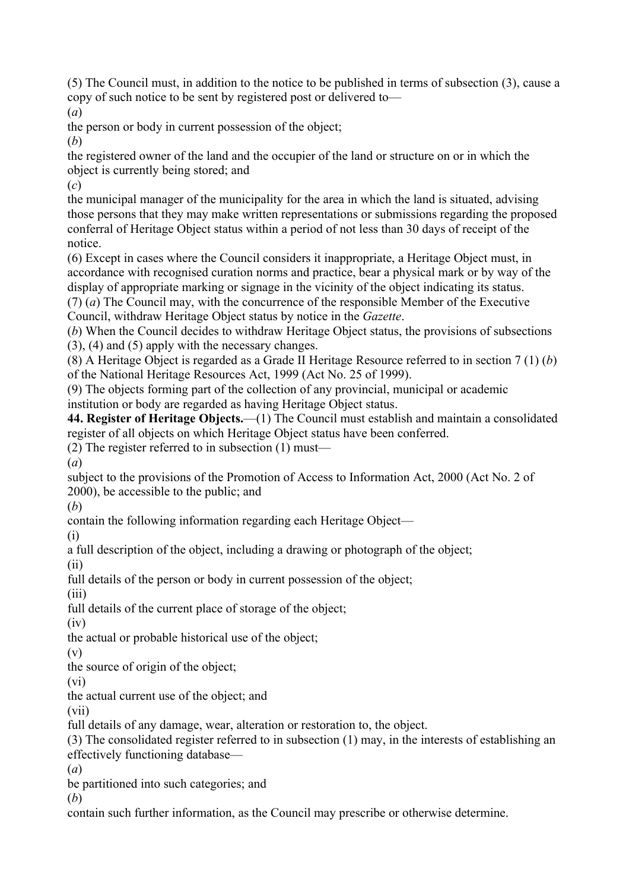(5) The Council must, in addition to the notice to be published in terms of subsection (3), cause a copy of such notice to be sent by registered post or delivered to—

(*a*)

the person or body in current possession of the object;

(*b*)

the registered owner of the land and the occupier of the land or structure on or in which the object is currently being stored; and

(*c*)

the municipal manager of the municipality for the area in which the land is situated, advising those persons that they may make written representations or submissions regarding the proposed conferral of Heritage Object status within a period of not less than 30 days of receipt of the notice.

(6) Except in cases where the Council considers it inappropriate, a Heritage Object must, in accordance with recognised curation norms and practice, bear a physical mark or by way of the display of appropriate marking or signage in the vicinity of the object indicating its status.

(7) (*a*) The Council may, with the concurrence of the responsible Member of the Executive Council, withdraw Heritage Object status by notice in the *Gazette*.

(*b*) When the Council decides to withdraw Heritage Object status, the provisions of subsections (3), (4) and (5) apply with the necessary changes.

(8) A Heritage Object is regarded as a Grade II Heritage Resource referred to in section 7 (1) (*b*) of the National Heritage Resources Act, 1999 (Act No. 25 of 1999).

(9) The objects forming part of the collection of any provincial, municipal or academic institution or body are regarded as having Heritage Object status.

**44. Register of Heritage Objects.**—(1) The Council must establish and maintain a consolidated register of all objects on which Heritage Object status have been conferred.

(2) The register referred to in subsection (1) must—

(*a*)

subject to the provisions of the Promotion of Access to Information Act, 2000 (Act No. 2 of 2000), be accessible to the public; and

(*b*)

contain the following information regarding each Heritage Object—

(i)

a full description of the object, including a drawing or photograph of the object;

(ii)

full details of the person or body in current possession of the object;

(iii)

full details of the current place of storage of the object;

(iv)

the actual or probable historical use of the object;

(v)

the source of origin of the object;

(vi)

the actual current use of the object; and

(vii)

full details of any damage, wear, alteration or restoration to, the object.

(3) The consolidated register referred to in subsection (1) may, in the interests of establishing an effectively functioning database—

(*a*)

be partitioned into such categories; and

(*b*)

contain such further information, as the Council may prescribe or otherwise determine.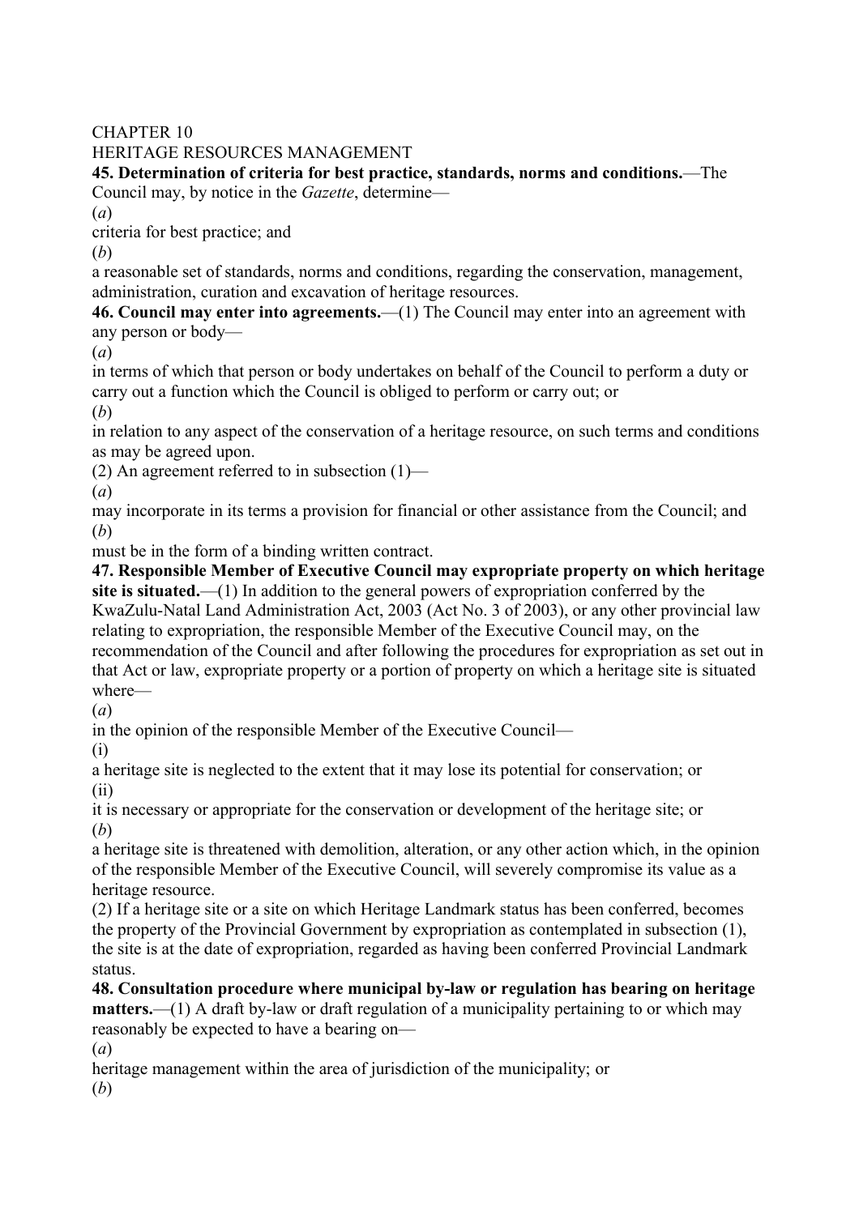CHAPTER 10

HERITAGE RESOURCES MANAGEMENT

**45. Determination of criteria for best practice, standards, norms and conditions.**—The Council may, by notice in the *Gazette*, determine—

(*a*)

criteria for best practice; and

(*b*)

a reasonable set of standards, norms and conditions, regarding the conservation, management, administration, curation and excavation of heritage resources.

**46. Council may enter into agreements.**—(1) The Council may enter into an agreement with any person or body—

(*a*)

in terms of which that person or body undertakes on behalf of the Council to perform a duty or carry out a function which the Council is obliged to perform or carry out; or

(*b*)

in relation to any aspect of the conservation of a heritage resource, on such terms and conditions as may be agreed upon.

(2) An agreement referred to in subsection (1)—

(*a*)

may incorporate in its terms a provision for financial or other assistance from the Council; and

(*b*)

must be in the form of a binding written contract.

**47. Responsible Member of Executive Council may expropriate property on which heritage site is situated.**—(1) In addition to the general powers of expropriation conferred by the KwaZulu-Natal Land Administration Act, 2003 (Act No. 3 of 2003), or any other provincial law relating to expropriation, the responsible Member of the Executive Council may, on the recommendation of the Council and after following the procedures for expropriation as set out in that Act or law, expropriate property or a portion of property on which a heritage site is situated where—

(*a*)

in the opinion of the responsible Member of the Executive Council—

(i)

a heritage site is neglected to the extent that it may lose its potential for conservation; or

(ii)

it is necessary or appropriate for the conservation or development of the heritage site; or

(*b*)

a heritage site is threatened with demolition, alteration, or any other action which, in the opinion of the responsible Member of the Executive Council, will severely compromise its value as a heritage resource.

(2) If a heritage site or a site on which Heritage Landmark status has been conferred, becomes the property of the Provincial Government by expropriation as contemplated in subsection (1), the site is at the date of expropriation, regarded as having been conferred Provincial Landmark status.

**48. Consultation procedure where municipal by-law or regulation has bearing on heritage matters.**—(1) A draft by-law or draft regulation of a municipality pertaining to or which may reasonably be expected to have a bearing on—

(*a*)

heritage management within the area of jurisdiction of the municipality; or

(*b*)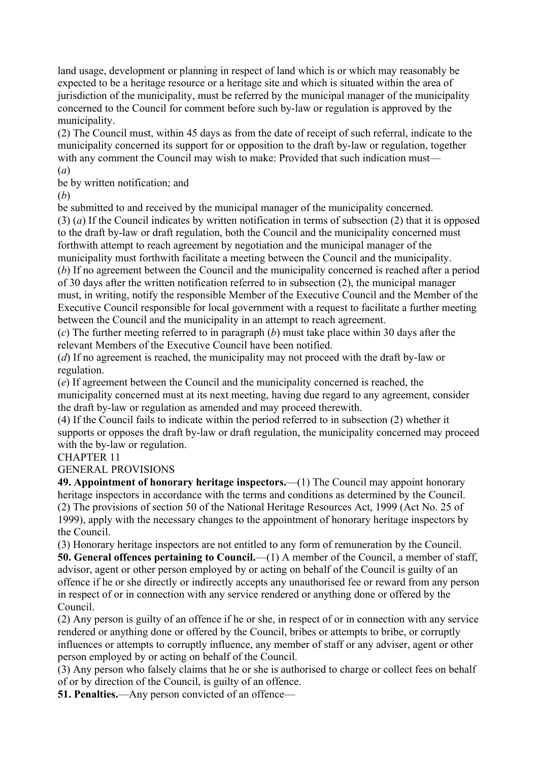land usage, development or planning in respect of land which is or which may reasonably be expected to be a heritage resource or a heritage site and which is situated within the area of jurisdiction of the municipality, must be referred by the municipal manager of the municipality concerned to the Council for comment before such by-law or regulation is approved by the municipality.

(2) The Council must, within 45 days as from the date of receipt of such referral, indicate to the municipality concerned its support for or opposition to the draft by-law or regulation, together with any comment the Council may wish to make: Provided that such indication must—

(*a*)

be by written notification; and

(*b*)

be submitted to and received by the municipal manager of the municipality concerned.

(3) (*a*) If the Council indicates by written notification in terms of subsection (2) that it is opposed to the draft by-law or draft regulation, both the Council and the municipality concerned must forthwith attempt to reach agreement by negotiation and the municipal manager of the municipality must forthwith facilitate a meeting between the Council and the municipality.

(*b*) If no agreement between the Council and the municipality concerned is reached after a period of 30 days after the written notification referred to in subsection (2), the municipal manager must, in writing, notify the responsible Member of the Executive Council and the Member of the Executive Council responsible for local government with a request to facilitate a further meeting between the Council and the municipality in an attempt to reach agreement.

(*c*) The further meeting referred to in paragraph (*b*) must take place within 30 days after the relevant Members of the Executive Council have been notified.

(*d*) If no agreement is reached, the municipality may not proceed with the draft by-law or regulation.

(*e*) If agreement between the Council and the municipality concerned is reached, the municipality concerned must at its next meeting, having due regard to any agreement, consider the draft by-law or regulation as amended and may proceed therewith.

(4) If the Council fails to indicate within the period referred to in subsection (2) whether it supports or opposes the draft by-law or draft regulation, the municipality concerned may proceed with the by-law or regulation.

## CHAPTER 11

## GENERAL PROVISIONS

**49. Appointment of honorary heritage inspectors.**—(1) The Council may appoint honorary heritage inspectors in accordance with the terms and conditions as determined by the Council.

(2) The provisions of section 50 of the National Heritage Resources Act, 1999 (Act No. 25 of 1999), apply with the necessary changes to the appointment of honorary heritage inspectors by the Council.

(3) Honorary heritage inspectors are not entitled to any form of remuneration by the Council.

**50. General offences pertaining to Council.**—(1) A member of the Council, a member of staff, advisor, agent or other person employed by or acting on behalf of the Council is guilty of an offence if he or she directly or indirectly accepts any unauthorised fee or reward from any person in respect of or in connection with any service rendered or anything done or offered by the Council.

(2) Any person is guilty of an offence if he or she, in respect of or in connection with any service rendered or anything done or offered by the Council, bribes or attempts to bribe, or corruptly influences or attempts to corruptly influence, any member of staff or any adviser, agent or other person employed by or acting on behalf of the Council.

(3) Any person who falsely claims that he or she is authorised to charge or collect fees on behalf of or by direction of the Council, is guilty of an offence.

**51. Penalties.**—Any person convicted of an offence—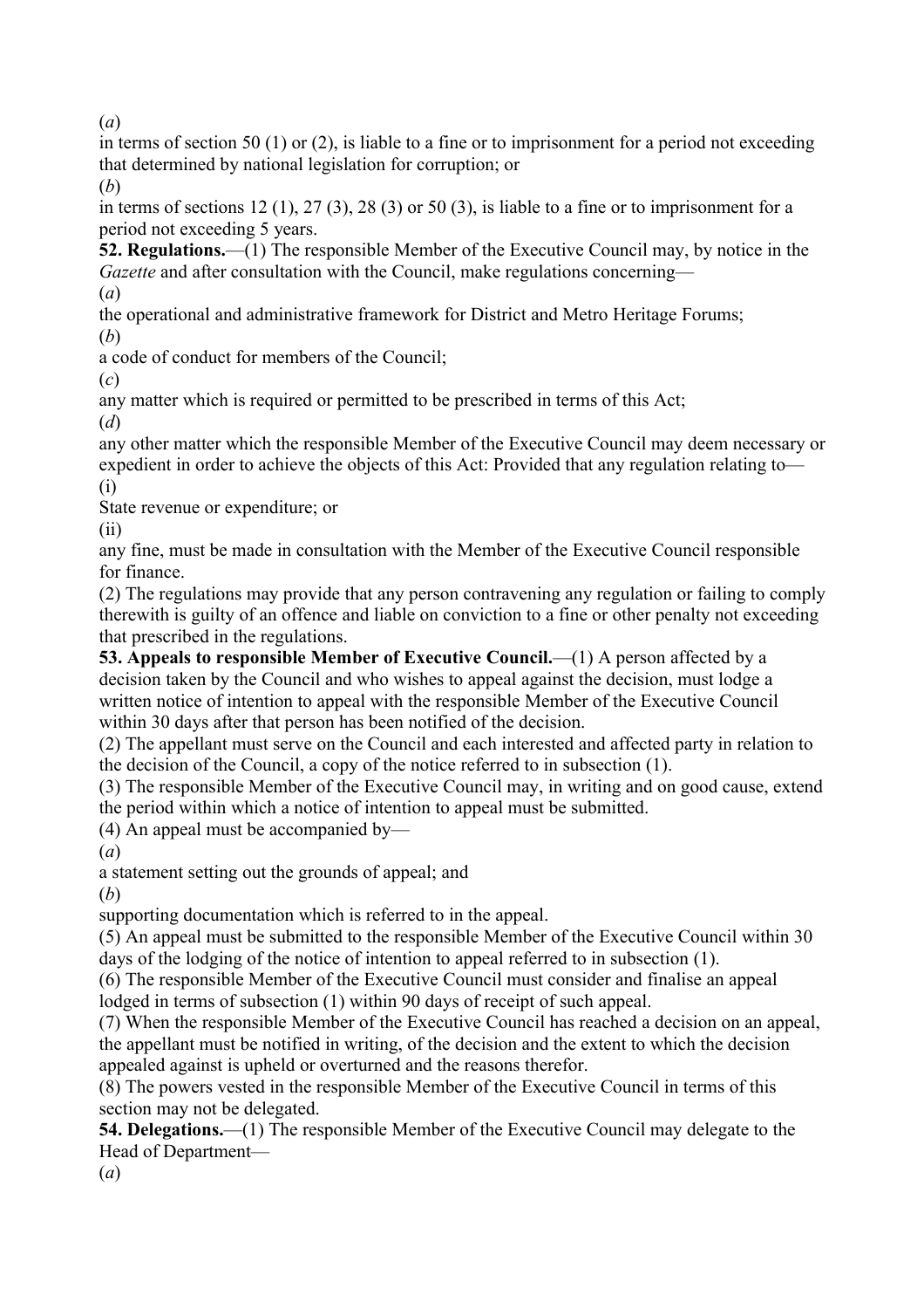(*a*)
in terms of section 50 (1) or (2), is liable to a fine or to imprisonment for a period not exceeding that determined by national legislation for corruption; or
(*b*)
in terms of sections 12 (1), 27 (3), 28 (3) or 50 (3), is liable to a fine or to imprisonment for a period not exceeding 5 years.

**52. Regulations.**—(1) The responsible Member of the Executive Council may, by notice in the *Gazette* and after consultation with the Council, make regulations concerning—
(*a*)
the operational and administrative framework for District and Metro Heritage Forums;
(*b*)
a code of conduct for members of the Council;
(*c*)
any matter which is required or permitted to be prescribed in terms of this Act;
(*d*)
any other matter which the responsible Member of the Executive Council may deem necessary or expedient in order to achieve the objects of this Act: Provided that any regulation relating to—
(i)
State revenue or expenditure; or
(ii)
any fine, must be made in consultation with the Member of the Executive Council responsible for finance.

(2) The regulations may provide that any person contravening any regulation or failing to comply therewith is guilty of an offence and liable on conviction to a fine or other penalty not exceeding that prescribed in the regulations.

**53. Appeals to responsible Member of Executive Council.**—(1) A person affected by a decision taken by the Council and who wishes to appeal against the decision, must lodge a written notice of intention to appeal with the responsible Member of the Executive Council within 30 days after that person has been notified of the decision.

(2) The appellant must serve on the Council and each interested and affected party in relation to the decision of the Council, a copy of the notice referred to in subsection (1).

(3) The responsible Member of the Executive Council may, in writing and on good cause, extend the period within which a notice of intention to appeal must be submitted.

(4) An appeal must be accompanied by—
(*a*)
a statement setting out the grounds of appeal; and
(*b*)
supporting documentation which is referred to in the appeal.

(5) An appeal must be submitted to the responsible Member of the Executive Council within 30 days of the lodging of the notice of intention to appeal referred to in subsection (1).

(6) The responsible Member of the Executive Council must consider and finalise an appeal lodged in terms of subsection (1) within 90 days of receipt of such appeal.

(7) When the responsible Member of the Executive Council has reached a decision on an appeal, the appellant must be notified in writing, of the decision and the extent to which the decision appealed against is upheld or overturned and the reasons therefor.

(8) The powers vested in the responsible Member of the Executive Council in terms of this section may not be delegated.

**54. Delegations.**—(1) The responsible Member of the Executive Council may delegate to the Head of Department—
(*a*)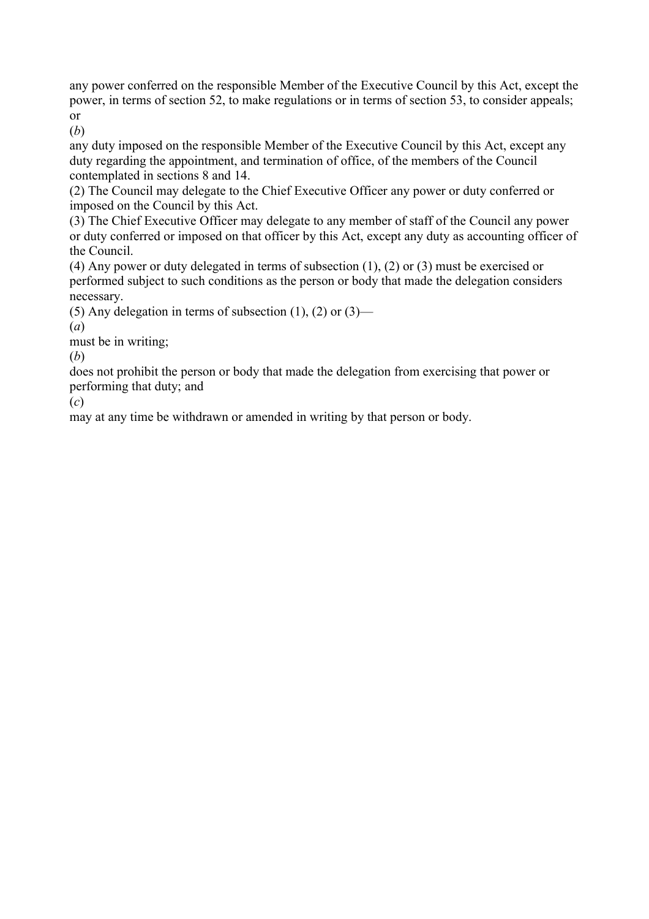any power conferred on the responsible Member of the Executive Council by this Act, except the power, in terms of section 52, to make regulations or in terms of section 53, to consider appeals; or

(*b*)

any duty imposed on the responsible Member of the Executive Council by this Act, except any duty regarding the appointment, and termination of office, of the members of the Council contemplated in sections 8 and 14.

(2) The Council may delegate to the Chief Executive Officer any power or duty conferred or imposed on the Council by this Act.

(3) The Chief Executive Officer may delegate to any member of staff of the Council any power or duty conferred or imposed on that officer by this Act, except any duty as accounting officer of the Council.

(4) Any power or duty delegated in terms of subsection (1), (2) or (3) must be exercised or performed subject to such conditions as the person or body that made the delegation considers necessary.

(5) Any delegation in terms of subsection (1), (2) or (3)—

(*a*)

must be in writing;

(*b*)

does not prohibit the person or body that made the delegation from exercising that power or performing that duty; and

(*c*)

may at any time be withdrawn or amended in writing by that person or body.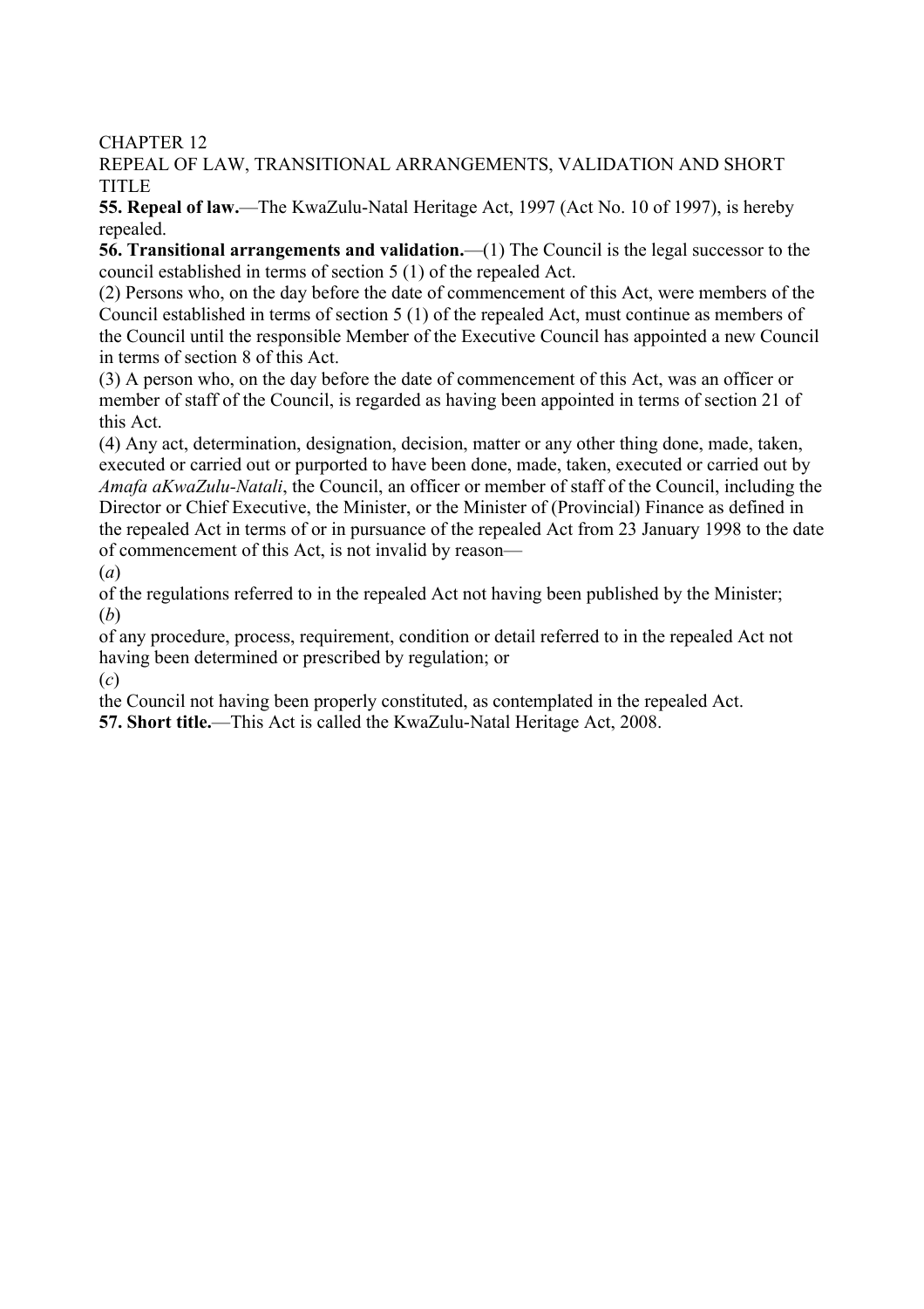## CHAPTER 12

## REPEAL OF LAW, TRANSITIONAL ARRANGEMENTS, VALIDATION AND SHORT TITLE

**55. Repeal of law.**—The KwaZulu-Natal Heritage Act, 1997 (Act No. 10 of 1997), is hereby repealed.

**56. Transitional arrangements and validation.**—(1) The Council is the legal successor to the council established in terms of section 5 (1) of the repealed Act.

(2) Persons who, on the day before the date of commencement of this Act, were members of the Council established in terms of section 5 (1) of the repealed Act, must continue as members of the Council until the responsible Member of the Executive Council has appointed a new Council in terms of section 8 of this Act.

(3) A person who, on the day before the date of commencement of this Act, was an officer or member of staff of the Council, is regarded as having been appointed in terms of section 21 of this Act.

(4) Any act, determination, designation, decision, matter or any other thing done, made, taken, executed or carried out or purported to have been done, made, taken, executed or carried out by *Amafa aKwaZulu-Natali*, the Council, an officer or member of staff of the Council, including the Director or Chief Executive, the Minister, or the Minister of (Provincial) Finance as defined in the repealed Act in terms of or in pursuance of the repealed Act from 23 January 1998 to the date of commencement of this Act, is not invalid by reason—

(*a*)
of the regulations referred to in the repealed Act not having been published by the Minister;

(*b*)
of any procedure, process, requirement, condition or detail referred to in the repealed Act not having been determined or prescribed by regulation; or

(*c*)
the Council not having been properly constituted, as contemplated in the repealed Act.

**57. Short title.**—This Act is called the KwaZulu-Natal Heritage Act, 2008.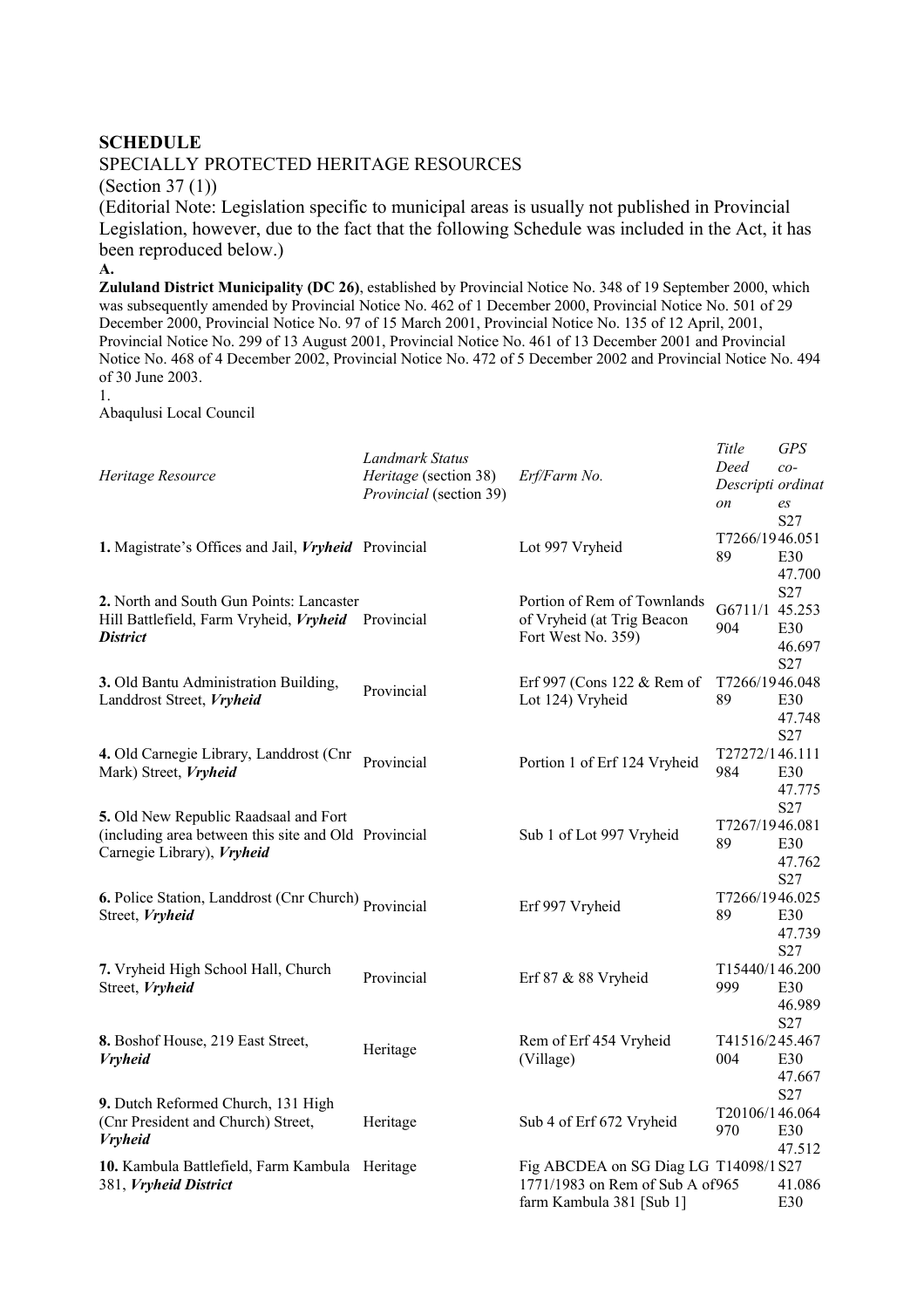**SCHEDULE**

SPECIALLY PROTECTED HERITAGE RESOURCES

(Section 37 (1))

(Editorial Note: Legislation specific to municipal areas is usually not published in Provincial Legislation, however, due to the fact that the following Schedule was included in the Act, it has been reproduced below.)

**A.**

**Zululand District Municipality (DC 26)**, established by Provincial Notice No. 348 of 19 September 2000, which was subsequently amended by Provincial Notice No. 462 of 1 December 2000, Provincial Notice No. 501 of 29 December 2000, Provincial Notice No. 97 of 15 March 2001, Provincial Notice No. 135 of 12 April, 2001, Provincial Notice No. 299 of 13 August 2001, Provincial Notice No. 461 of 13 December 2001 and Provincial Notice No. 468 of 4 December 2002, Provincial Notice No. 472 of 5 December 2002 and Provincial Notice No. 494 of 30 June 2003.

1.

Abaqulusi Local Council

| *Heritage Resource* | *Landmark Status* *Heritage* (section 38) *Provincial* (section 39) | *Erf/Farm No.* | *Title Deed Description* | *GPS co-ordinates* |
|---|---|---|---|---|
| **1.** Magistrate's Offices and Jail, ***Vryheid*** | Provincial | Lot 997 Vryheid | T7266/1989 | S27 46.051 E30 47.700 |
| **2.** North and South Gun Points: Lancaster Hill Battlefield, Farm Vryheid, ***Vryheid District*** | Provincial | Portion of Rem of Townlands of Vryheid (at Trig Beacon Fort West No. 359) | G6711/1904 | S27 45.253 E30 46.697 |
| **3.** Old Bantu Administration Building, Landdrost Street, ***Vryheid*** | Provincial | Erf 997 (Cons 122 & Rem of Lot 124) Vryheid | T7266/1989 | S27 46.048 E30 47.748 |
| **4.** Old Carnegie Library, Landdrost (Cnr Mark) Street, ***Vryheid*** | Provincial | Portion 1 of Erf 124 Vryheid | T27272/1984 | S27 46.111 E30 47.775 |
| **5.** Old New Republic Raadsaal and Fort (including area between this site and Old Carnegie Library), ***Vryheid*** | Provincial | Sub 1 of Lot 997 Vryheid | T7267/1989 | S27 46.081 E30 47.762 |
| **6.** Police Station, Landdrost (Cnr Church) Street, ***Vryheid*** | Provincial | Erf 997 Vryheid | T7266/1989 | S27 46.025 E30 47.739 |
| **7.** Vryheid High School Hall, Church Street, ***Vryheid*** | Provincial | Erf 87 & 88 Vryheid | T15440/1999 | S27 46.200 E30 46.989 |
| **8.** Boshof House, 219 East Street, ***Vryheid*** | Heritage | Rem of Erf 454 Vryheid (Village) | T41516/2004 | S27 45.467 E30 47.667 |
| **9.** Dutch Reformed Church, 131 High (Cnr President and Church) Street, ***Vryheid*** | Heritage | Sub 4 of Erf 672 Vryheid | T20106/1970 | S27 46.064 E30 47.512 |
| **10.** Kambula Battlefield, Farm Kambula 381, ***Vryheid District*** | Heritage | Fig ABCDEA on SG Diag LG 1771/1983 on Rem of Sub A of farm Kambula 381 [Sub 1] | T14098/1965 | S27 41.086 E30 |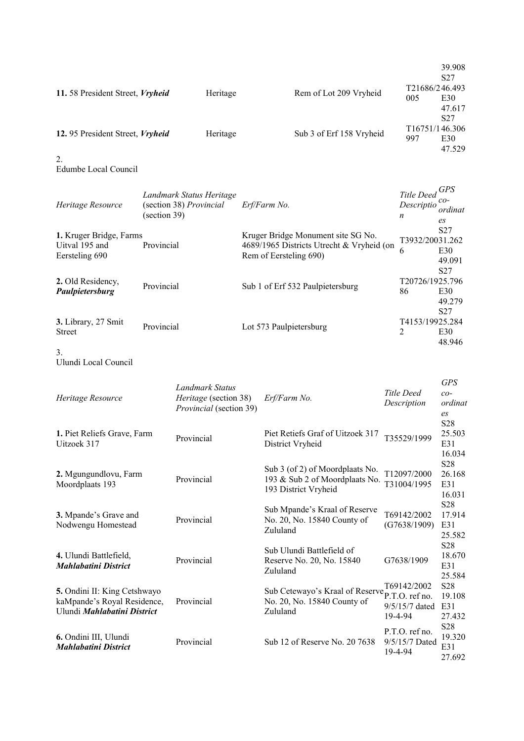| | | | | |
|---|---|---|---|---|
| **11.** 58 President Street, ***Vryheid*** | Heritage | Rem of Lot 209 Vryheid | T21686/2005 | 39.908 S27 46.493 E30 47.617 |
| **12.** 95 President Street, ***Vryheid*** | Heritage | Sub 3 of Erf 158 Vryheid | T16751/1997 | S27 46.306 E30 47.529 |

2.
Edumbe Local Council

| *Heritage Resource* | *Landmark Status Heritage (section 38) Provincial (section 39)* | *Erf/Farm No.* | *Title Deed Description* | *GPS co-ordinates* |
|---|---|---|---|---|
| **1.** Kruger Bridge, Farms Uitval 195 and Eersteling 690 | Provincial | Kruger Bridge Monument site SG No. 4689/1965 Districts Utrecht & Vryheid (on Rem of Eersteling 690) | T3932/2006 | S27 31.262 E30 49.091 |
| **2.** Old Residency, ***Paulpietersburg*** | Provincial | Sub 1 of Erf 532 Paulpietersburg | T20726/1986 | S27 25.796 E30 49.279 |
| **3.** Library, 27 Smit Street | Provincial | Lot 573 Paulpietersburg | T4153/1992 | S27 25.284 E30 48.946 |

3.
Ulundi Local Council

| *Heritage Resource* | *Landmark Status Heritage (section 38) Provincial (section 39)* | *Erf/Farm No.* | *Title Deed Description* | *GPS co-ordinates* |
|---|---|---|---|---|
| **1.** Piet Reliefs Grave, Farm Uitzoek 317 | Provincial | Piet Retiefs Graf of Uitzoek 317 District Vryheid | T35529/1999 | S28 25.503 E31 16.034 |
| **2.** Mgungundlovu, Farm Moordplaats 193 | Provincial | Sub 3 (of 2) of Moordplaats No. 193 & Sub 2 of Moordplaats No. 193 District Vryheid | T12097/2000 T31004/1995 | S28 26.168 E31 16.031 |
| **3.** Mpande's Grave and Nodwengu Homestead | Provincial | Sub Mpande's Kraal of Reserve No. 20, No. 15840 County of Zululand | T69142/2002 (G7638/1909) | S28 17.914 E31 25.582 |
| **4.** Ulundi Battlefield, ***Mahlabatini District*** | Provincial | Sub Ulundi Battlefield of Reserve No. 20, No. 15840 Zululand | G7638/1909 | S28 18.670 E31 25.584 |
| **5.** Ondini II: King Cetshwayo kaMpande's Royal Residence, Ulundi ***Mahlabatini District*** | Provincial | Sub Cetewayo's Kraal of Reserve No. 20, No. 15840 County of Zululand | T69142/2002 P.T.O. ref no. 9/5/15/7 dated 19-4-94 | S28 19.108 E31 27.432 |
| **6.** Ondini III, Ulundi ***Mahlabatini District*** | Provincial | Sub 12 of Reserve No. 20 7638 | P.T.O. ref no. 9/5/15/7 Dated 19-4-94 | S28 19.320 E31 27.692 |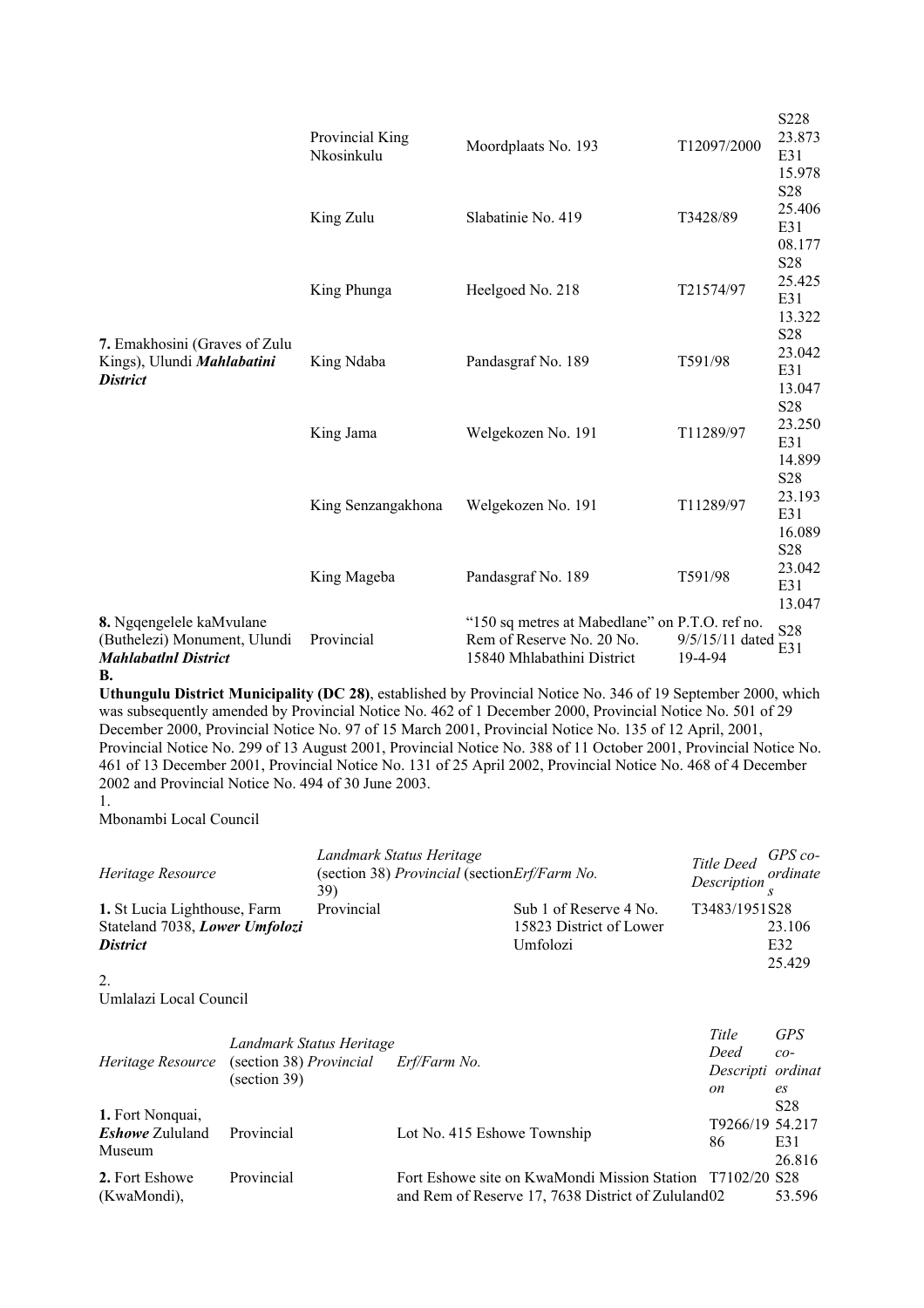| | | | | |
|---|---|---|---|---|
| **7.** Emakhosini (Graves of Zulu Kings), Ulundi ***Mahlabatini District*** | Provincial King Nkosinkulu | Moordplaats No. 193 | T12097/2000 | S228 23.873 E31 15.978 |
| | King Zulu | Slabatinie No. 419 | T3428/89 | S28 25.406 E31 08.177 |
| | King Phunga | Heelgoed No. 218 | T21574/97 | S28 25.425 E31 13.322 |
| | King Ndaba | Pandasgraf No. 189 | T591/98 | S28 23.042 E31 13.047 |
| | King Jama | Welgekozen No. 191 | T11289/97 | S28 23.250 E31 14.899 |
| | King Senzangakhona | Welgekozen No. 191 | T11289/97 | S28 23.193 E31 16.089 |
| | King Mageba | Pandasgraf No. 189 | T591/98 | S28 23.042 E31 13.047 |
| **8.** Ngqengelele kaMvulane (Buthelezi) Monument, Ulundi ***Mahlabatlnl District*** | Provincial | "150 sq metres at Mabedlane" on Rem of Reserve No. 20 No. 15840 Mhlabathini District | P.T.O. ref no. 9/5/15/11 dated 19-4-94 | S28 E31 |

**B.**

**Uthungulu District Municipality (DC 28)**, established by Provincial Notice No. 346 of 19 September 2000, which was subsequently amended by Provincial Notice No. 462 of 1 December 2000, Provincial Notice No. 501 of 29 December 2000, Provincial Notice No. 97 of 15 March 2001, Provincial Notice No. 135 of 12 April, 2001, Provincial Notice No. 299 of 13 August 2001, Provincial Notice No. 388 of 11 October 2001, Provincial Notice No. 461 of 13 December 2001, Provincial Notice No. 131 of 25 April 2002, Provincial Notice No. 468 of 4 December 2002 and Provincial Notice No. 494 of 30 June 2003.

1.

Mbonambi Local Council

| *Heritage Resource* | *Landmark Status Heritage* (section 38) *Provincial* (section 39) | *Erf/Farm No.* | *Title Deed Description* | *GPS co-ordinates* |
|---|---|---|---|---|
| **1.** St Lucia Lighthouse, Farm Stateland 7038, ***Lower Umfolozi District*** | Provincial | Sub 1 of Reserve 4 No. 15823 District of Lower Umfolozi | T3483/1951 | S28 23.106 E32 25.429 |

2.

Umlalazi Local Council

| *Heritage Resource* | *Landmark Status Heritage* (section 38) *Provincial* (section 39) | *Erf/Farm No.* | *Title Deed Description* | *GPS co-ordinates* |
|---|---|---|---|---|
| **1.** Fort Nonquai, ***Eshowe*** Zululand Museum | Provincial | Lot No. 415 Eshowe Township | T9266/1986 | S28 54.217 E31 26.816 |
| **2.** Fort Eshowe (KwaMondi), | Provincial | Fort Eshowe site on KwaMondi Mission Station and Rem of Reserve 17, 7638 District of Zululand | T7102/2002 | S28 53.596 |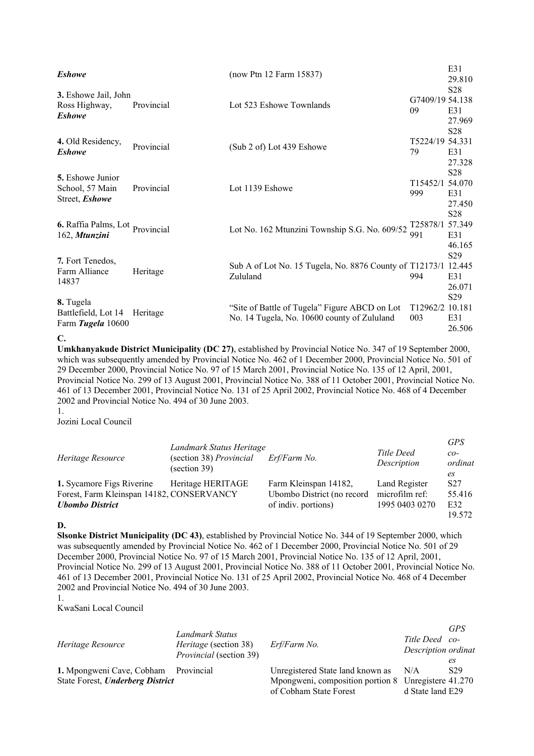| | | | | |
|---|---|---|---|---|
| ***Eshowe*** | | (now Ptn 12 Farm 15837) | | E31 29.810 |
| **3.** Eshowe Jail, John Ross Highway, ***Eshowe*** | Provincial | Lot 523 Eshowe Townlands | G7409/1909 | S28 54.138 E31 27.969 |
| **4.** Old Residency, ***Eshowe*** | Provincial | (Sub 2 of) Lot 439 Eshowe | T5224/1979 | S28 54.331 E31 27.328 |
| **5.** Eshowe Junior School, 57 Main Street, ***Eshowe*** | Provincial | Lot 1139 Eshowe | T15452/1999 | S28 54.070 E31 27.450 |
| **6.** Raffia Palms, Lot 162, ***Mtunzini*** | Provincial | Lot No. 162 Mtunzini Township S.G. No. 609/52 | T25878/1991 | S28 57.349 E31 46.165 |
| **7.** Fort Tenedos, Farm Alliance 14837 | Heritage | Sub A of Lot No. 15 Tugela, No. 8876 County of Zululand | T12173/1994 | S29 12.445 E31 26.071 |
| **8.** Tugela Battlefield, Lot 14 Farm ***Tugela*** 10600 | Heritage | "Site of Battle of Tugela" Figure ABCD on Lot No. 14 Tugela, No. 10600 county of Zululand | T12962/2003 | S29 10.181 E31 26.506 |

**C.**

**Umkhanyakude District Municipality (DC 27)**, established by Provincial Notice No. 347 of 19 September 2000, which was subsequently amended by Provincial Notice No. 462 of 1 December 2000, Provincial Notice No. 501 of 29 December 2000, Provincial Notice No. 97 of 15 March 2001, Provincial Notice No. 135 of 12 April, 2001, Provincial Notice No. 299 of 13 August 2001, Provincial Notice No. 388 of 11 October 2001, Provincial Notice No. 461 of 13 December 2001, Provincial Notice No. 131 of 25 April 2002, Provincial Notice No. 468 of 4 December 2002 and Provincial Notice No. 494 of 30 June 2003.

1.

Jozini Local Council

| *Heritage Resource* | *Landmark Status Heritage* (section 38) *Provincial* (section 39) | *Erf/Farm No.* | *Title Deed Description* | *GPS co-ordinates* |
|---|---|---|---|---|
| **1.** Sycamore Figs Riverine Forest, Farm Kleinspan 14182, ***Ubombo District*** | Heritage HERITAGE CONSERVANCY | Farm Kleinspan 14182, Ubombo District (no record of indiv. portions) | Land Register microfilm ref: 1995 0403 0270 | S27 55.416 E32 19.572 |

**D.**

**Slsonke District Municipality (DC 43)**, established by Provincial Notice No. 344 of 19 September 2000, which was subsequently amended by Provincial Notice No. 462 of 1 December 2000, Provincial Notice No. 501 of 29 December 2000, Provincial Notice No. 97 of 15 March 2001, Provincial Notice No. 135 of 12 April, 2001, Provincial Notice No. 299 of 13 August 2001, Provincial Notice No. 388 of 11 October 2001, Provincial Notice No. 461 of 13 December 2001, Provincial Notice No. 131 of 25 April 2002, Provincial Notice No. 468 of 4 December 2002 and Provincial Notice No. 494 of 30 June 2003.

1.

KwaSani Local Council

| *Heritage Resource* | *Landmark Status Heritage* (section 38) *Provincial* (section 39) | *Erf/Farm No.* | *Title Deed Description* | *GPS co-ordinates* |
|---|---|---|---|---|
| **1.** Mpongweni Cave, Cobham State Forest, ***Underberg District*** | Provincial | Unregistered State land known as Mpongweni, composition portion 8 of Cobham State Forest | N/A Unregistered State land | S29 41.270 E29 |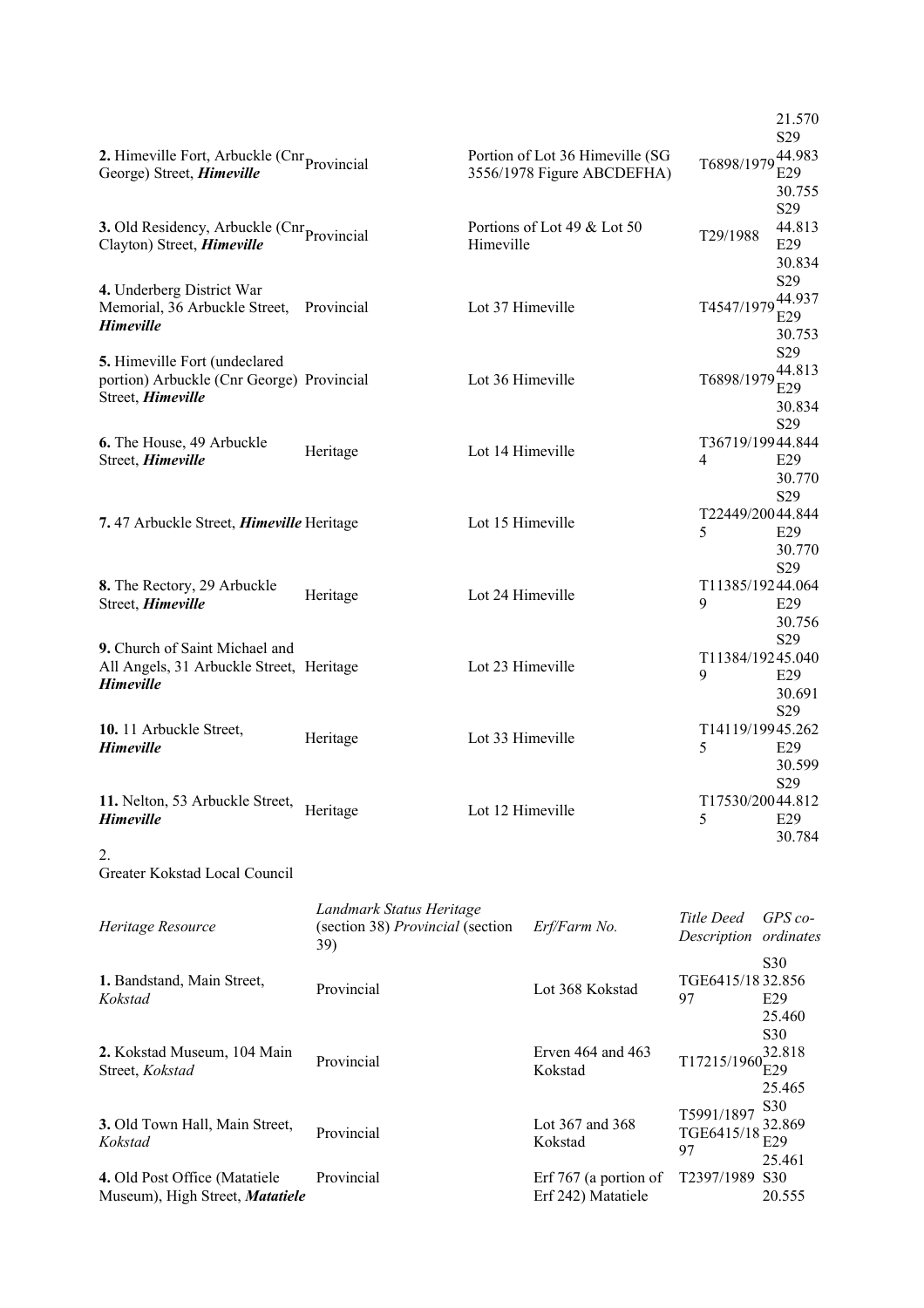| | | | | |
|---|---|---|---|---|
| | | | | 21.570 |
| **2.** Himeville Fort, Arbuckle (Cnr George) Street, ***Himeville*** | Provincial | Portion of Lot 36 Himeville (SG 3556/1978 Figure ABCDEFHA) | T6898/1979 | S29 44.983 E29 30.755 |
| **3.** Old Residency, Arbuckle (Cnr Clayton) Street, ***Himeville*** | Provincial | Portions of Lot 49 & Lot 50 Himeville | T29/1988 | S29 44.813 E29 30.834 |
| **4.** Underberg District War Memorial, 36 Arbuckle Street, ***Himeville*** | Provincial | Lot 37 Himeville | T4547/1979 | S29 44.937 E29 30.753 |
| **5.** Himeville Fort (undeclared portion) Arbuckle (Cnr George) Street, ***Himeville*** | Provincial | Lot 36 Himeville | T6898/1979 | S29 44.813 E29 30.834 |
| **6.** The House, 49 Arbuckle Street, ***Himeville*** | Heritage | Lot 14 Himeville | T36719/1994 | S29 44.844 E29 30.770 |
| **7.** 47 Arbuckle Street, ***Himeville*** | Heritage | Lot 15 Himeville | T22449/2005 | S29 44.844 E29 30.770 |
| **8.** The Rectory, 29 Arbuckle Street, ***Himeville*** | Heritage | Lot 24 Himeville | T11385/1929 | S29 44.064 E29 30.756 |
| **9.** Church of Saint Michael and All Angels, 31 Arbuckle Street, ***Himeville*** | Heritage | Lot 23 Himeville | T11384/1929 | S29 45.040 E29 30.691 |
| **10.** 11 Arbuckle Street, ***Himeville*** | Heritage | Lot 33 Himeville | T14119/1995 | S29 45.262 E29 30.599 |
| **11.** Nelton, 53 Arbuckle Street, ***Himeville*** | Heritage | Lot 12 Himeville | T17530/2005 | S29 44.812 E29 30.784 |

2.
Greater Kokstad Local Council

| *Heritage Resource* | *Landmark Status Heritage* (section 38) *Provincial* (section 39) | *Erf/Farm No.* | *Title Deed Description* | *GPS co-ordinates* |
|---|---|---|---|---|
| **1.** Bandstand, Main Street, *Kokstad* | Provincial | Lot 368 Kokstad | TGE6415/1897 | S30 32.856 E29 25.460 |
| **2.** Kokstad Museum, 104 Main Street, *Kokstad* | Provincial | Erven 464 and 463 Kokstad | T17215/1960 | S30 32.818 E29 25.465 |
| **3.** Old Town Hall, Main Street, *Kokstad* | Provincial | Lot 367 and 368 Kokstad | T5991/1897 TGE6415/1897 | S30 32.869 E29 25.461 |
| **4.** Old Post Office (Matatiele Museum), High Street, ***Matatiele*** | Provincial | Erf 767 (a portion of Erf 242) Matatiele | T2397/1989 | S30 20.555 |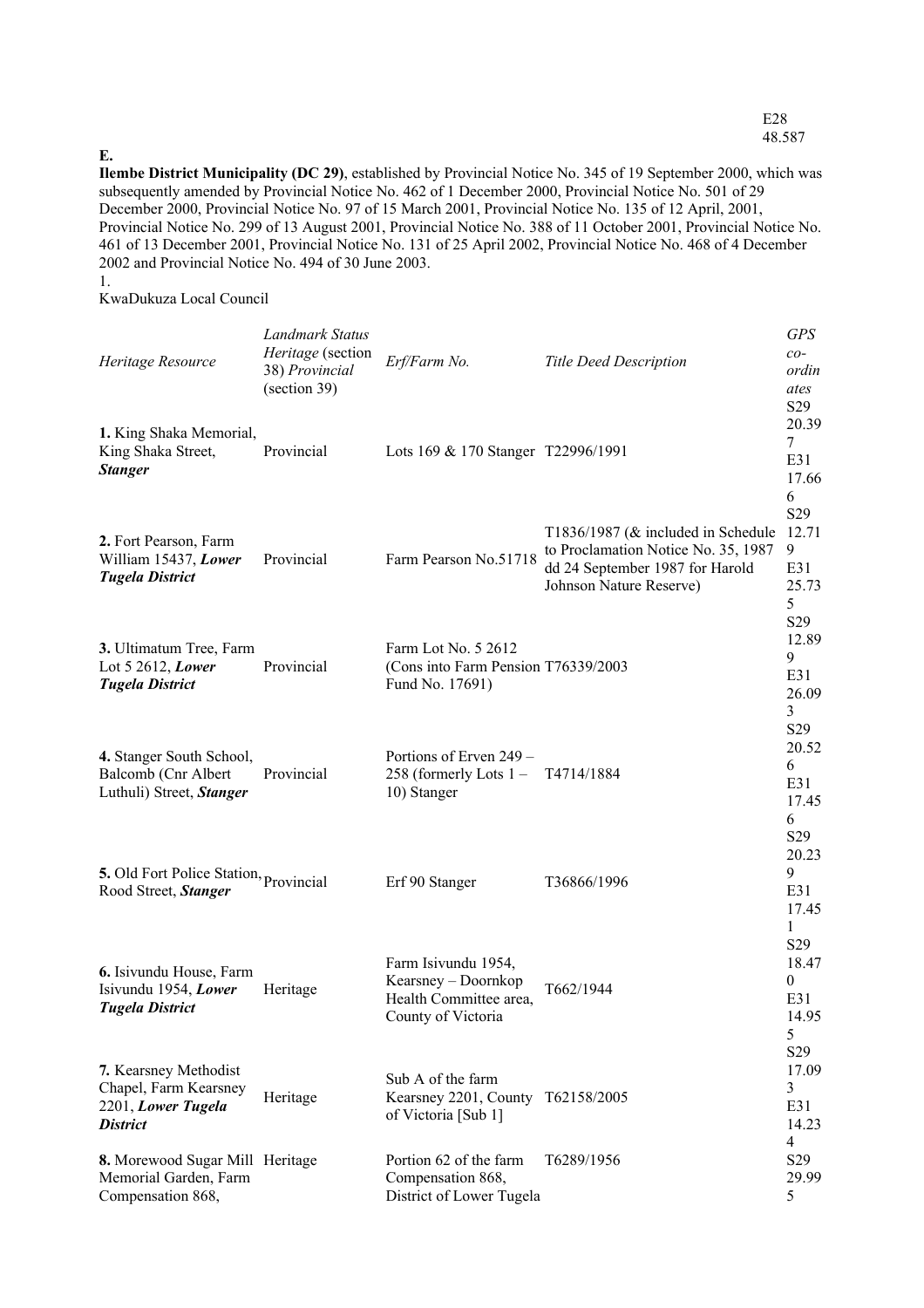E28
48.587

**E.**

**Ilembe District Municipality (DC 29)**, established by Provincial Notice No. 345 of 19 September 2000, which was subsequently amended by Provincial Notice No. 462 of 1 December 2000, Provincial Notice No. 501 of 29 December 2000, Provincial Notice No. 97 of 15 March 2001, Provincial Notice No. 135 of 12 April, 2001, Provincial Notice No. 299 of 13 August 2001, Provincial Notice No. 388 of 11 October 2001, Provincial Notice No. 461 of 13 December 2001, Provincial Notice No. 131 of 25 April 2002, Provincial Notice No. 468 of 4 December 2002 and Provincial Notice No. 494 of 30 June 2003.

1.

KwaDukuza Local Council

| *Heritage Resource* | *Landmark Status Heritage* (section 38) *Provincial* (section 39) | *Erf/Farm No.* | *Title Deed Description* | *GPS co-ordinates* |
|---|---|---|---|---|
| **1.** King Shaka Memorial, King Shaka Street, ***Stanger*** | Provincial | Lots 169 & 170 Stanger | T22996/1991 | S29 20.397 E31 17.666 |
| **2.** Fort Pearson, Farm William 15437, ***Lower Tugela District*** | Provincial | Farm Pearson No.51718 | T1836/1987 (& included in Schedule to Proclamation Notice No. 35, 1987 dd 24 September 1987 for Harold Johnson Nature Reserve) | S29 12.719 E31 25.735 |
| **3.** Ultimatum Tree, Farm Lot 5 2612, ***Lower Tugela District*** | Provincial | Farm Lot No. 5 2612 (Cons into Farm Pension Fund No. 17691) | T76339/2003 | S29 12.899 E31 26.093 |
| **4.** Stanger South School, Balcomb (Cnr Albert Luthuli) Street, ***Stanger*** | Provincial | Portions of Erven 249 – 258 (formerly Lots 1 – 10) Stanger | T4714/1884 | S29 20.526 E31 17.456 |
| **5.** Old Fort Police Station, Rood Street, ***Stanger*** | Provincial | Erf 90 Stanger | T36866/1996 | S29 20.239 E31 17.451 |
| **6.** Isivundu House, Farm Isivundu 1954, ***Lower Tugela District*** | Heritage | Farm Isivundu 1954, Kearsney – Doornkop Health Committee area, County of Victoria | T662/1944 | S29 18.470 E31 14.955 |
| **7.** Kearsney Methodist Chapel, Farm Kearsney 2201, ***Lower Tugela District*** | Heritage | Sub A of the farm Kearsney 2201, County of Victoria [Sub 1] | T62158/2005 | S29 17.093 E31 14.234 |
| **8.** Morewood Sugar Mill Memorial Garden, Farm Compensation 868, | Heritage | Portion 62 of the farm Compensation 868, District of Lower Tugela | T6289/1956 | S29 29.995 |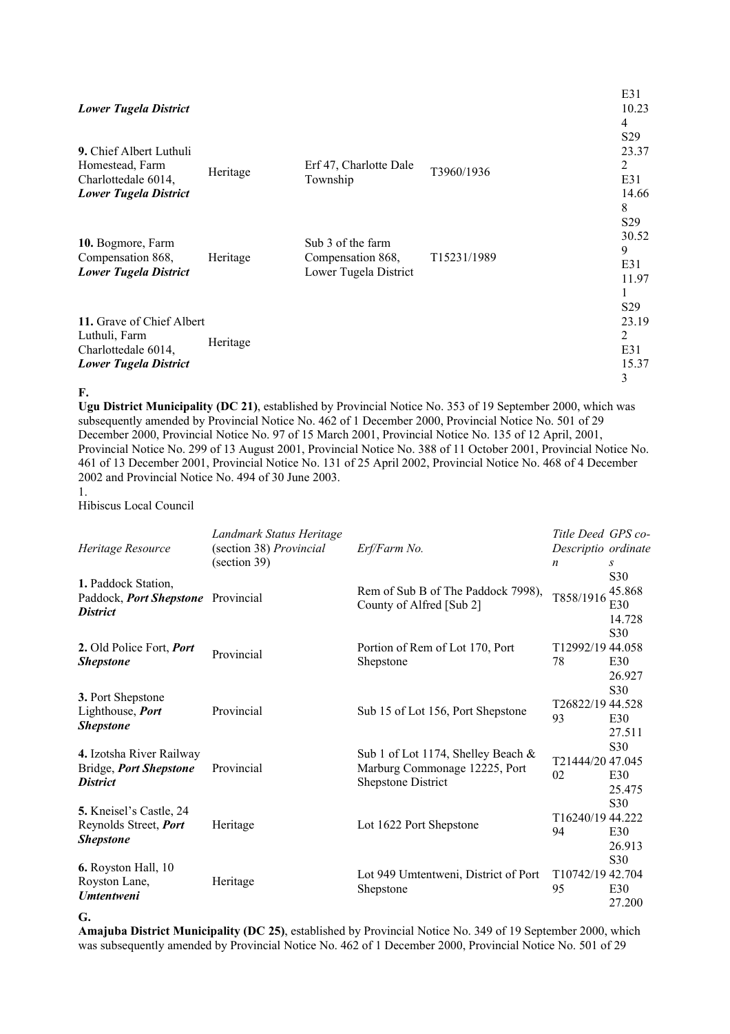| | | | | |
|---|---|---|---|---|
| *Lower Tugela District* | | | | E31 10.234 |
| **9.** Chief Albert Luthuli Homestead, Farm Charlottedale 6014, ***Lower Tugela District*** | Heritage | Erf 47, Charlotte Dale Township | T3960/1936 | S29 23.372 E31 14.668 |
| **10.** Bogmore, Farm Compensation 868, ***Lower Tugela District*** | Heritage | Sub 3 of the farm Compensation 868, Lower Tugela District | T15231/1989 | S29 30.529 E31 11.971 |
| **11.** Grave of Chief Albert Luthuli, Farm Charlottedale 6014, ***Lower Tugela District*** | Heritage | | | S29 23.192 E31 15.373 |

**F.**

**Ugu District Municipality (DC 21)**, established by Provincial Notice No. 353 of 19 September 2000, which was subsequently amended by Provincial Notice No. 462 of 1 December 2000, Provincial Notice No. 501 of 29 December 2000, Provincial Notice No. 97 of 15 March 2001, Provincial Notice No. 135 of 12 April, 2001, Provincial Notice No. 299 of 13 August 2001, Provincial Notice No. 388 of 11 October 2001, Provincial Notice No. 461 of 13 December 2001, Provincial Notice No. 131 of 25 April 2002, Provincial Notice No. 468 of 4 December 2002 and Provincial Notice No. 494 of 30 June 2003.

1.

Hibiscus Local Council

| *Heritage Resource* | *Landmark Status Heritage* (section 38) *Provincial* (section 39) | *Erf/Farm No.* | *Title Deed Description* | *GPS co-ordinates* |
|---|---|---|---|---|
| **1.** Paddock Station, Paddock, ***Port Shepstone District*** | Provincial | Rem of Sub B of The Paddock 7998), County of Alfred [Sub 2] | T858/1916 | S30 45.868 E30 14.728 |
| **2.** Old Police Fort, ***Port Shepstone*** | Provincial | Portion of Rem of Lot 170, Port Shepstone | T12992/1978 | S30 44.058 E30 26.927 |
| **3.** Port Shepstone Lighthouse, ***Port Shepstone*** | Provincial | Sub 15 of Lot 156, Port Shepstone | T26822/1993 | S30 44.528 E30 27.511 |
| **4.** Izotsha River Railway Bridge, ***Port Shepstone District*** | Provincial | Sub 1 of Lot 1174, Shelley Beach & Marburg Commonage 12225, Port Shepstone District | T21444/2002 | S30 47.045 E30 25.475 |
| **5.** Kneisel's Castle, 24 Reynolds Street, ***Port Shepstone*** | Heritage | Lot 1622 Port Shepstone | T16240/1994 | S30 44.222 E30 26.913 |
| **6.** Royston Hall, 10 Royston Lane, ***Umtentweni*** | Heritage | Lot 949 Umtentweni, District of Port Shepstone | T10742/1995 | S30 42.704 E30 27.200 |

**G.**

**Amajuba District Municipality (DC 25)**, established by Provincial Notice No. 349 of 19 September 2000, which was subsequently amended by Provincial Notice No. 462 of 1 December 2000, Provincial Notice No. 501 of 29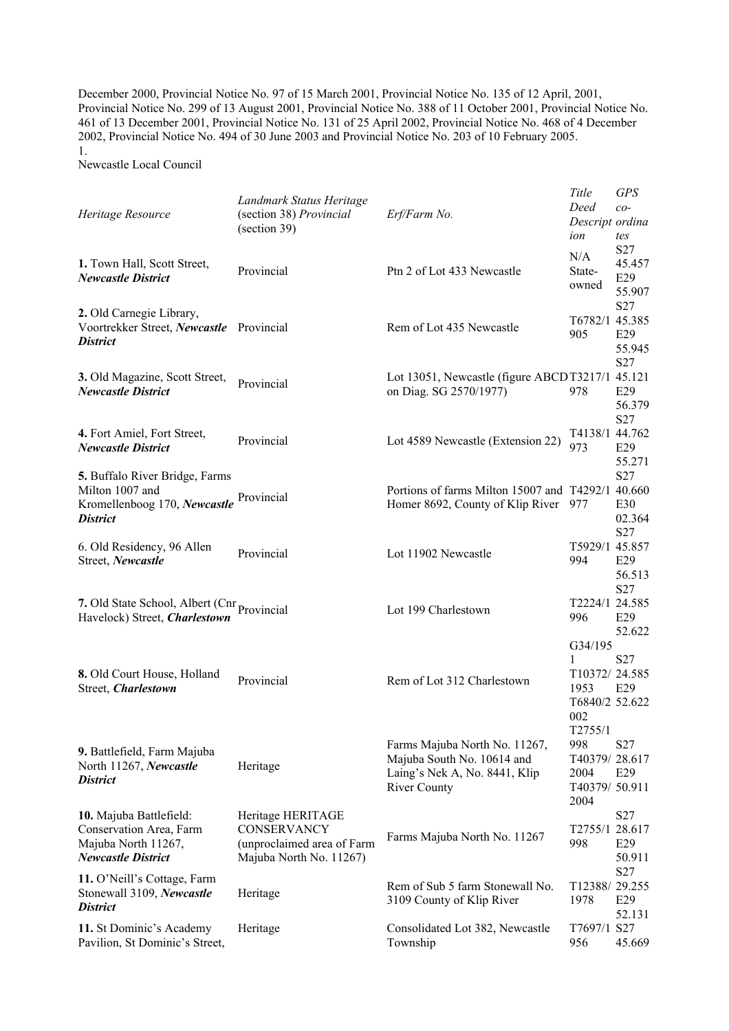December 2000, Provincial Notice No. 97 of 15 March 2001, Provincial Notice No. 135 of 12 April, 2001, Provincial Notice No. 299 of 13 August 2001, Provincial Notice No. 388 of 11 October 2001, Provincial Notice No. 461 of 13 December 2001, Provincial Notice No. 131 of 25 April 2002, Provincial Notice No. 468 of 4 December 2002, Provincial Notice No. 494 of 30 June 2003 and Provincial Notice No. 203 of 10 February 2005.

1.

Newcastle Local Council

| *Heritage Resource* | *Landmark Status Heritage (section 38) Provincial (section 39)* | *Erf/Farm No.* | *Title Deed Description* | *GPS co-ordinates* |
|---|---|---|---|---|
| **1.** Town Hall, Scott Street, ***Newcastle District*** | Provincial | Ptn 2 of Lot 433 Newcastle | N/A State-owned | S27 45.457 E29 55.907 |
| **2.** Old Carnegie Library, Voortrekker Street, ***Newcastle District*** | Provincial | Rem of Lot 435 Newcastle | T6782/1905 | S27 45.385 E29 55.945 |
| **3.** Old Magazine, Scott Street, ***Newcastle District*** | Provincial | Lot 13051, Newcastle (figure ABCD on Diag. SG 2570/1977) | T3217/1978 | S27 45.121 E29 56.379 |
| **4.** Fort Amiel, Fort Street, ***Newcastle District*** | Provincial | Lot 4589 Newcastle (Extension 22) | T4138/1973 | S27 44.762 E29 55.271 |
| **5.** Buffalo River Bridge, Farms Milton 1007 and Kromellenboog 170, ***Newcastle District*** | Provincial | Portions of farms Milton 15007 and Homer 8692, County of Klip River | T4292/1977 | S27 40.660 E30 02.364 |
| 6. Old Residency, 96 Allen Street, ***Newcastle*** | Provincial | Lot 11902 Newcastle | T5929/1994 | S27 45.857 E29 56.513 |
| **7.** Old State School, Albert (Cnr Havelock) Street, ***Charlestown*** | Provincial | Lot 199 Charlestown | T2224/1996 | S27 24.585 E29 52.622 |
| **8.** Old Court House, Holland Street, ***Charlestown*** | Provincial | Rem of Lot 312 Charlestown | G34/1951 T10372/1953 T6840/2002 | S27 24.585 E29 52.622 |
| **9.** Battlefield, Farm Majuba North 11267, ***Newcastle District*** | Heritage | Farms Majuba North No. 11267, Majuba South No. 10614 and Laing's Nek A, No. 8441, Klip River County | T2755/1998 T40379/2004 T40379/2004 | S27 28.617 E29 50.911 |
| **10.** Majuba Battlefield: Conservation Area, Farm Majuba North 11267, ***Newcastle District*** | Heritage HERITAGE CONSERVANCY (unproclaimed area of Farm Majuba North No. 11267) | Farms Majuba North No. 11267 | T2755/1998 | S27 28.617 E29 50.911 |
| **11.** O'Neill's Cottage, Farm Stonewall 3109, ***Newcastle District*** | Heritage | Rem of Sub 5 farm Stonewall No. 3109 County of Klip River | T12388/1978 | S27 29.255 E29 52.131 |
| **11.** St Dominic's Academy Pavilion, St Dominic's Street, | Heritage | Consolidated Lot 382, Newcastle Township | T7697/1956 | S27 45.669 |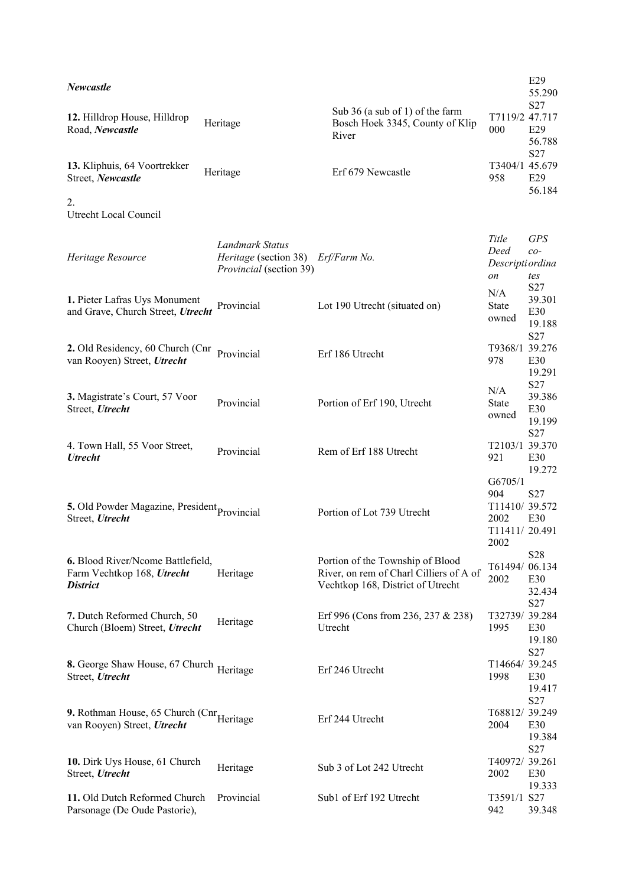*Newcastle*

| | | | | |
|---|---|---|---|---|
| **12.** Hilldrop House, Hilldrop Road, ***Newcastle*** | Heritage | Sub 36 (a sub of 1) of the farm Bosch Hoek 3345, County of Klip River | T7119/2000 | E29 55.290 S27 47.717 E29 56.788 |
| **13.** Kliphuis, 64 Voortrekker Street, ***Newcastle*** | Heritage | Erf 679 Newcastle | T3404/1958 | S27 45.679 E29 56.184 |

2.
Utrecht Local Council

| *Heritage Resource* | *Landmark Status Heritage* (section 38) *Provincial* (section 39) | *Erf/Farm No.* | *Title Deed Description* | *GPS co-ordinates* |
|---|---|---|---|---|
| **1.** Pieter Lafras Uys Monument and Grave, Church Street, ***Utrecht*** | Provincial | Lot 190 Utrecht (situated on) | N/A State owned | S27 39.301 E30 19.188 |
| **2.** Old Residency, 60 Church (Cnr van Rooyen) Street, ***Utrecht*** | Provincial | Erf 186 Utrecht | T9368/1978 | S27 39.276 E30 19.291 |
| **3.** Magistrate's Court, 57 Voor Street, ***Utrecht*** | Provincial | Portion of Erf 190, Utrecht | N/A State owned | S27 39.386 E30 19.199 |
| 4. Town Hall, 55 Voor Street, ***Utrecht*** | Provincial | Rem of Erf 188 Utrecht | T2103/1921 | S27 39.370 E30 19.272 |
| **5.** Old Powder Magazine, President Street, ***Utrecht*** | Provincial | Portion of Lot 739 Utrecht | G6705/1904 T11410/2002 T11411/2002 | S27 39.572 E30 20.491 |
| **6.** Blood River/Ncome Battlefield, Farm Vechtkop 168, ***Utrecht District*** | Heritage | Portion of the Township of Blood River, on rem of Charl Cilliers of A of Vechtkop 168, District of Utrecht | T61494/2002 | S28 06.134 E30 32.434 |
| **7.** Dutch Reformed Church, 50 Church (Bloem) Street, ***Utrecht*** | Heritage | Erf 996 (Cons from 236, 237 & 238) Utrecht | T32739/1995 | S27 39.284 E30 19.180 |
| **8.** George Shaw House, 67 Church Street, ***Utrecht*** | Heritage | Erf 246 Utrecht | T14664/1998 | S27 39.245 E30 19.417 |
| **9.** Rothman House, 65 Church (Cnr van Rooyen) Street, ***Utrecht*** | Heritage | Erf 244 Utrecht | T68812/2004 | S27 39.249 E30 19.384 |
| **10.** Dirk Uys House, 61 Church Street, ***Utrecht*** | Heritage | Sub 3 of Lot 242 Utrecht | T40972/2002 | S27 39.261 E30 19.333 |
| **11.** Old Dutch Reformed Church Parsonage (De Oude Pastorie), | Provincial | Sub1 of Erf 192 Utrecht | T3591/1942 | S27 39.348 |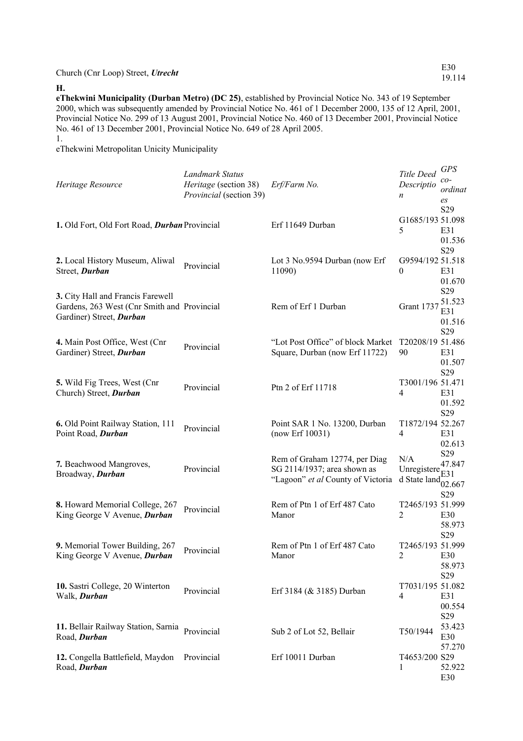| Church (Cnr Loop) Street, ***Utrecht*** | | | | E30 19.114 |
|---|---|---|---|---|

**H.**

**eThekwini Municipality (Durban Metro) (DC 25)**, established by Provincial Notice No. 343 of 19 September 2000, which was subsequently amended by Provincial Notice No. 461 of 1 December 2000, 135 of 12 April, 2001, Provincial Notice No. 299 of 13 August 2001, Provincial Notice No. 460 of 13 December 2001, Provincial Notice No. 461 of 13 December 2001, Provincial Notice No. 649 of 28 April 2005.

1.

eThekwini Metropolitan Unicity Municipality

| *Heritage Resource* | *Landmark Status Heritage* (section 38) *Provincial* (section 39) | *Erf/Farm No.* | *Title Deed Description* | *GPS co-ordinates* |
|---|---|---|---|---|
| **1.** Old Fort, Old Fort Road, ***Durban*** | Provincial | Erf 11649 Durban | G1685/1935 | S29 51.098 E31 01.536 |
| **2.** Local History Museum, Aliwal Street, ***Durban*** | Provincial | Lot 3 No.9594 Durban (now Erf 11090) | G9594/1920 | S29 51.518 E31 01.670 |
| **3.** City Hall and Francis Farewell Gardens, 263 West (Cnr Smith and Gardiner) Street, ***Durban*** | Provincial | Rem of Erf 1 Durban | Grant 1737 | S29 51.523 E31 01.516 |
| **4.** Main Post Office, West (Cnr Gardiner) Street, ***Durban*** | Provincial | "Lot Post Office" of block Market Square, Durban (now Erf 11722) | T20208/1990 | S29 51.486 E31 01.507 |
| **5.** Wild Fig Trees, West (Cnr Church) Street, ***Durban*** | Provincial | Ptn 2 of Erf 11718 | T3001/1964 | S29 51.471 E31 01.592 |
| **6.** Old Point Railway Station, 111 Point Road, ***Durban*** | Provincial | Point SAR 1 No. 13200, Durban (now Erf 10031) | T1872/1944 | S29 52.267 E31 02.613 |
| **7.** Beachwood Mangroves, Broadway, ***Durban*** | Provincial | Rem of Graham 12774, per Diag SG 2114/1937; area shown as "Lagoon" *et al* County of Victoria | N/A Unregistered State land | S29 47.847 E31 02.667 |
| **8.** Howard Memorial College, 267 King George V Avenue, ***Durban*** | Provincial | Rem of Ptn 1 of Erf 487 Cato Manor | T2465/1932 | S29 51.999 E30 58.973 |
| **9.** Memorial Tower Building, 267 King George V Avenue, ***Durban*** | Provincial | Rem of Ptn 1 of Erf 487 Cato Manor | T2465/1932 | S29 51.999 E30 58.973 |
| **10.** Sastri College, 20 Winterton Walk, ***Durban*** | Provincial | Erf 3184 (& 3185) Durban | T7031/1954 | S29 51.082 E31 00.554 |
| **11.** Bellair Railway Station, Sarnia Road, ***Durban*** | Provincial | Sub 2 of Lot 52, Bellair | T50/1944 | S29 53.423 E30 57.270 |
| **12.** Congella Battlefield, Maydon Road, ***Durban*** | Provincial | Erf 10011 Durban | T4653/2001 | S29 52.922 E30 |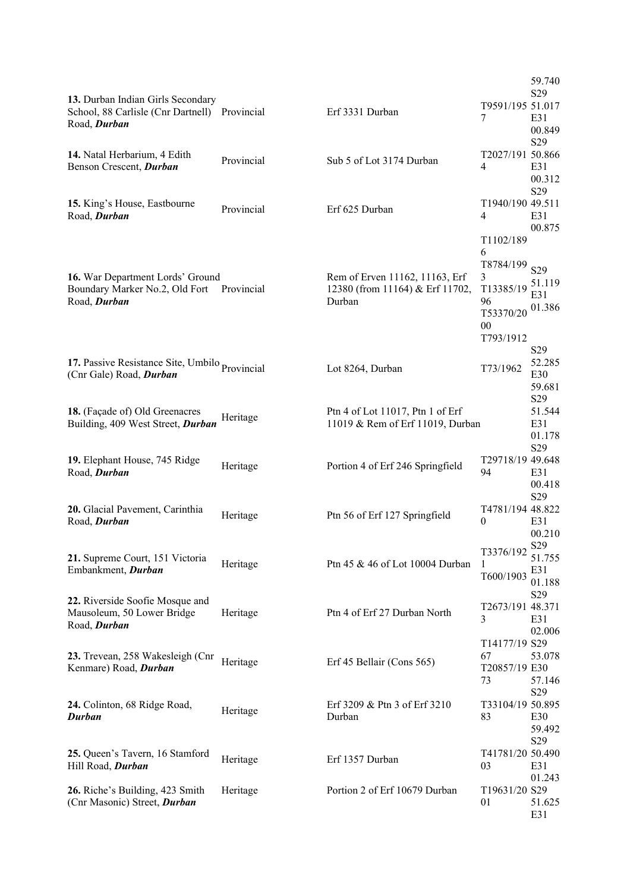| | | | | |
|---|---|---|---|---|
| | | | | 59.740 |
| **13.** Durban Indian Girls Secondary School, 88 Carlisle (Cnr Dartnell) Road, ***Durban*** | Provincial | Erf 3331 Durban | T9591/1957 | S29 51.017 E31 00.849 |
| **14.** Natal Herbarium, 4 Edith Benson Crescent, ***Durban*** | Provincial | Sub 5 of Lot 3174 Durban | T2027/1914 | S29 50.866 E31 00.312 |
| **15.** King's House, Eastbourne Road, ***Durban*** | Provincial | Erf 625 Durban | T1940/1904 | S29 49.511 E31 00.875 |
| **16.** War Department Lords' Ground Boundary Marker No.2, Old Fort Road, ***Durban*** | Provincial | Rem of Erven 11162, 11163, Erf 12380 (from 11164) & Erf 11702, Durban | T1102/1896 T8784/1993 T13385/1996 T53370/2000 T793/1912 | S29 51.119 E31 01.386 |
| **17.** Passive Resistance Site, Umbilo (Cnr Gale) Road, ***Durban*** | Provincial | Lot 8264, Durban | T73/1962 | S29 52.285 E30 59.681 |
| **18.** (Façade of) Old Greenacres Building, 409 West Street, ***Durban*** | Heritage | Ptn 4 of Lot 11017, Ptn 1 of Erf 11019 & Rem of Erf 11019, Durban | | S29 51.544 E31 01.178 |
| **19.** Elephant House, 745 Ridge Road, ***Durban*** | Heritage | Portion 4 of Erf 246 Springfield | T29718/1994 | S29 49.648 E31 00.418 |
| **20.** Glacial Pavement, Carinthia Road, ***Durban*** | Heritage | Ptn 56 of Erf 127 Springfield | T4781/1940 | S29 48.822 E31 00.210 |
| **21.** Supreme Court, 151 Victoria Embankment, ***Durban*** | Heritage | Ptn 45 & 46 of Lot 10004 Durban | T3376/1921 T600/1903 | S29 51.755 E31 01.188 |
| **22.** Riverside Soofie Mosque and Mausoleum, 50 Lower Bridge Road, ***Durban*** | Heritage | Ptn 4 of Erf 27 Durban North | T2673/1913 | S29 48.371 E31 02.006 |
| **23.** Trevean, 258 Wakesleigh (Cnr Kenmare) Road, ***Durban*** | Heritage | Erf 45 Bellair (Cons 565) | T14177/1967 T20857/1973 | S29 53.078 E30 57.146 |
| **24.** Colinton, 68 Ridge Road, ***Durban*** | Heritage | Erf 3209 & Ptn 3 of Erf 3210 Durban | T33104/1983 | S29 50.895 E30 59.492 |
| **25.** Queen's Tavern, 16 Stamford Hill Road, ***Durban*** | Heritage | Erf 1357 Durban | T41781/2003 | S29 50.490 E31 01.243 |
| **26.** Riche's Building, 423 Smith (Cnr Masonic) Street, ***Durban*** | Heritage | Portion 2 of Erf 10679 Durban | T19631/2001 | S29 51.625 E31 |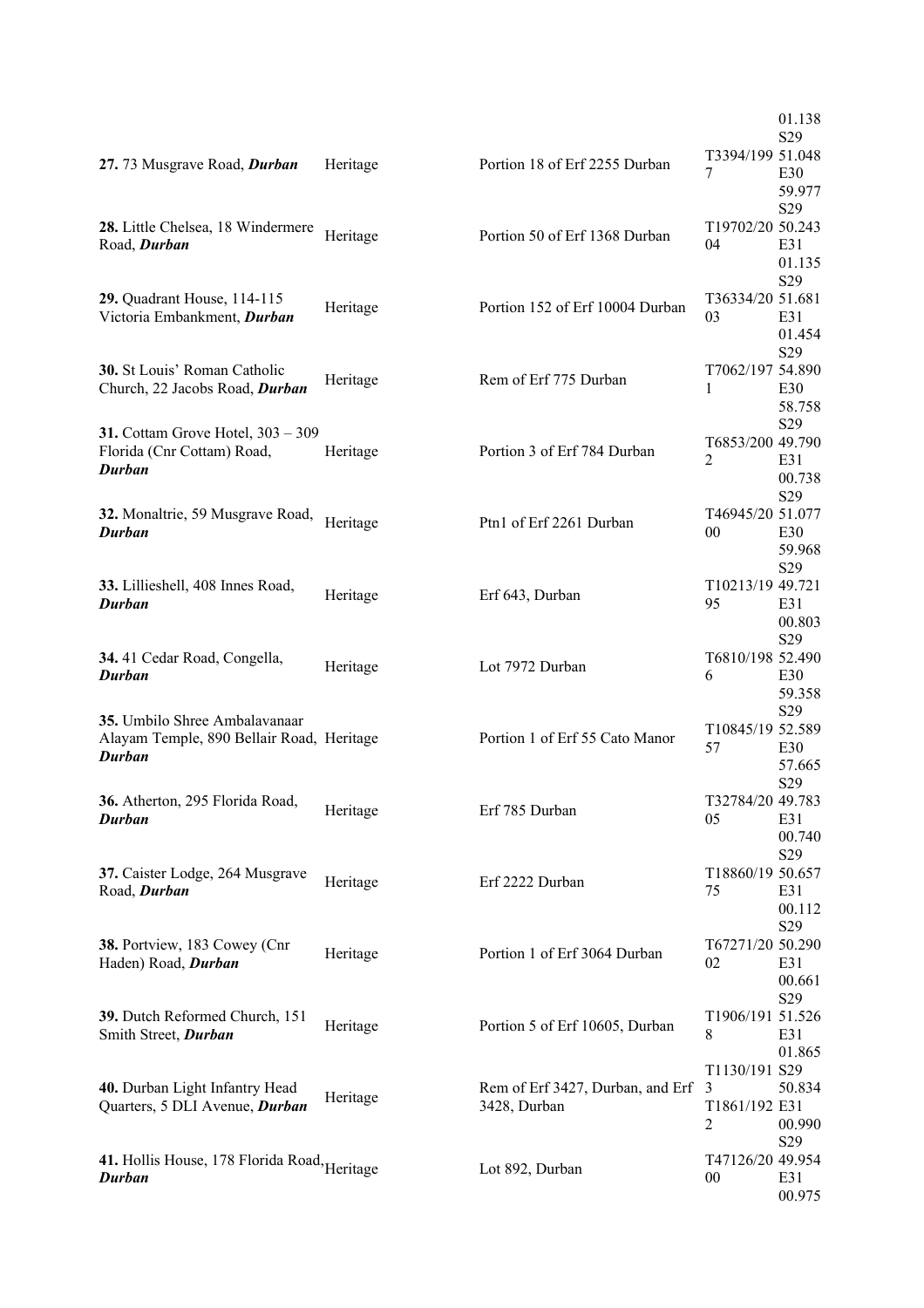| | | | | |
|---|---|---|---|---|
| | | | | 01.138 |
| **27.** 73 Musgrave Road, ***Durban*** | Heritage | Portion 18 of Erf 2255 Durban | T3394/1997 | S29 51.048 E30 59.977 |
| **28.** Little Chelsea, 18 Windermere Road, ***Durban*** | Heritage | Portion 50 of Erf 1368 Durban | T19702/2004 | S29 50.243 E31 01.135 |
| **29.** Quadrant House, 114-115 Victoria Embankment, ***Durban*** | Heritage | Portion 152 of Erf 10004 Durban | T36334/2003 | S29 51.681 E31 01.454 |
| **30.** St Louis' Roman Catholic Church, 22 Jacobs Road, ***Durban*** | Heritage | Rem of Erf 775 Durban | T7062/1971 | S29 54.890 E30 58.758 |
| **31.** Cottam Grove Hotel, 303 – 309 Florida (Cnr Cottam) Road, ***Durban*** | Heritage | Portion 3 of Erf 784 Durban | T6853/2002 | S29 49.790 E31 00.738 |
| **32.** Monaltrie, 59 Musgrave Road, ***Durban*** | Heritage | Ptn1 of Erf 2261 Durban | T46945/2000 | S29 51.077 E30 59.968 |
| **33.** Lillieshell, 408 Innes Road, ***Durban*** | Heritage | Erf 643, Durban | T10213/1995 | S29 49.721 E31 00.803 |
| **34.** 41 Cedar Road, Congella, ***Durban*** | Heritage | Lot 7972 Durban | T6810/1986 | S29 52.490 E30 59.358 |
| **35.** Umbilo Shree Ambalavanaar Alayam Temple, 890 Bellair Road, ***Durban*** | Heritage | Portion 1 of Erf 55 Cato Manor | T10845/1957 | S29 52.589 E30 57.665 |
| **36.** Atherton, 295 Florida Road, ***Durban*** | Heritage | Erf 785 Durban | T32784/2005 | S29 49.783 E31 00.740 |
| **37.** Caister Lodge, 264 Musgrave Road, ***Durban*** | Heritage | Erf 2222 Durban | T18860/1975 | S29 50.657 E31 00.112 |
| **38.** Portview, 183 Cowey (Cnr Haden) Road, ***Durban*** | Heritage | Portion 1 of Erf 3064 Durban | T67271/2002 | S29 50.290 E31 00.661 |
| **39.** Dutch Reformed Church, 151 Smith Street, ***Durban*** | Heritage | Portion 5 of Erf 10605, Durban | T1906/1918 | S29 51.526 E31 01.865 |
| **40.** Durban Light Infantry Head Quarters, 5 DLI Avenue, ***Durban*** | Heritage | Rem of Erf 3427, Durban, and Erf 3428, Durban | T1130/1913 T1861/1922 | S29 50.834 E31 00.990 |
| **41.** Hollis House, 178 Florida Road, ***Durban*** | Heritage | Lot 892, Durban | T47126/2000 | S29 49.954 E31 00.975 |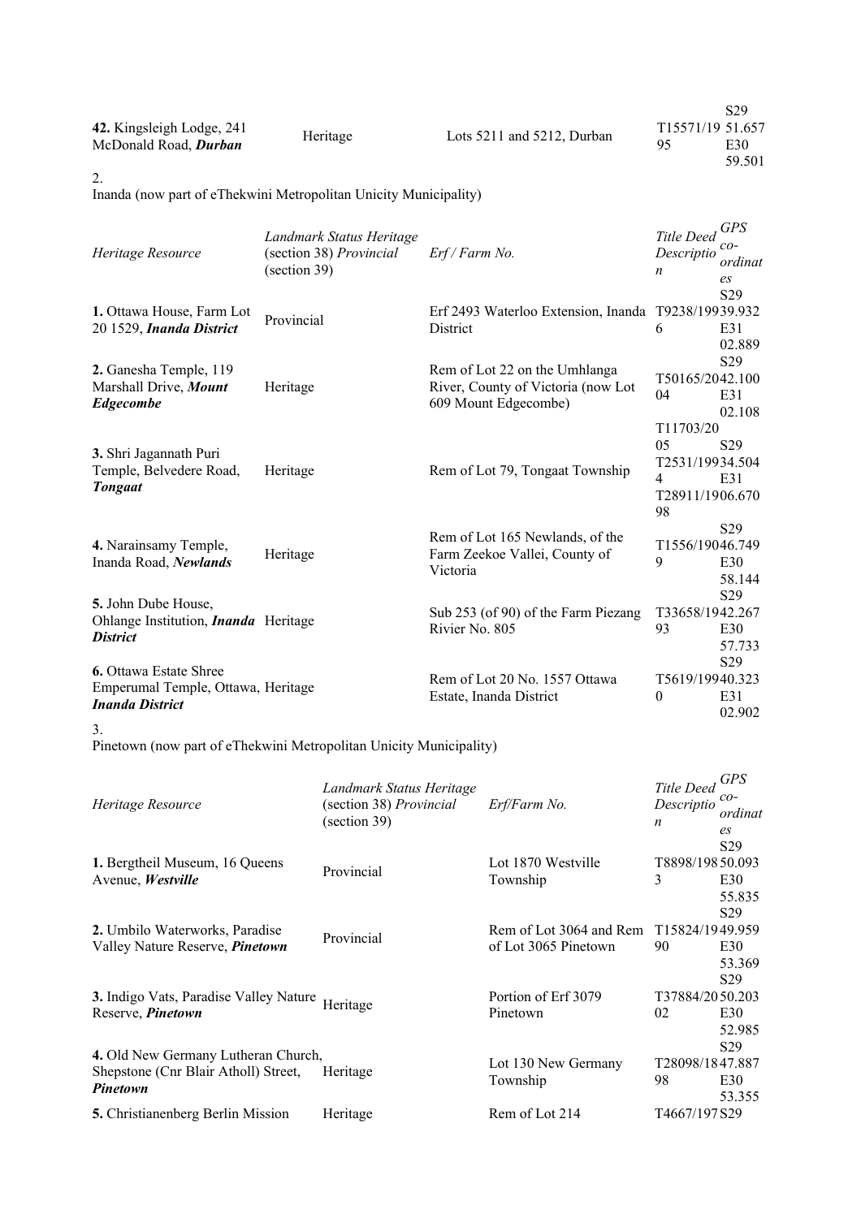| Heritage Resource | Landmark Status Heritage (section 38) *Provincial* (section 39) | Erf / Farm No. | Title Deed Description | GPS co-ordinates |
|---|---|---|---|---|
| **42.** Kingsleigh Lodge, 241 McDonald Road, ***Durban*** | Heritage | Lots 5211 and 5212, Durban | T15571/1995 | S29 51.657 E30 59.501 |

2\.
Inanda (now part of eThekwini Metropolitan Unicity Municipality)

| *Heritage Resource* | *Landmark Status Heritage (section 38) Provincial (section 39)* | *Erf / Farm No.* | *Title Deed Description* | *GPS co-ordinates* |
|---|---|---|---|---|
| **1.** Ottawa House, Farm Lot 20 1529, ***Inanda District*** | Provincial | Erf 2493 Waterloo Extension, Inanda District | T9238/1996 | S29 39.932 E31 02.889 |
| **2.** Ganesha Temple, 119 Marshall Drive, ***Mount Edgecombe*** | Heritage | Rem of Lot 22 on the Umhlanga River, County of Victoria (now Lot 609 Mount Edgecombe) | T50165/2004 | S29 42.100 E31 02.108 |
| **3.** Shri Jagannath Puri Temple, Belvedere Road, ***Tongaat*** | Heritage | Rem of Lot 79, Tongaat Township | T11703/2005 T2531/1994 T28911/1998 | S29 34.504 E31 06.670 |
| **4.** Narainsamy Temple, Inanda Road, ***Newlands*** | Heritage | Rem of Lot 165 Newlands, of the Farm Zeekoe Vallei, County of Victoria | T1556/1999 | S29 46.749 E30 58.144 |
| **5.** John Dube House, Ohlange Institution, ***Inanda District*** | Heritage | Sub 253 (of 90) of the Farm Piezang Rivier No. 805 | T33658/1993 | S29 42.267 E30 57.733 |
| **6.** Ottawa Estate Shree Emperumal Temple, Ottawa, ***Inanda District*** | Heritage | Rem of Lot 20 No. 1557 Ottawa Estate, Inanda District | T5619/1990 | S29 40.323 E31 02.902 |

3\.
Pinetown (now part of eThekwini Metropolitan Unicity Municipality)

| *Heritage Resource* | *Landmark Status Heritage (section 38) Provincial (section 39)* | *Erf/Farm No.* | *Title Deed Description* | *GPS co-ordinates* |
|---|---|---|---|---|
| **1.** Bergtheil Museum, 16 Queens Avenue, ***Westville*** | Provincial | Lot 1870 Westville Township | T8898/1983 | S29 50.093 E30 55.835 |
| **2.** Umbilo Waterworks, Paradise Valley Nature Reserve, ***Pinetown*** | Provincial | Rem of Lot 3064 and Rem of Lot 3065 Pinetown | T15824/1990 | S29 49.959 E30 53.369 |
| **3.** Indigo Vats, Paradise Valley Nature Reserve, ***Pinetown*** | Heritage | Portion of Erf 3079 Pinetown | T37884/2002 | S29 50.203 E30 52.985 |
| **4.** Old New Germany Lutheran Church, Shepstone (Cnr Blair Atholl) Street, ***Pinetown*** | Heritage | Lot 130 New Germany Township | T28098/1898 | S29 47.887 E30 53.355 |
| **5.** Christianenberg Berlin Mission | Heritage | Rem of Lot 214 | T4667/197 | S29 |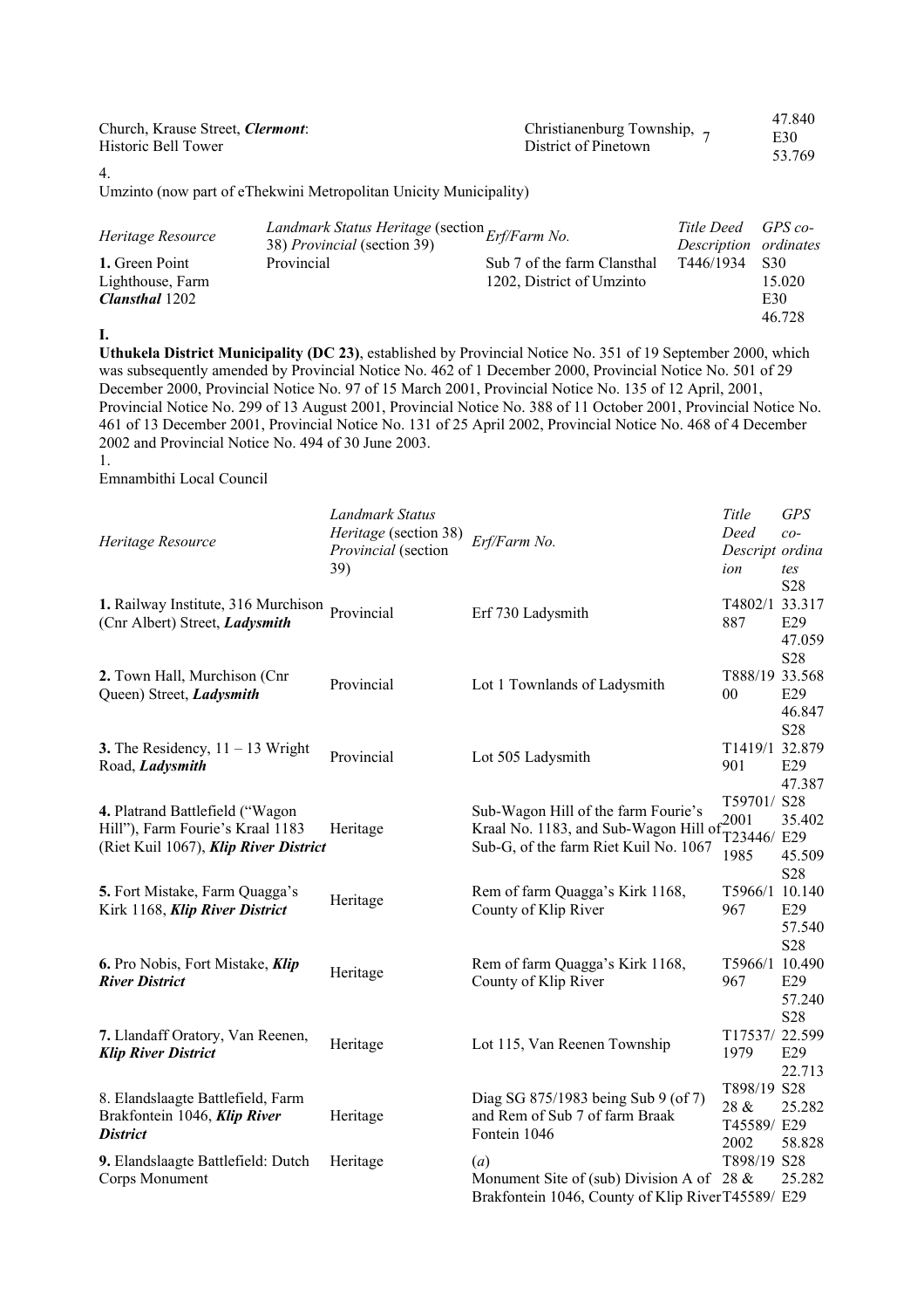| | | | | |
|---|---|---|---|---|
| Church, Krause Street, ***Clermont***: Historic Bell Tower | | Christianenburg Township, District of Pinetown | 7 | 47.840 E30 53.769 |

4.

Umzinto (now part of eThekwini Metropolitan Unicity Municipality)

| *Heritage Resource* | *Landmark Status Heritage* (section 38) *Provincial* (section 39) | *Erf/Farm No.* | *Title Deed Description* | *GPS co-ordinates* |
|---|---|---|---|---|
| **1.** Green Point Lighthouse, Farm ***Clansthal*** 1202 | Provincial | Sub 7 of the farm Clansthal 1202, District of Umzinto | T446/1934 | S30 15.020 E30 46.728 |

**I.**

**Uthukela District Municipality (DC 23)**, established by Provincial Notice No. 351 of 19 September 2000, which was subsequently amended by Provincial Notice No. 462 of 1 December 2000, Provincial Notice No. 501 of 29 December 2000, Provincial Notice No. 97 of 15 March 2001, Provincial Notice No. 135 of 12 April, 2001, Provincial Notice No. 299 of 13 August 2001, Provincial Notice No. 388 of 11 October 2001, Provincial Notice No. 461 of 13 December 2001, Provincial Notice No. 131 of 25 April 2002, Provincial Notice No. 468 of 4 December 2002 and Provincial Notice No. 494 of 30 June 2003.

1.

Emnambithi Local Council

| *Heritage Resource* | *Landmark Status Heritage* (section 38) *Provincial* (section 39) | *Erf/Farm No.* | *Title Deed Description* | *GPS co-ordinates* |
|---|---|---|---|---|
| **1.** Railway Institute, 316 Murchison (Cnr Albert) Street, ***Ladysmith*** | Provincial | Erf 730 Ladysmith | T4802/1887 | S28 33.317 E29 47.059 |
| **2.** Town Hall, Murchison (Cnr Queen) Street, ***Ladysmith*** | Provincial | Lot 1 Townlands of Ladysmith | T888/1900 | S28 33.568 E29 46.847 |
| **3.** The Residency, 11 – 13 Wright Road, ***Ladysmith*** | Provincial | Lot 505 Ladysmith | T1419/1901 | S28 32.879 E29 47.387 |
| **4.** Platrand Battlefield ("Wagon Hill"), Farm Fourie's Kraal 1183 (Riet Kuil 1067), ***Klip River District*** | Heritage | Sub-Wagon Hill of the farm Fourie's Kraal No. 1183, and Sub-Wagon Hill of Sub-G, of the farm Riet Kuil No. 1067 | T59701/2001 T23446/1985 | S28 35.402 E29 45.509 |
| **5.** Fort Mistake, Farm Quagga's Kirk 1168, ***Klip River District*** | Heritage | Rem of farm Quagga's Kirk 1168, County of Klip River | T5966/1967 | S28 10.140 E29 57.540 |
| **6.** Pro Nobis, Fort Mistake, ***Klip River District*** | Heritage | Rem of farm Quagga's Kirk 1168, County of Klip River | T5966/1967 | S28 10.490 E29 57.240 |
| **7.** Llandaff Oratory, Van Reenen, ***Klip River District*** | Heritage | Lot 115, Van Reenen Township | T17537/1979 | S28 22.599 E29 22.713 |
| 8. Elandslaagte Battlefield, Farm Brakfontein 1046, ***Klip River District*** | Heritage | Diag SG 875/1983 being Sub 9 (of 7) and Rem of Sub 7 of farm Braak Fontein 1046 | T898/1928 & T45589/2002 | S28 25.282 E29 58.828 |
| **9.** Elandslaagte Battlefield: Dutch Corps Monument | Heritage | (*a*) Monument Site of (sub) Division A of Brakfontein 1046, County of Klip River | T898/1928 & T45589/ | S28 25.282 E29 |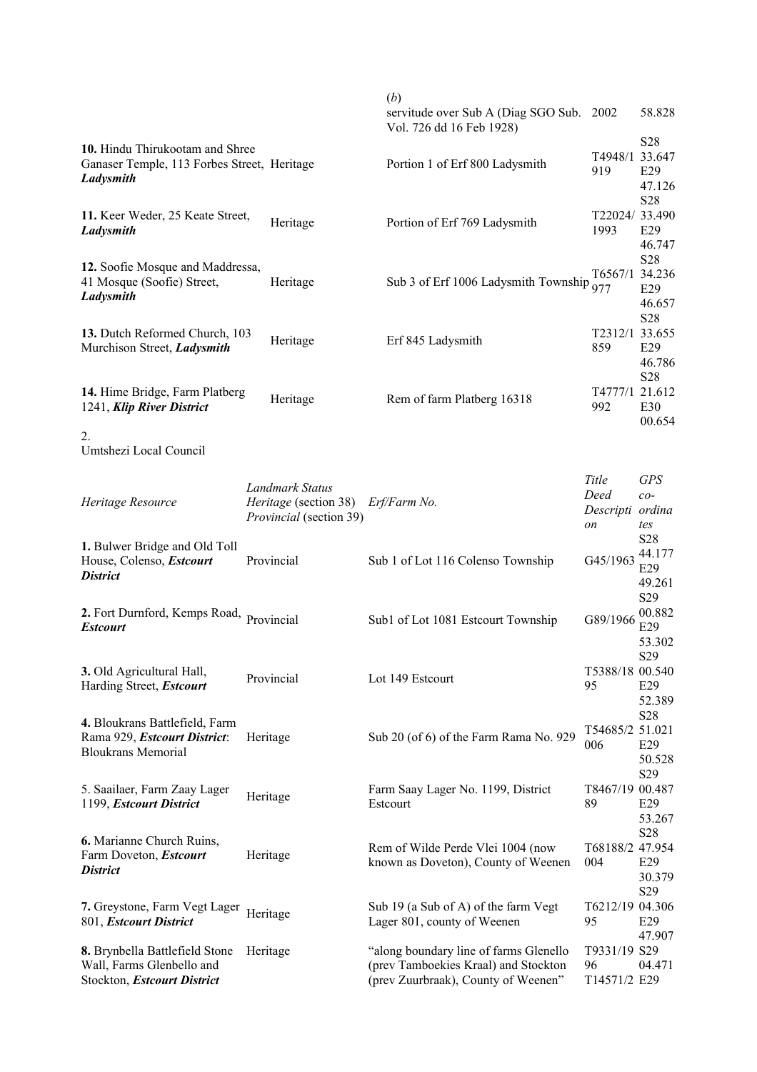| | | | | |
|---|---|---|---|---|
| | | (*b*) servitude over Sub A (Diag SGO Sub. Vol. 726 dd 16 Feb 1928) | 2002 | 58.828 |
| **10.** Hindu Thirukootam and Shree Ganaser Temple, 113 Forbes Street, ***Ladysmith*** | Heritage | Portion 1 of Erf 800 Ladysmith | T4948/1919 | S28 33.647 E29 47.126 |
| **11.** Keer Weder, 25 Keate Street, ***Ladysmith*** | Heritage | Portion of Erf 769 Ladysmith | T22024/1993 | S28 33.490 E29 46.747 |
| **12.** Soofie Mosque and Maddressa, 41 Mosque (Soofie) Street, ***Ladysmith*** | Heritage | Sub 3 of Erf 1006 Ladysmith Township | T6567/1977 | S28 34.236 E29 46.657 |
| **13.** Dutch Reformed Church, 103 Murchison Street, ***Ladysmith*** | Heritage | Erf 845 Ladysmith | T2312/1859 | S28 33.655 E29 46.786 |
| **14.** Hime Bridge, Farm Platberg 1241, ***Klip River District*** | Heritage | Rem of farm Platberg 16318 | T4777/1992 | S28 21.612 E30 00.654 |

2. Umtshezi Local Council

| *Heritage Resource* | *Landmark Status Heritage* (section 38) *Provincial* (section 39) | *Erf/Farm No.* | *Title Deed Description* | *GPS co-ordinates* |
|---|---|---|---|---|
| **1.** Bulwer Bridge and Old Toll House, Colenso, ***Estcourt District*** | Provincial | Sub 1 of Lot 116 Colenso Township | G45/1963 | S28 44.177 E29 49.261 |
| **2.** Fort Durnford, Kemps Road, ***Estcourt*** | Provincial | Sub1 of Lot 1081 Estcourt Township | G89/1966 | S29 00.882 E29 53.302 |
| **3.** Old Agricultural Hall, Harding Street, ***Estcourt*** | Provincial | Lot 149 Estcourt | T5388/1895 | S29 00.540 E29 52.389 |
| **4.** Bloukrans Battlefield, Farm Rama 929, ***Estcourt District***: Bloukrans Memorial | Heritage | Sub 20 (of 6) of the Farm Rama No. 929 | T54685/2006 | S28 51.021 E29 50.528 |
| 5. Saailaer, Farm Zaay Lager 1199, ***Estcourt District*** | Heritage | Farm Saay Lager No. 1199, District Estcourt | T8467/1989 | S29 00.487 E29 53.267 |
| **6.** Marianne Church Ruins, Farm Doveton, ***Estcourt District*** | Heritage | Rem of Wilde Perde Vlei 1004 (now known as Doveton), County of Weenen | T68188/2004 | S28 47.954 E29 30.379 |
| **7.** Greystone, Farm Vegt Lager 801, ***Estcourt District*** | Heritage | Sub 19 (a Sub of A) of the farm Vegt Lager 801, county of Weenen | T6212/1995 | S29 04.306 E29 47.907 |
| **8.** Brynbella Battlefield Stone Wall, Farms Glenbello and Stockton, ***Estcourt District*** | Heritage | "along boundary line of farms Glenello (prev Tamboekies Kraal) and Stockton (prev Zuurbraak), County of Weenen" | T9331/1996 T14571/2 | S29 04.471 E29 |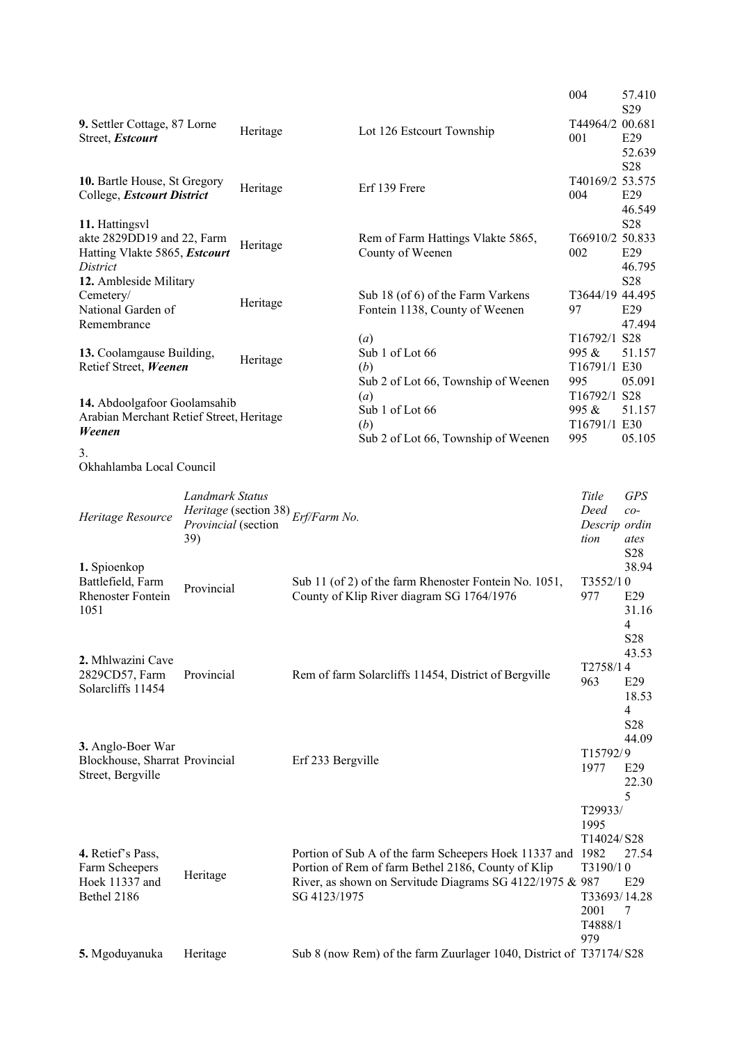| | | | | |
|---|---|---|---|---|
| | | | 004 | 57.410 |
| **9.** Settler Cottage, 87 Lorne Street, ***Estcourt*** | Heritage | Lot 126 Estcourt Township | T44964/2001 | S29 00.681 E29 52.639 |
| **10.** Bartle House, St Gregory College, ***Estcourt District*** | Heritage | Erf 139 Frere | T40169/2004 | S28 53.575 E29 46.549 |
| **11.** Hattingsvlakte 2829DD19 and 22, Farm Hatting Vlakte 5865, ***Estcourt*** *District* | Heritage | Rem of Farm Hattings Vlakte 5865, County of Weenen | T66910/2002 | S28 50.833 E29 46.795 |
| **12.** Ambleside Military Cemetery/ National Garden of Remembrance | Heritage | Sub 18 (of 6) of the Farm Varkens Fontein 1138, County of Weenen | T3644/1997 | S28 44.495 E29 47.494 |
| **13.** Coolamgause Building, Retief Street, ***Weenen*** | Heritage | (*a*) Sub 1 of Lot 66 (*b*) Sub 2 of Lot 66, Township of Weenen | T16792/1995 & T16791/1995 | S28 51.157 E30 05.091 |
| **14.** Abdoolgafoor Goolamsahib Arabian Merchant Retief Street, ***Weenen*** | Heritage | (*a*) Sub 1 of Lot 66 (*b*) Sub 2 of Lot 66, Township of Weenen | T16792/1995 & T16791/1995 | S28 51.157 E30 05.105 |

3.
Okhahlamba Local Council

| *Heritage Resource* | *Landmark Status Heritage* (section 38) *Provincial* (section 39) | *Erf/Farm No.* | *Title Deed Description* | *GPS co-ordinates* |
|---|---|---|---|---|
| **1.** Spioenkop Battlefield, Farm Rhenoster Fontein 1051 | Provincial | Sub 11 (of 2) of the farm Rhenoster Fontein No. 1051, County of Klip River diagram SG 1764/1976 | T3552/10977 | S28 38.940 E29 31.164 |
| **2.** Mhlwazini Cave 2829CD57, Farm Solarcliffs 11454 | Provincial | Rem of farm Solarcliffs 11454, District of Bergville | T2758/14963 | S28 43.534 E29 18.534 |
| **3.** Anglo-Boer War Blockhouse, Sharrat Street, Bergville | Provincial | Erf 233 Bergville | T15792/91977 | S28 44.09 E29 22.305 |
| **4.** Retief's Pass, Farm Scheepers Hoek 11337 and Bethel 2186 | Heritage | Portion of Sub A of the farm Scheepers Hoek 11337 and Portion of Rem of farm Bethel 2186, County of Klip River, as shown on Servitude Diagrams SG 4122/1975 & SG 4123/1975 | T29933/1995 T14024/1982 T3190/10987 T33693/2001 T4888/1979 | S28 27.540 E29 14.287 |
| **5.** Mgoduyanuka | Heritage | Sub 8 (now Rem) of the farm Zuurlager 1040, District of | T37174/ | S28 |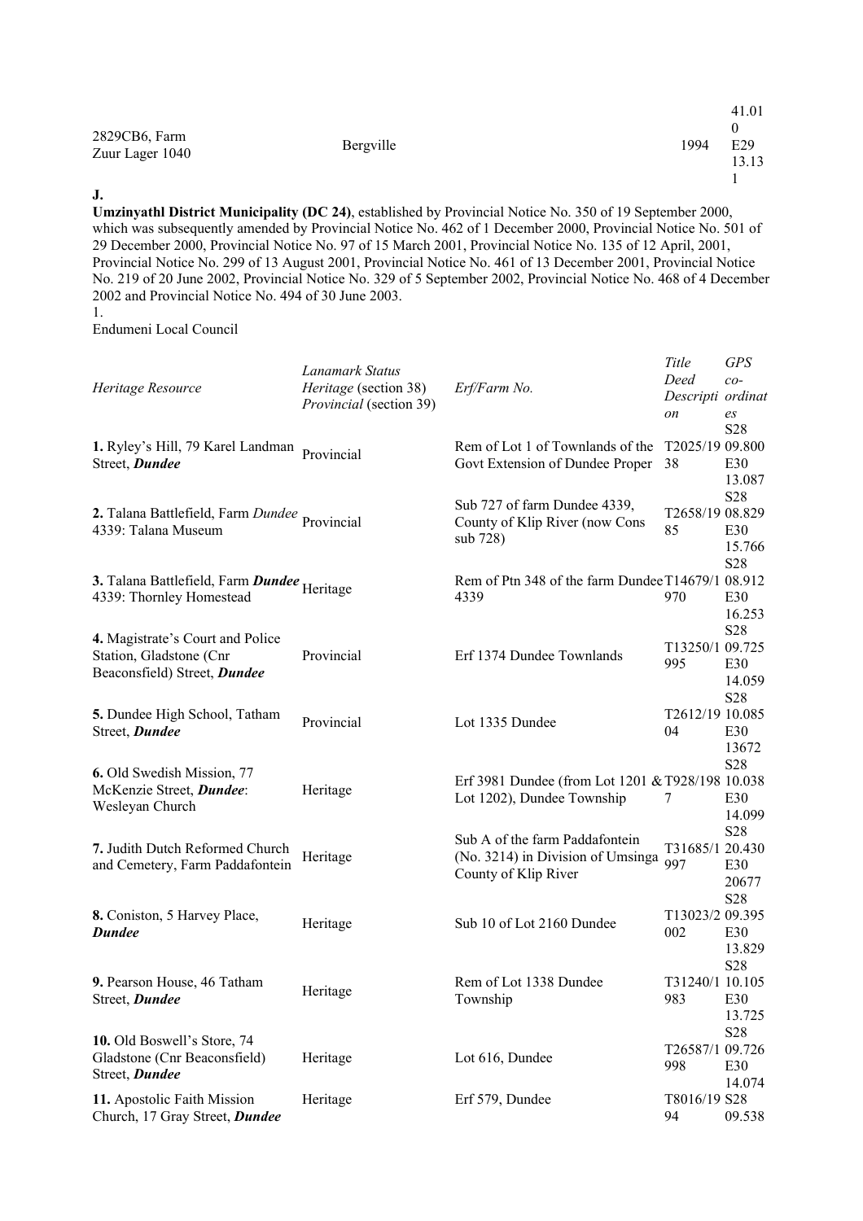| | | | | |
|---|---|---|---|---|
| 2829CB6, Farm Zuur Lager 1040 | Bergville | | 1994 | 41.010 E29 13.131 |

**J.**

**Umzinyathl District Municipality (DC 24)**, established by Provincial Notice No. 350 of 19 September 2000, which was subsequently amended by Provincial Notice No. 462 of 1 December 2000, Provincial Notice No. 501 of 29 December 2000, Provincial Notice No. 97 of 15 March 2001, Provincial Notice No. 135 of 12 April, 2001, Provincial Notice No. 299 of 13 August 2001, Provincial Notice No. 461 of 13 December 2001, Provincial Notice No. 219 of 20 June 2002, Provincial Notice No. 329 of 5 September 2002, Provincial Notice No. 468 of 4 December 2002 and Provincial Notice No. 494 of 30 June 2003.

1.

Endumeni Local Council

| *Heritage Resource* | *Lanamark Status* *Heritage* (section 38) *Provincial* (section 39) | *Erf/Farm No.* | *Title Deed Description* | *GPS co-ordinates* |
|---|---|---|---|---|
| **1.** Ryley's Hill, 79 Karel Landman Street, ***Dundee*** | Provincial | Rem of Lot 1 of Townlands of the Govt Extension of Dundee Proper | T2025/1938 | S28 09.800 E30 13.087 |
| **2.** Talana Battlefield, Farm *Dundee* 4339: Talana Museum | Provincial | Sub 727 of farm Dundee 4339, County of Klip River (now Cons sub 728) | T2658/1985 | S28 08.829 E30 15.766 |
| **3.** Talana Battlefield, Farm ***Dundee*** 4339: Thornley Homestead | Heritage | Rem of Ptn 348 of the farm Dundee 4339 | T14679/1970 | S28 08.912 E30 16.253 |
| **4.** Magistrate's Court and Police Station, Gladstone (Cnr Beaconsfield) Street, ***Dundee*** | Provincial | Erf 1374 Dundee Townlands | T13250/1995 | S28 09.725 E30 14.059 |
| **5.** Dundee High School, Tatham Street, ***Dundee*** | Provincial | Lot 1335 Dundee | T2612/1904 | S28 10.085 E30 13672 |
| **6.** Old Swedish Mission, 77 McKenzie Street, ***Dundee***: Wesleyan Church | Heritage | Erf 3981 Dundee (from Lot 1201 & Lot 1202), Dundee Township | T928/1987 | S28 10.038 E30 14.099 |
| **7.** Judith Dutch Reformed Church and Cemetery, Farm Paddafontein | Heritage | Sub A of the farm Paddafontein (No. 3214) in Division of Umsinga County of Klip River | T31685/1997 | S28 20.430 E30 20677 |
| **8.** Coniston, 5 Harvey Place, ***Dundee*** | Heritage | Sub 10 of Lot 2160 Dundee | T13023/2002 | S28 09.395 E30 13.829 |
| **9.** Pearson House, 46 Tatham Street, ***Dundee*** | Heritage | Rem of Lot 1338 Dundee Township | T31240/1983 | S28 10.105 E30 13.725 |
| **10.** Old Boswell's Store, 74 Gladstone (Cnr Beaconsfield) Street, ***Dundee*** | Heritage | Lot 616, Dundee | T26587/1998 | S28 09.726 E30 14.074 |
| **11.** Apostolic Faith Mission Church, 17 Gray Street, ***Dundee*** | Heritage | Erf 579, Dundee | T8016/1994 | S28 09.538 |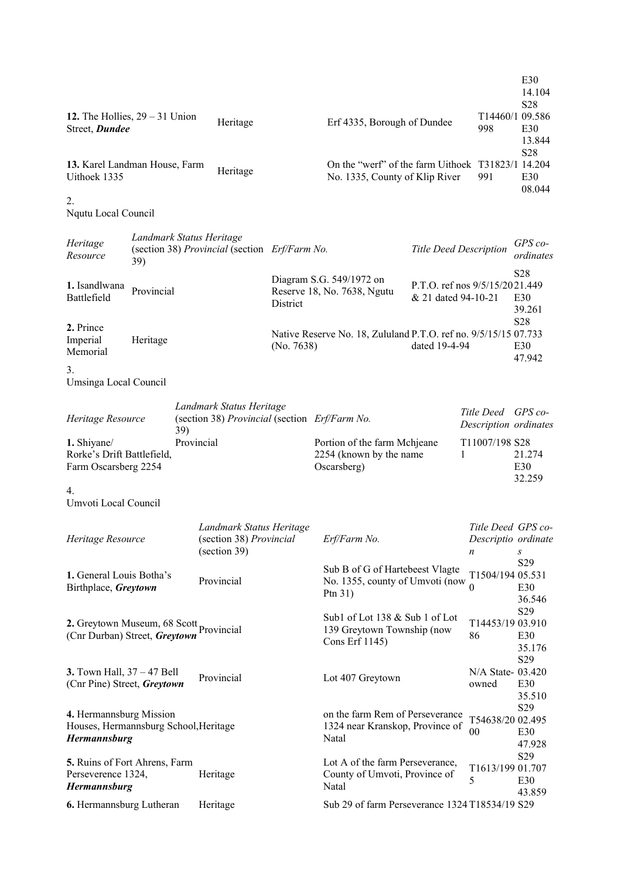| | | | | |
|---|---|---|---|---|
| | | | | E30 14.104 |
| **12.** The Hollies, 29 – 31 Union Street, ***Dundee*** | Heritage | Erf 4335, Borough of Dundee | T14460/1998 | S28 09.586 E30 13.844 |
| **13.** Karel Landman House, Farm Uithoek 1335 | Heritage | On the "werf" of the farm Uithoek No. 1335, County of Klip River | T31823/1991 | S28 14.204 E30 08.044 |

2.
Nqutu Local Council

| *Heritage Resource* | *Landmark Status Heritage (section 38) Provincial (section 39)* | *Erf/Farm No.* | *Title Deed Description* | *GPS co-ordinates* |
|---|---|---|---|---|
| **1.** Isandlwana Battlefield | Provincial | Diagram S.G. 549/1972 on Reserve 18, No. 7638, Ngutu District | P.T.O. ref nos 9/5/15/20 & 21 dated 94-10-21 | S28 21.449 E30 39.261 |
| **2.** Prince Imperial Memorial | Heritage | Native Reserve No. 18, Zululand (No. 7638) | P.T.O. ref no. 9/5/15/15 dated 19-4-94 | S28 07.733 E30 47.942 |

3.
Umsinga Local Council

| *Heritage Resource* | *Landmark Status Heritage (section 38) Provincial (section 39)* | *Erf/Farm No.* | *Title Deed Description* | *GPS co-ordinates* |
|---|---|---|---|---|
| **1.** Shiyane/ Rorke's Drift Battlefield, Farm Oscarsberg 2254 | Provincial | Portion of the farm Mchjeane 2254 (known by the name Oscarsberg) | T11007/1981 | S28 21.274 E30 32.259 |

4.
Umvoti Local Council

| *Heritage Resource* | *Landmark Status Heritage (section 38) Provincial (section 39)* | *Erf/Farm No.* | *Title Deed Description* | *GPS co-ordinates* |
|---|---|---|---|---|
| **1.** General Louis Botha's Birthplace, ***Greytown*** | Provincial | Sub B of G of Hartebeest Vlagte No. 1355, county of Umvoti (now Ptn 31) | T1504/1940 | S29 05.531 E30 36.546 |
| **2.** Greytown Museum, 68 Scott (Cnr Durban) Street, ***Greytown*** | Provincial | Sub1 of Lot 138 & Sub 1 of Lot 139 Greytown Township (now Cons Erf 1145) | T14453/1986 | S29 03.910 E30 35.176 |
| **3.** Town Hall, 37 – 47 Bell (Cnr Pine) Street, ***Greytown*** | Provincial | Lot 407 Greytown | N/A State-owned | S29 03.420 E30 35.510 |
| **4.** Hermannsburg Mission Houses, Hermannsburg School, ***Hermannsburg*** | Heritage | on the farm Rem of Perseverance 1324 near Kranskop, Province of Natal | T54638/2000 | S29 02.495 E30 47.928 |
| **5.** Ruins of Fort Ahrens, Farm Perseverence 1324, ***Hermannsburg*** | Heritage | Lot A of the farm Perseverance, County of Umvoti, Province of Natal | T1613/1995 | S29 01.707 E30 43.859 |
| **6.** Hermannsburg Lutheran | Heritage | Sub 29 of farm Perseverance 1324 | T18534/19 | S29 |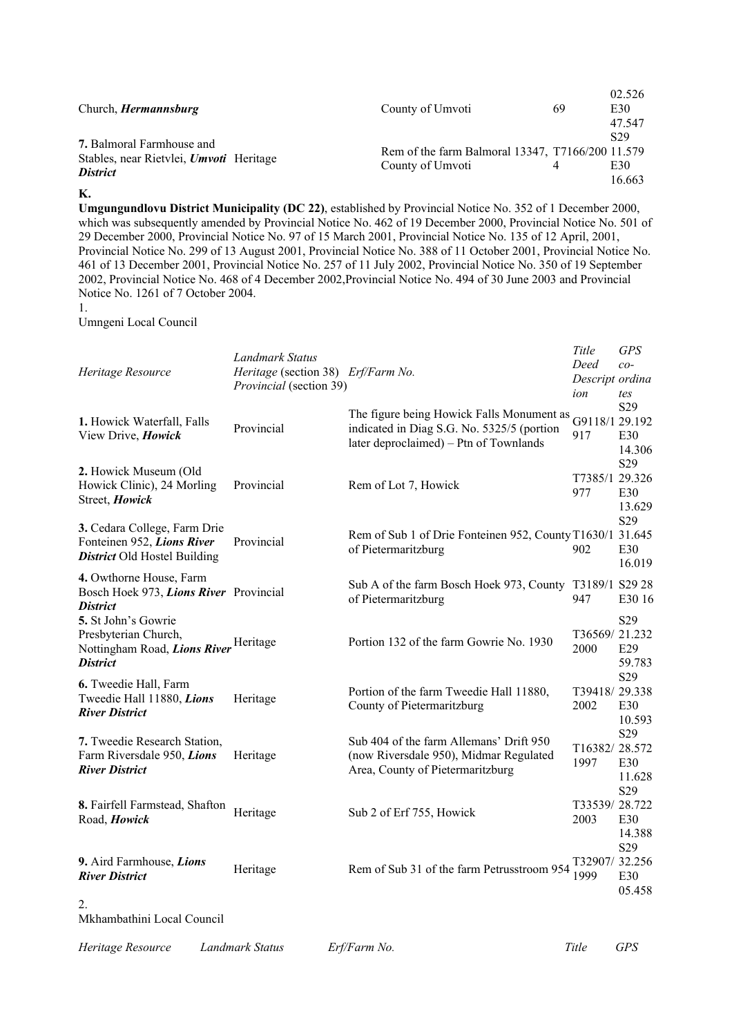| | | | | |
|---|---|---|---|---|
| Church, ***Hermannsburg*** | | County of Umvoti | 69 | 02.526 E30 47.547 |
| **7.** Balmoral Farmhouse and Stables, near Rietvlei, ***Umvoti District*** | Heritage | Rem of the farm Balmoral 13347, County of Umvoti | T7166/2004 | S29 11.579 E30 16.663 |

**K.**

**Umgungundlovu District Municipality (DC 22)**, established by Provincial Notice No. 352 of 1 December 2000, which was subsequently amended by Provincial Notice No. 462 of 19 December 2000, Provincial Notice No. 501 of 29 December 2000, Provincial Notice No. 97 of 15 March 2001, Provincial Notice No. 135 of 12 April, 2001, Provincial Notice No. 299 of 13 August 2001, Provincial Notice No. 388 of 11 October 2001, Provincial Notice No. 461 of 13 December 2001, Provincial Notice No. 257 of 11 July 2002, Provincial Notice No. 350 of 19 September 2002, Provincial Notice No. 468 of 4 December 2002,Provincial Notice No. 494 of 30 June 2003 and Provincial Notice No. 1261 of 7 October 2004.

1.
Umngeni Local Council

| *Heritage Resource* | *Landmark Status Heritage* (section 38) *Provincial* (section 39) | *Erf/Farm No.* | *Title Deed Description* | *GPS co-ordinates* |
|---|---|---|---|---|
| **1.** Howick Waterfall, Falls View Drive, ***Howick*** | Provincial | The figure being Howick Falls Monument as indicated in Diag S.G. No. 5325/5 (portion later deproclaimed) – Ptn of Townlands | G9118/1917 | S29 29.192 E30 14.306 |
| **2.** Howick Museum (Old Howick Clinic), 24 Morling Street, ***Howick*** | Provincial | Rem of Lot 7, Howick | T7385/1977 | S29 29.326 E30 13.629 |
| **3.** Cedara College, Farm Drie Fonteinen 952, ***Lions River District*** Old Hostel Building | Provincial | Rem of Sub 1 of Drie Fonteinen 952, County of Pietermaritzburg | T1630/1902 | S29 31.645 E30 16.019 |
| **4.** Owthorne House, Farm Bosch Hoek 973, ***Lions River District*** | Provincial | Sub A of the farm Bosch Hoek 973, County of Pietermaritzburg | T3189/1947 | S29 28 E30 16 |
| **5.** St John's Gowrie Presbyterian Church, Nottingham Road, ***Lions River District*** | Heritage | Portion 132 of the farm Gowrie No. 1930 | T36569/2000 | S29 21.232 E29 59.783 |
| **6.** Tweedie Hall, Farm Tweedie Hall 11880, ***Lions River District*** | Heritage | Portion of the farm Tweedie Hall 11880, County of Pietermaritzburg | T39418/2002 | S29 29.338 E30 10.593 |
| **7.** Tweedie Research Station, Farm Riversdale 950, ***Lions River District*** | Heritage | Sub 404 of the farm Allemans' Drift 950 (now Riversdale 950), Midmar Regulated Area, County of Pietermaritzburg | T16382/1997 | S29 28.572 E30 11.628 |
| **8.** Fairfell Farmstead, Shafton Road, ***Howick*** | Heritage | Sub 2 of Erf 755, Howick | T33539/2003 | S29 28.722 E30 14.388 |
| **9.** Aird Farmhouse, ***Lions River District*** | Heritage | Rem of Sub 31 of the farm Petrusstroom 954 | T32907/1999 | S29 32.256 E30 05.458 |

2.
Mkhambathini Local Council

| *Heritage Resource* | *Landmark Status* | *Erf/Farm No.* | *Title* | *GPS* |
|---|---|---|---|---|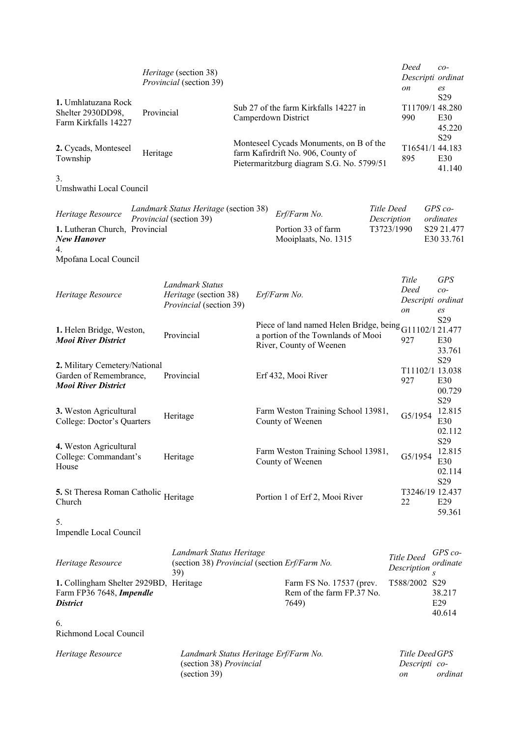| | Heritage (section 38) Provincial (section 39) | | Deed Description | co-ordinates |
|---|---|---|---|---|
| **1.** Umhlatuzana Rock Shelter 2930DD98, Farm Kirkfalls 14227 | Provincial | Sub 27 of the farm Kirkfalls 14227 in Camperdown District | T11709/1990 | S29 48.280 E30 45.220 |
| **2.** Cycads, Monteseel Township | Heritage | Monteseel Cycads Monuments, on B of the farm Kafirdrift No. 906, County of Pietermaritzburg diagram S.G. No. 5799/51 | T16541/1895 | S29 44.183 E30 41.140 |

3.
Umshwathi Local Council

| *Heritage Resource* | *Landmark Status Heritage* (section 38) *Provincial* (section 39) | *Erf/Farm No.* | *Title Deed Description* | *GPS co-ordinates* |
|---|---|---|---|---|
| **1.** Lutheran Church, ***New Hanover*** | Provincial | Portion 33 of farm Mooiplaats, No. 1315 | T3723/1990 | S29 21.477 E30 33.761 |

4.
Mpofana Local Council

| *Heritage Resource* | *Landmark Status Heritage* (section 38) *Provincial* (section 39) | *Erf/Farm No.* | *Title Deed Description* | *GPS co-ordinates* |
|---|---|---|---|---|
| **1.** Helen Bridge, Weston, ***Mooi River District*** | Provincial | Piece of land named Helen Bridge, being a portion of the Townlands of Mooi River, County of Weenen | G11102/1927 | S29 21.477 E30 33.761 |
| **2.** Military Cemetery/National Garden of Remembrance, ***Mooi River District*** | Provincial | Erf 432, Mooi River | T11102/1927 | S29 13.038 E30 00.729 |
| **3.** Weston Agricultural College: Doctor's Quarters | Heritage | Farm Weston Training School 13981, County of Weenen | G5/1954 | S29 12.815 E30 02.112 |
| **4.** Weston Agricultural College: Commandant's House | Heritage | Farm Weston Training School 13981, County of Weenen | G5/1954 | S29 12.815 E30 02.114 |
| **5.** St Theresa Roman Catholic Church | Heritage | Portion 1 of Erf 2, Mooi River | T3246/1922 | S29 12.437 E29 59.361 |

5.
Impendle Local Council

| *Heritage Resource* | *Landmark Status Heritage* (section 38) *Provincial* (section 39) | *Erf/Farm No.* | *Title Deed Description* | *GPS co-ordinates* |
|---|---|---|---|---|
| **1.** Collingham Shelter 2929BD, Farm FP36 7648, ***Impendle District*** | Heritage | Farm FS No. 17537 (prev. Rem of the farm FP.37 No. 7649) | T588/2002 | S29 38.217 E29 40.614 |

6.
Richmond Local Council

| *Heritage Resource* | *Landmark Status Heritage* (section 38) *Provincial* (section 39) | *Erf/Farm No.* | *Title Deed Description* | *GPS co-ordinat* |
|---|---|---|---|---|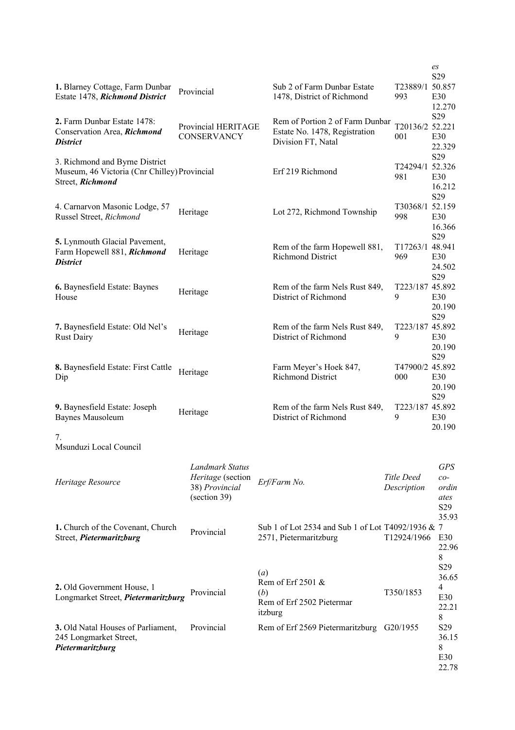| | | | | es |
|---|---|---|---|---|
| **1.** Blarney Cottage, Farm Dunbar Estate 1478, ***Richmond District*** | Provincial | Sub 2 of Farm Dunbar Estate 1478, District of Richmond | T23889/1993 | S29 50.857 E30 12.270 |
| **2.** Farm Dunbar Estate 1478: Conservation Area, ***Richmond District*** | Provincial HERITAGE CONSERVANCY | Rem of Portion 2 of Farm Dunbar Estate No. 1478, Registration Division FT, Natal | T20136/2001 | S29 52.221 E30 22.329 |
| 3. Richmond and Byrne District Museum, 46 Victoria (Cnr Chilley) Street, ***Richmond*** | Provincial | Erf 219 Richmond | T24294/1981 | S29 52.326 E30 16.212 |
| 4. Carnarvon Masonic Lodge, 57 Russel Street, *Richmond* | Heritage | Lot 272, Richmond Township | T30368/1998 | S29 52.159 E30 16.366 |
| **5.** Lynmouth Glacial Pavement, Farm Hopewell 881, ***Richmond District*** | Heritage | Rem of the farm Hopewell 881, Richmond District | T17263/1969 | S29 48.941 E30 24.502 |
| **6.** Baynesfield Estate: Baynes House | Heritage | Rem of the farm Nels Rust 849, District of Richmond | T223/1879 | S29 45.892 E30 20.190 |
| **7.** Baynesfield Estate: Old Nel's Rust Dairy | Heritage | Rem of the farm Nels Rust 849, District of Richmond | T223/1879 | S29 45.892 E30 20.190 |
| **8.** Baynesfield Estate: First Cattle Dip | Heritage | Farm Meyer's Hoek 847, Richmond District | T47900/2000 | S29 45.892 E30 20.190 |
| **9.** Baynesfield Estate: Joseph Baynes Mausoleum | Heritage | Rem of the farm Nels Rust 849, District of Richmond | T223/1879 | S29 45.892 E30 20.190 |

7.
Msunduzi Local Council

| *Heritage Resource* | *Landmark Status Heritage* (section 38) *Provincial* (section 39) | *Erf/Farm No.* | *Title Deed Description* | *GPS co-ordinates* |
|---|---|---|---|---|
| **1.** Church of the Covenant, Church Street, ***Pietermaritzburg*** | Provincial | Sub 1 of Lot 2534 and Sub 1 of Lot 2571, Pietermaritzburg | T4092/1936 & T12924/1966 | S29 35.937 E30 22.968 |
| **2.** Old Government House, 1 Longmarket Street, ***Pietermaritzburg*** | Provincial | (*a*) Rem of Erf 2501 & (*b*) Rem of Erf 2502 Pietermaritzburg | T350/1853 | S29 36.654 E30 22.218 |
| **3.** Old Natal Houses of Parliament, 245 Longmarket Street, ***Pietermaritzburg*** | Provincial | Rem of Erf 2569 Pietermaritzburg | G20/1955 | S29 36.158 E30 22.78 |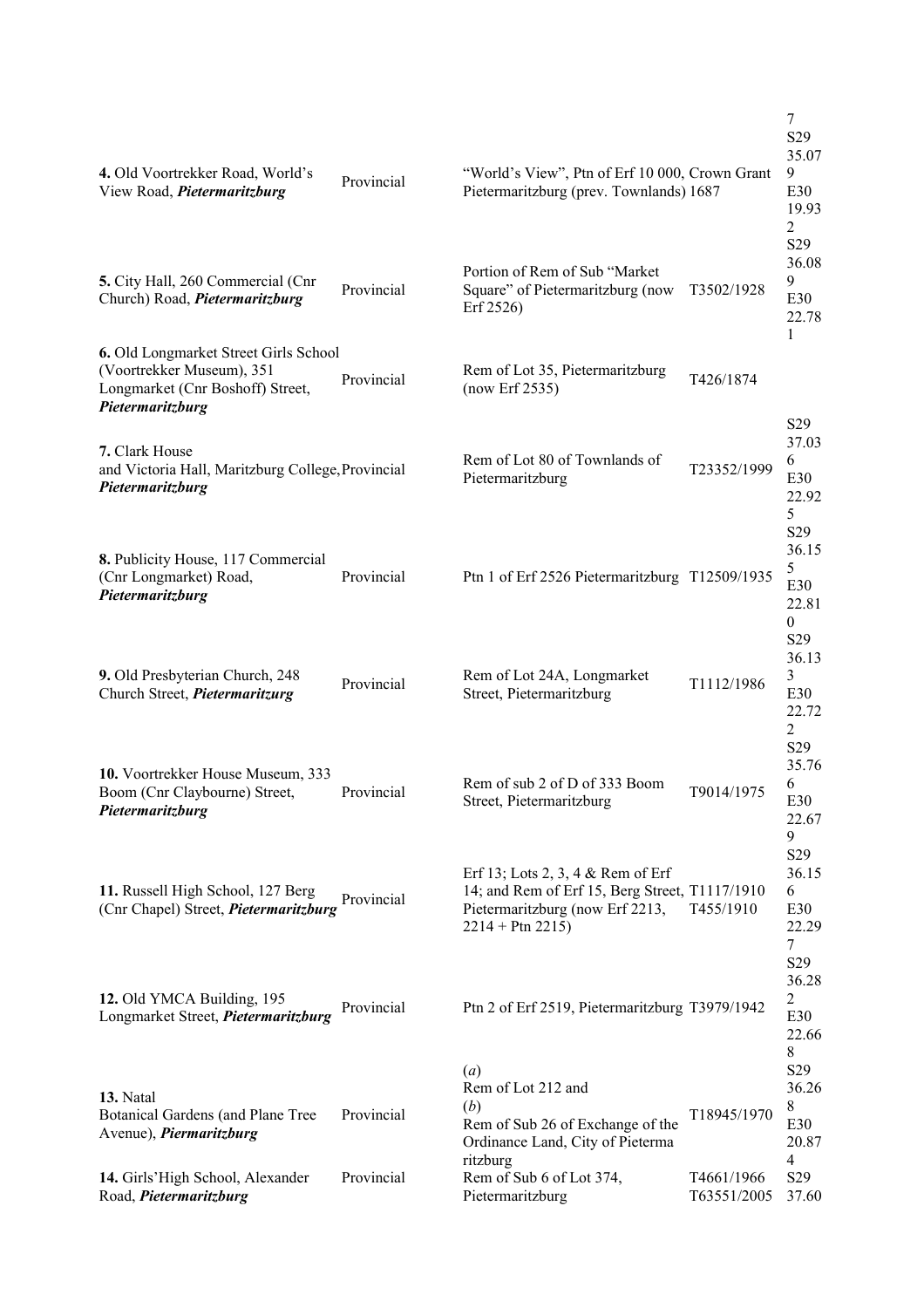| | | | | |
|---|---|---|---|---|
| | | | | 7 |
| **4.** Old Voortrekker Road, World's View Road, ***Pietermaritzburg*** | Provincial | "World's View", Ptn of Erf 10 000, Crown Grant Pietermaritzburg (prev. Townlands) 1687 | | S29 35.079 E30 19.932 |
| **5.** City Hall, 260 Commercial (Cnr Church) Road, ***Pietermaritzburg*** | Provincial | Portion of Rem of Sub "Market Square" of Pietermaritzburg (now Erf 2526) | T3502/1928 | S29 36.089 E30 22.781 |
| **6.** Old Longmarket Street Girls School (Voortrekker Museum), 351 Longmarket (Cnr Boshoff) Street, ***Pietermaritzburg*** | Provincial | Rem of Lot 35, Pietermaritzburg (now Erf 2535) | T426/1874 | |
| **7.** Clark House and Victoria Hall, Maritzburg College, ***Pietermaritzburg*** | Provincial | Rem of Lot 80 of Townlands of Pietermaritzburg | T23352/1999 | S29 37.036 E30 22.925 |
| **8.** Publicity House, 117 Commercial (Cnr Longmarket) Road, ***Pietermaritzburg*** | Provincial | Ptn 1 of Erf 2526 Pietermaritzburg | T12509/1935 | S29 36.155 E30 22.810 |
| **9.** Old Presbyterian Church, 248 Church Street, ***Pietermaritzurg*** | Provincial | Rem of Lot 24A, Longmarket Street, Pietermaritzburg | T1112/1986 | S29 36.133 E30 22.722 |
| **10.** Voortrekker House Museum, 333 Boom (Cnr Claybourne) Street, ***Pietermaritzburg*** | Provincial | Rem of sub 2 of D of 333 Boom Street, Pietermaritzburg | T9014/1975 | S29 35.766 E30 22.679 |
| **11.** Russell High School, 127 Berg (Cnr Chapel) Street, ***Pietermaritzburg*** | Provincial | Erf 13; Lots 2, 3, 4 & Rem of Erf 14; and Rem of Erf 15, Berg Street, Pietermaritzburg (now Erf 2213, 2214 + Ptn 2215) | T1117/1910 T455/1910 | S29 36.156 E30 22.297 |
| **12.** Old YMCA Building, 195 Longmarket Street, ***Pietermaritzburg*** | Provincial | Ptn 2 of Erf 2519, Pietermaritzburg | T3979/1942 | S29 36.282 E30 22.668 |
| **13.** Natal Botanical Gardens (and Plane Tree Avenue), ***Piermaritzburg*** | Provincial | (*a*) Rem of Lot 212 and (*b*) Rem of Sub 26 of Exchange of the Ordinance Land, City of Pieterma ritzburg | T18945/1970 | S29 36.268 E30 20.874 |
| **14.** Girls'High School, Alexander Road, ***Pietermaritzburg*** | Provincial | Rem of Sub 6 of Lot 374, Pietermaritzburg | T4661/1966 T63551/2005 | S29 37.60 |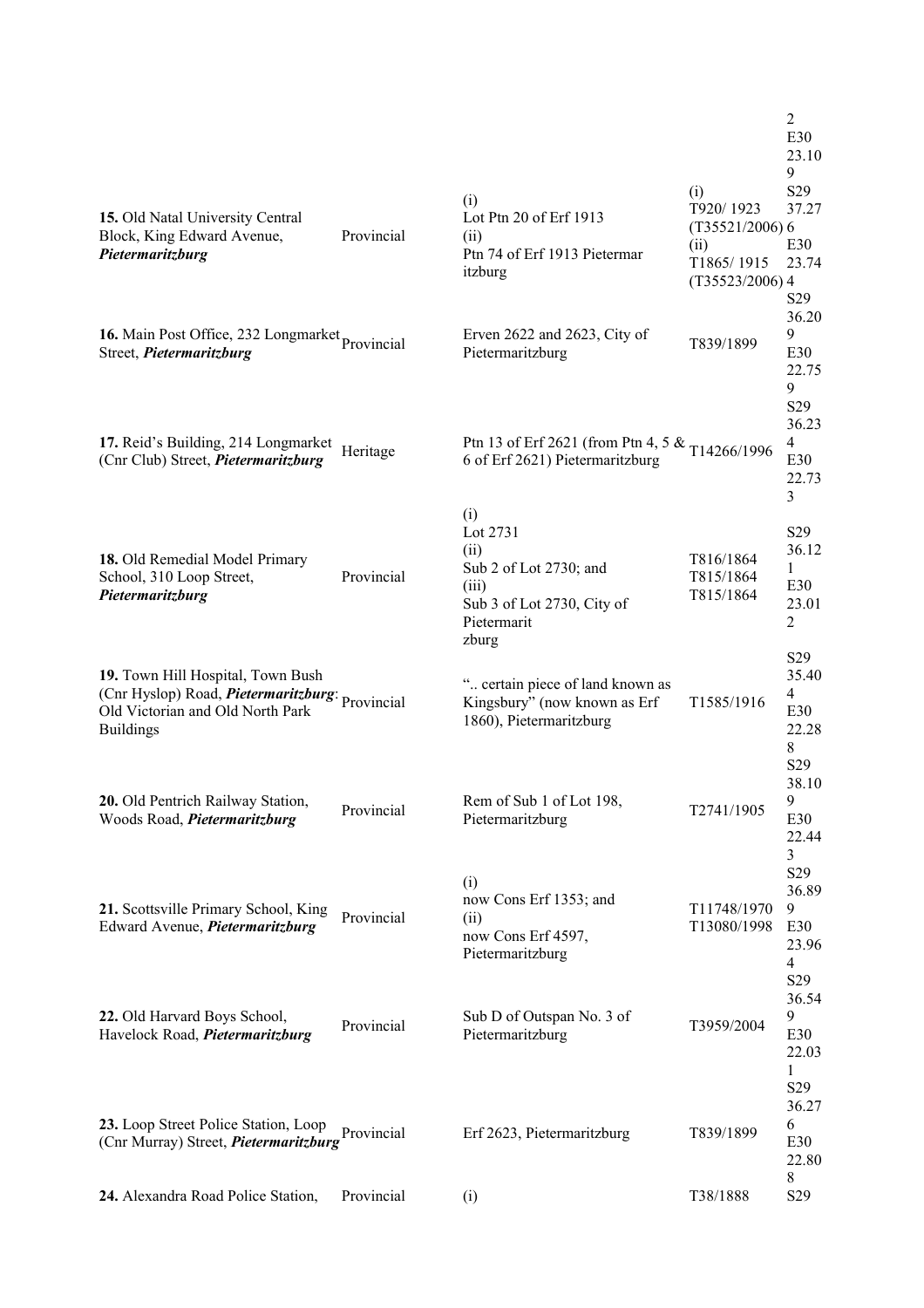| | | | | |
|---|---|---|---|---|
| | | | | 2 E30 23.109 |
| **15.** Old Natal University Central Block, King Edward Avenue, ***Pietermaritzburg*** | Provincial | (i) Lot Ptn 20 of Erf 1913 (ii) Ptn 74 of Erf 1913 Pietermaritzburg | (i) T920/ 1923 (T35521/2006) (ii) T1865/ 1915 (T35523/2006) | S29 37.276 E30 23.744 |
| **16.** Main Post Office, 232 Longmarket Street, ***Pietermaritzburg*** | Provincial | Erven 2622 and 2623, City of Pietermaritzburg | T839/1899 | S29 36.209 E30 22.759 |
| **17.** Reid's Building, 214 Longmarket (Cnr Club) Street, ***Pietermaritzburg*** | Heritage | Ptn 13 of Erf 2621 (from Ptn 4, 5 & 6 of Erf 2621) Pietermaritzburg | T14266/1996 | S29 36.234 E30 22.733 |
| **18.** Old Remedial Model Primary School, 310 Loop Street, ***Pietermaritzburg*** | Provincial | (i) Lot 2731 (ii) Sub 2 of Lot 2730; and (iii) Sub 3 of Lot 2730, City of Pietermaritzburg | T816/1864 T815/1864 T815/1864 | S29 36.121 E30 23.012 |
| **19.** Town Hill Hospital, Town Bush (Cnr Hyslop) Road, ***Pietermaritzburg***: Old Victorian and Old North Park Buildings | Provincial | ".. certain piece of land known as Kingsbury" (now known as Erf 1860), Pietermaritzburg | T1585/1916 | S29 35.404 E30 22.288 |
| **20.** Old Pentrich Railway Station, Woods Road, ***Pietermaritzburg*** | Provincial | Rem of Sub 1 of Lot 198, Pietermaritzburg | T2741/1905 | S29 38.109 E30 22.443 |
| **21.** Scottsville Primary School, King Edward Avenue, ***Pietermaritzburg*** | Provincial | (i) now Cons Erf 1353; and (ii) now Cons Erf 4597, Pietermaritzburg | T11748/1970 T13080/1998 | S29 36.899 E30 23.964 |
| **22.** Old Harvard Boys School, Havelock Road, ***Pietermaritzburg*** | Provincial | Sub D of Outspan No. 3 of Pietermaritzburg | T3959/2004 | S29 36.549 E30 22.031 |
| **23.** Loop Street Police Station, Loop (Cnr Murray) Street, ***Pietermaritzburg*** | Provincial | Erf 2623, Pietermaritzburg | T839/1899 | S29 36.276 E30 22.808 |
| **24.** Alexandra Road Police Station, | Provincial | (i) | T38/1888 | S29 |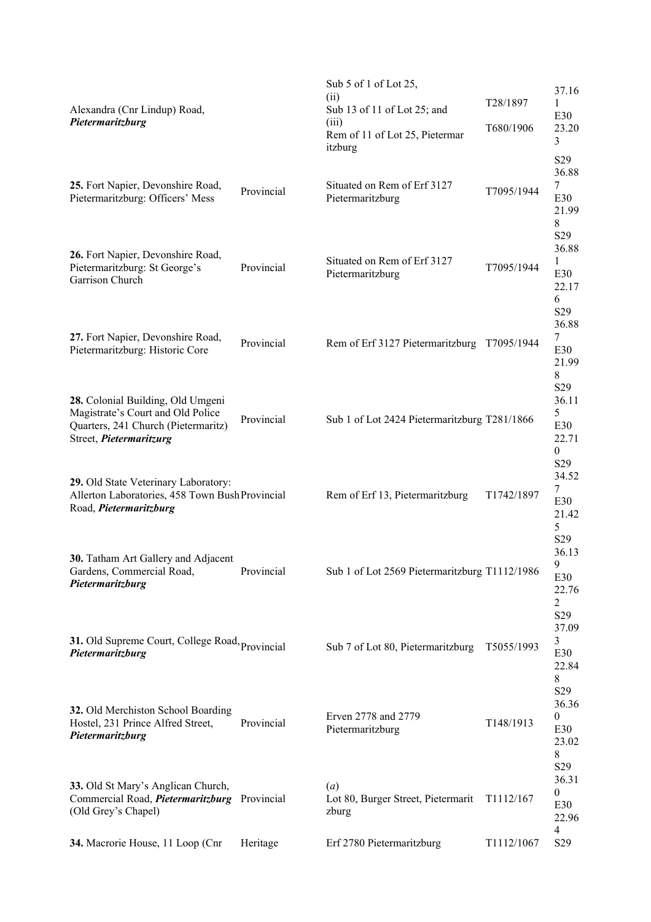| | | | | |
|---|---|---|---|---|
| Alexandra (Cnr Lindup) Road, ***Pietermaritzburg*** | | Sub 5 of 1 of Lot 25, (ii) Sub 13 of 11 of Lot 25; and (iii) Rem of 11 of Lot 25, Pietermaritzburg | T28/1897 T680/1906 | 37.161 E30 23.203 |
| **25.** Fort Napier, Devonshire Road, Pietermaritzburg: Officers' Mess | Provincial | Situated on Rem of Erf 3127 Pietermaritzburg | T7095/1944 | S29 36.887 E30 21.998 |
| **26.** Fort Napier, Devonshire Road, Pietermaritzburg: St George's Garrison Church | Provincial | Situated on Rem of Erf 3127 Pietermaritzburg | T7095/1944 | S29 36.881 E30 22.176 |
| **27.** Fort Napier, Devonshire Road, Pietermaritzburg: Historic Core | Provincial | Rem of Erf 3127 Pietermaritzburg | T7095/1944 | S29 36.887 E30 21.998 |
| **28.** Colonial Building, Old Umgeni Magistrate's Court and Old Police Quarters, 241 Church (Pietermaritz) Street, ***Pietermaritzurg*** | Provincial | Sub 1 of Lot 2424 Pietermaritzburg | T281/1866 | S29 36.115 E30 22.710 |
| **29.** Old State Veterinary Laboratory: Allerton Laboratories, 458 Town Bush Road, ***Pietermaritzburg*** | Provincial | Rem of Erf 13, Pietermaritzburg | T1742/1897 | S29 34.527 E30 21.425 |
| **30.** Tatham Art Gallery and Adjacent Gardens, Commercial Road, ***Pietermaritzburg*** | Provincial | Sub 1 of Lot 2569 Pietermaritzburg | T1112/1986 | S29 36.139 E30 22.762 |
| **31.** Old Supreme Court, College Road, ***Pietermaritzburg*** | Provincial | Sub 7 of Lot 80, Pietermaritzburg | T5055/1993 | S29 37.093 E30 22.848 |
| **32.** Old Merchiston School Boarding Hostel, 231 Prince Alfred Street, ***Pietermaritzburg*** | Provincial | Erven 2778 and 2779 Pietermaritzburg | T148/1913 | S29 36.360 E30 23.028 |
| **33.** Old St Mary's Anglican Church, Commercial Road, ***Pietermaritzburg*** (Old Grey's Chapel) | Provincial | (*a*) Lot 80, Burger Street, Pietermaritzburg | T1112/167 | S29 36.310 E30 22.964 |
| **34.** Macrorie House, 11 Loop (Cnr | Heritage | Erf 2780 Pietermaritzburg | T1112/1067 | S29 |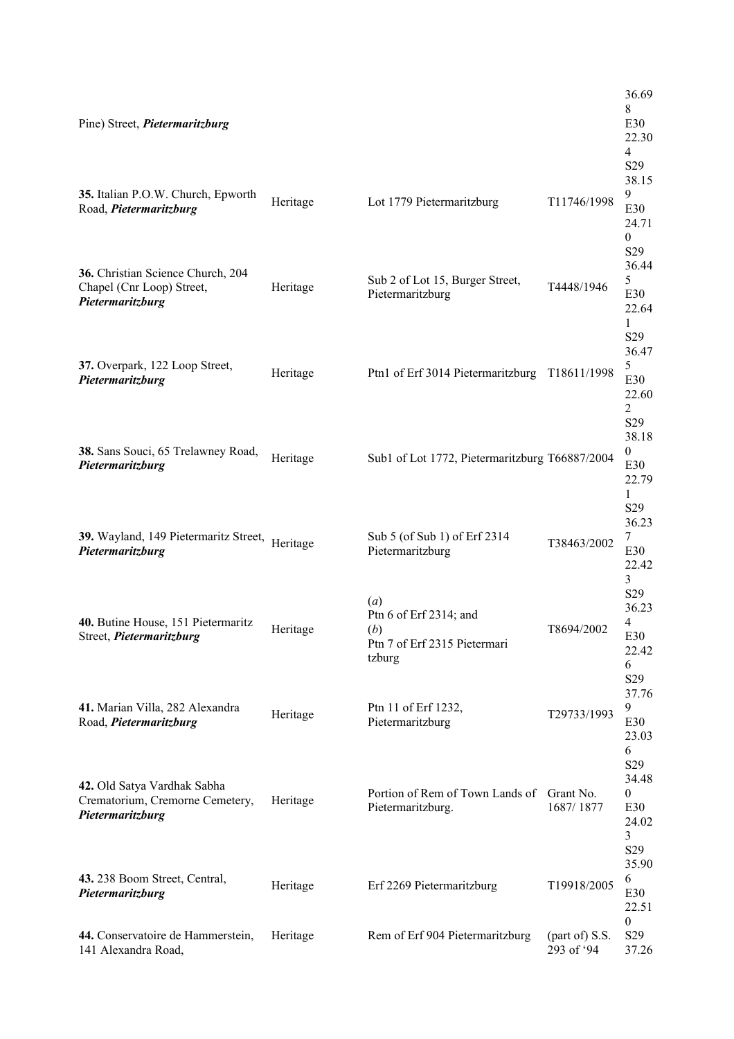| | | | | |
|---|---|---|---|---|
| Pine) Street, ***Pietermaritzburg*** | | | | 36.698 E30 22.304 |
| **35.** Italian P.O.W. Church, Epworth Road, ***Pietermaritzburg*** | Heritage | Lot 1779 Pietermaritzburg | T11746/1998 | S29 38.159 E30 24.710 |
| **36.** Christian Science Church, 204 Chapel (Cnr Loop) Street, ***Pietermaritzburg*** | Heritage | Sub 2 of Lot 15, Burger Street, Pietermaritzburg | T4448/1946 | S29 36.445 E30 22.641 |
| **37.** Overpark, 122 Loop Street, ***Pietermaritzburg*** | Heritage | Ptn1 of Erf 3014 Pietermaritzburg | T18611/1998 | S29 36.475 E30 22.602 |
| **38.** Sans Souci, 65 Trelawney Road, ***Pietermaritzburg*** | Heritage | Sub1 of Lot 1772, Pietermaritzburg | T66887/2004 | S29 38.180 E30 22.791 |
| **39.** Wayland, 149 Pietermaritz Street, ***Pietermaritzburg*** | Heritage | Sub 5 (of Sub 1) of Erf 2314 Pietermaritzburg | T38463/2002 | S29 36.237 E30 22.423 |
| **40.** Butine House, 151 Pietermaritz Street, ***Pietermaritzburg*** | Heritage | (*a*) Ptn 6 of Erf 2314; and (*b*) Ptn 7 of Erf 2315 Pietermaritzburg | T8694/2002 | S29 36.234 E30 22.426 |
| **41.** Marian Villa, 282 Alexandra Road, ***Pietermaritzburg*** | Heritage | Ptn 11 of Erf 1232, Pietermaritzburg | T29733/1993 | S29 37.769 E30 23.036 |
| **42.** Old Satya Vardhak Sabha Crematorium, Cremorne Cemetery, ***Pietermaritzburg*** | Heritage | Portion of Rem of Town Lands of Pietermaritzburg. | Grant No. 1687/ 1877 | S29 34.480 E30 24.023 |
| **43.** 238 Boom Street, Central, ***Pietermaritzburg*** | Heritage | Erf 2269 Pietermaritzburg | T19918/2005 | S29 35.906 E30 22.510 |
| **44.** Conservatoire de Hammerstein, 141 Alexandra Road, | Heritage | Rem of Erf 904 Pietermaritzburg | (part of) S.S. 293 of '94 | S29 37.26 |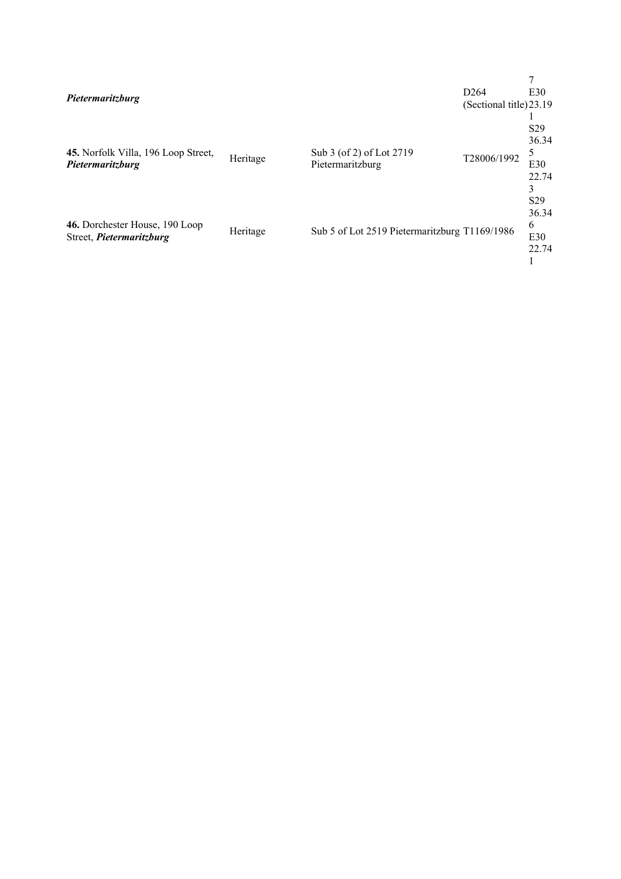| | | | | |
|---|---|---|---|---|
| ***Pietermaritzburg*** | | | D264 (Sectional title) | 7 E30 23.191 |
| **45.** Norfolk Villa, 196 Loop Street, ***Pietermaritzburg*** | Heritage | Sub 3 (of 2) of Lot 2719 Pietermaritzburg | T28006/1992 | S29 36.345 E30 22.743 |
| **46.** Dorchester House, 190 Loop Street, ***Pietermaritzburg*** | Heritage | Sub 5 of Lot 2519 Pietermaritzburg | T1169/1986 | S29 36.346 E30 22.741 |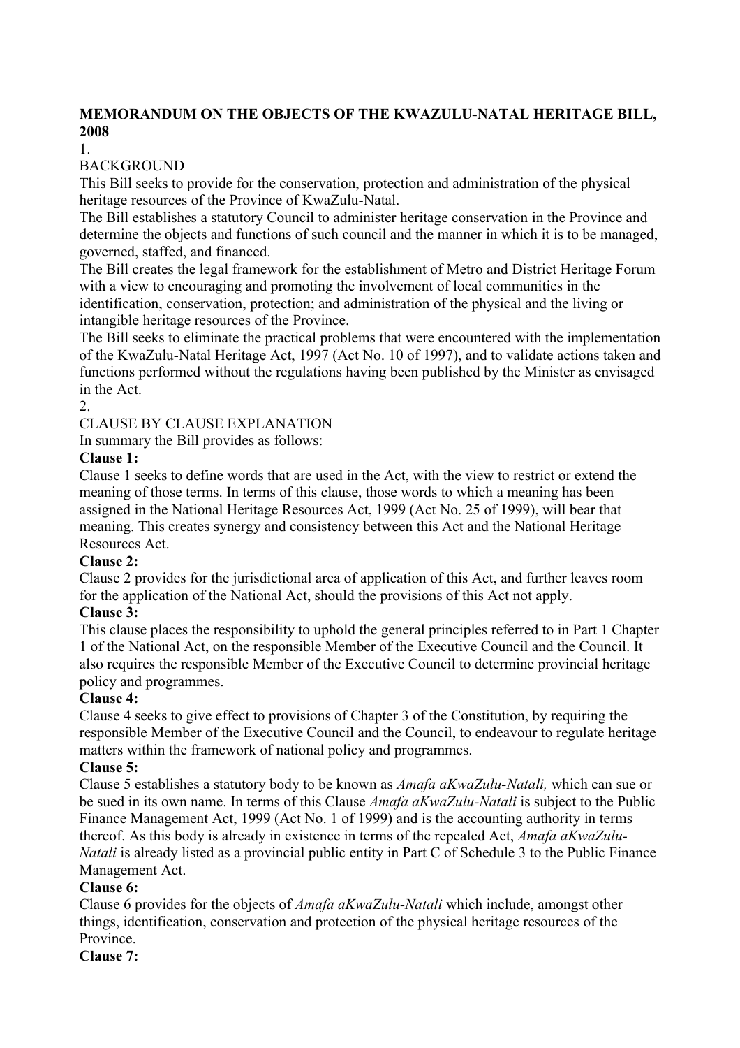**MEMORANDUM ON THE OBJECTS OF THE KWAZULU-NATAL HERITAGE BILL, 2008**

1.

BACKGROUND

This Bill seeks to provide for the conservation, protection and administration of the physical heritage resources of the Province of KwaZulu-Natal.

The Bill establishes a statutory Council to administer heritage conservation in the Province and determine the objects and functions of such council and the manner in which it is to be managed, governed, staffed, and financed.

The Bill creates the legal framework for the establishment of Metro and District Heritage Forum with a view to encouraging and promoting the involvement of local communities in the identification, conservation, protection; and administration of the physical and the living or intangible heritage resources of the Province.

The Bill seeks to eliminate the practical problems that were encountered with the implementation of the KwaZulu-Natal Heritage Act, 1997 (Act No. 10 of 1997), and to validate actions taken and functions performed without the regulations having been published by the Minister as envisaged in the Act.

2.

CLAUSE BY CLAUSE EXPLANATION

In summary the Bill provides as follows:

**Clause 1:**

Clause 1 seeks to define words that are used in the Act, with the view to restrict or extend the meaning of those terms. In terms of this clause, those words to which a meaning has been assigned in the National Heritage Resources Act, 1999 (Act No. 25 of 1999), will bear that meaning. This creates synergy and consistency between this Act and the National Heritage Resources Act.

**Clause 2:**

Clause 2 provides for the jurisdictional area of application of this Act, and further leaves room for the application of the National Act, should the provisions of this Act not apply.

**Clause 3:**

This clause places the responsibility to uphold the general principles referred to in Part 1 Chapter 1 of the National Act, on the responsible Member of the Executive Council and the Council. It also requires the responsible Member of the Executive Council to determine provincial heritage policy and programmes.

**Clause 4:**

Clause 4 seeks to give effect to provisions of Chapter 3 of the Constitution, by requiring the responsible Member of the Executive Council and the Council, to endeavour to regulate heritage matters within the framework of national policy and programmes.

**Clause 5:**

Clause 5 establishes a statutory body to be known as *Amafa aKwaZulu-Natali,* which can sue or be sued in its own name. In terms of this Clause *Amafa aKwaZulu-Natali* is subject to the Public Finance Management Act, 1999 (Act No. 1 of 1999) and is the accounting authority in terms thereof. As this body is already in existence in terms of the repealed Act, *Amafa aKwaZulu-Natali* is already listed as a provincial public entity in Part C of Schedule 3 to the Public Finance Management Act.

**Clause 6:**

Clause 6 provides for the objects of *Amafa aKwaZulu-Natali* which include, amongst other things, identification, conservation and protection of the physical heritage resources of the Province.

**Clause 7:**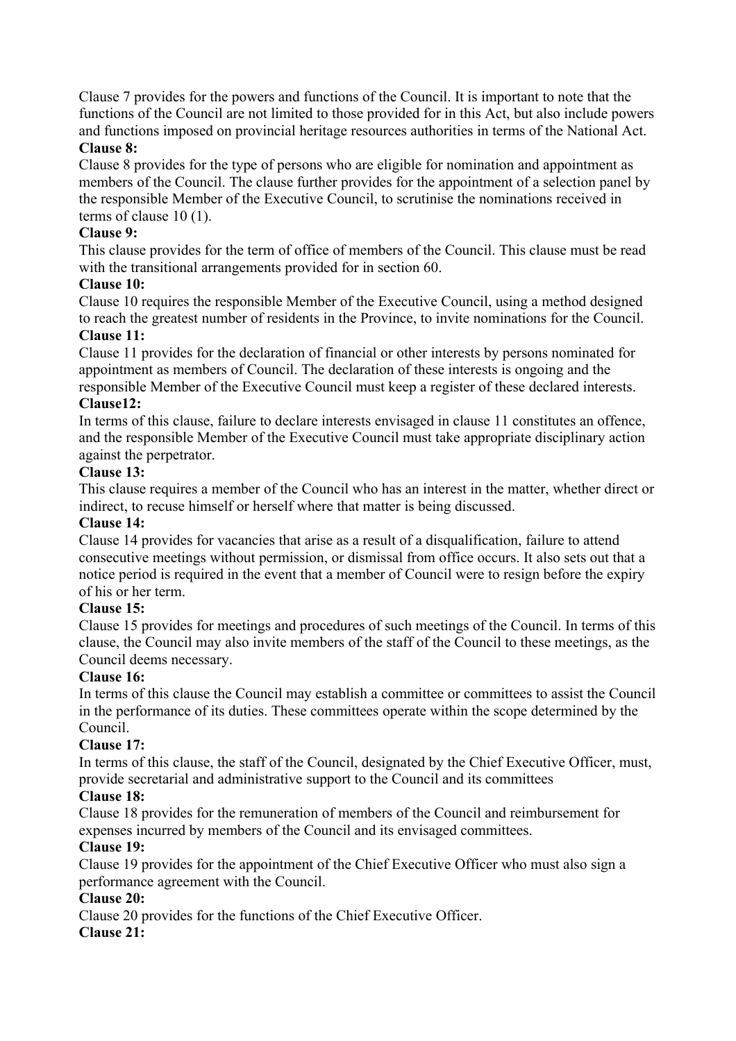Clause 7 provides for the powers and functions of the Council. It is important to note that the functions of the Council are not limited to those provided for in this Act, but also include powers and functions imposed on provincial heritage resources authorities in terms of the National Act.

**Clause 8:**

Clause 8 provides for the type of persons who are eligible for nomination and appointment as members of the Council. The clause further provides for the appointment of a selection panel by the responsible Member of the Executive Council, to scrutinise the nominations received in terms of clause 10 (1).

**Clause 9:**

This clause provides for the term of office of members of the Council. This clause must be read with the transitional arrangements provided for in section 60.

**Clause 10:**

Clause 10 requires the responsible Member of the Executive Council, using a method designed to reach the greatest number of residents in the Province, to invite nominations for the Council.

**Clause 11:**

Clause 11 provides for the declaration of financial or other interests by persons nominated for appointment as members of Council. The declaration of these interests is ongoing and the responsible Member of the Executive Council must keep a register of these declared interests.

**Clause12:**

In terms of this clause, failure to declare interests envisaged in clause 11 constitutes an offence, and the responsible Member of the Executive Council must take appropriate disciplinary action against the perpetrator.

**Clause 13:**

This clause requires a member of the Council who has an interest in the matter, whether direct or indirect, to recuse himself or herself where that matter is being discussed.

**Clause 14:**

Clause 14 provides for vacancies that arise as a result of a disqualification, failure to attend consecutive meetings without permission, or dismissal from office occurs. It also sets out that a notice period is required in the event that a member of Council were to resign before the expiry of his or her term.

**Clause 15:**

Clause 15 provides for meetings and procedures of such meetings of the Council. In terms of this clause, the Council may also invite members of the staff of the Council to these meetings, as the Council deems necessary.

**Clause 16:**

In terms of this clause the Council may establish a committee or committees to assist the Council in the performance of its duties. These committees operate within the scope determined by the Council.

**Clause 17:**

In terms of this clause, the staff of the Council, designated by the Chief Executive Officer, must, provide secretarial and administrative support to the Council and its committees

**Clause 18:**

Clause 18 provides for the remuneration of members of the Council and reimbursement for expenses incurred by members of the Council and its envisaged committees.

**Clause 19:**

Clause 19 provides for the appointment of the Chief Executive Officer who must also sign a performance agreement with the Council.

**Clause 20:**

Clause 20 provides for the functions of the Chief Executive Officer.

**Clause 21:**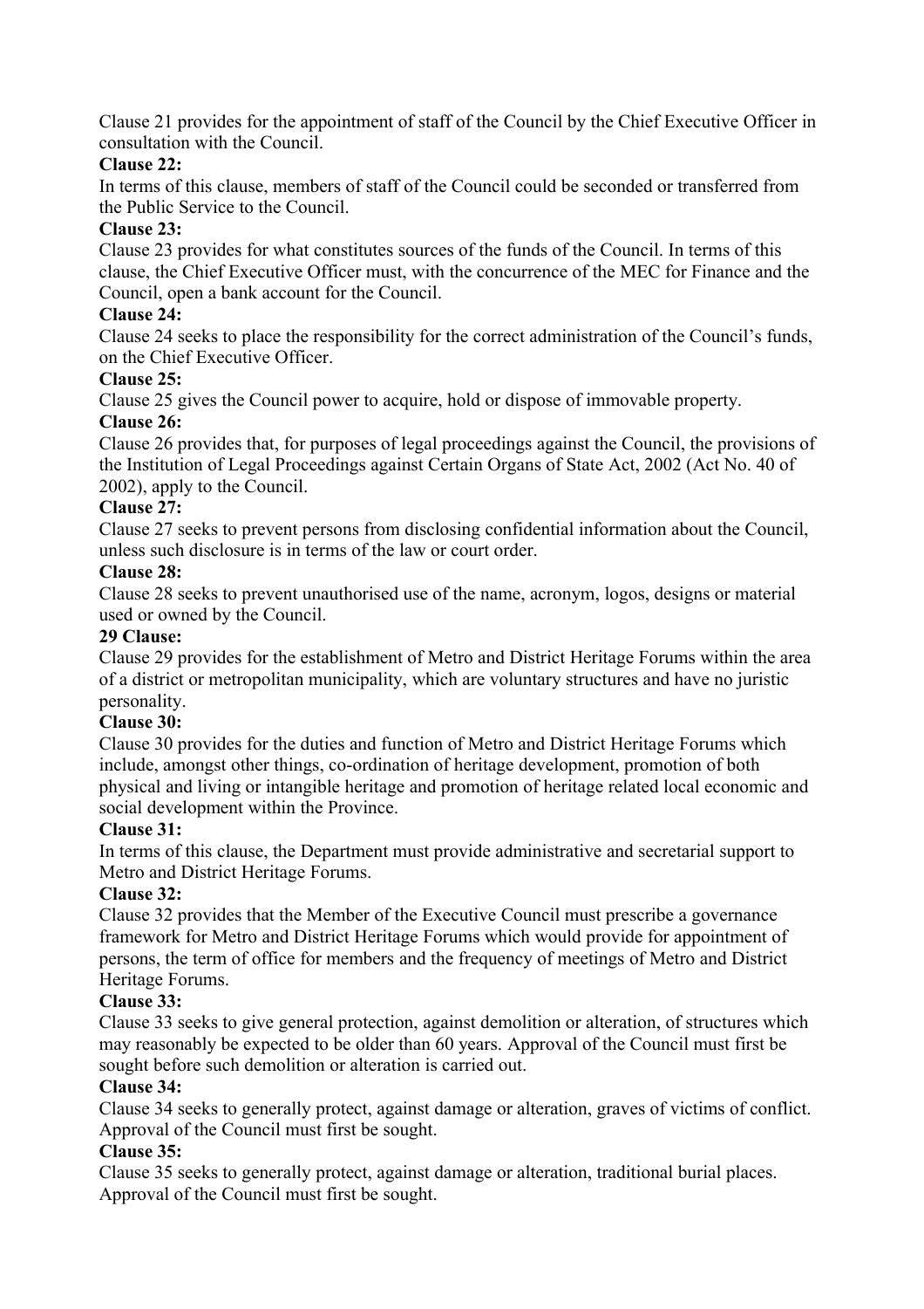Clause 21 provides for the appointment of staff of the Council by the Chief Executive Officer in consultation with the Council.

**Clause 22:**

In terms of this clause, members of staff of the Council could be seconded or transferred from the Public Service to the Council.

**Clause 23:**

Clause 23 provides for what constitutes sources of the funds of the Council. In terms of this clause, the Chief Executive Officer must, with the concurrence of the MEC for Finance and the Council, open a bank account for the Council.

**Clause 24:**

Clause 24 seeks to place the responsibility for the correct administration of the Council's funds, on the Chief Executive Officer.

**Clause 25:**

Clause 25 gives the Council power to acquire, hold or dispose of immovable property.

**Clause 26:**

Clause 26 provides that, for purposes of legal proceedings against the Council, the provisions of the Institution of Legal Proceedings against Certain Organs of State Act, 2002 (Act No. 40 of 2002), apply to the Council.

**Clause 27:**

Clause 27 seeks to prevent persons from disclosing confidential information about the Council, unless such disclosure is in terms of the law or court order.

**Clause 28:**

Clause 28 seeks to prevent unauthorised use of the name, acronym, logos, designs or material used or owned by the Council.

**29 Clause:**

Clause 29 provides for the establishment of Metro and District Heritage Forums within the area of a district or metropolitan municipality, which are voluntary structures and have no juristic personality.

**Clause 30:**

Clause 30 provides for the duties and function of Metro and District Heritage Forums which include, amongst other things, co-ordination of heritage development, promotion of both physical and living or intangible heritage and promotion of heritage related local economic and social development within the Province.

**Clause 31:**

In terms of this clause, the Department must provide administrative and secretarial support to Metro and District Heritage Forums.

**Clause 32:**

Clause 32 provides that the Member of the Executive Council must prescribe a governance framework for Metro and District Heritage Forums which would provide for appointment of persons, the term of office for members and the frequency of meetings of Metro and District Heritage Forums.

**Clause 33:**

Clause 33 seeks to give general protection, against demolition or alteration, of structures which may reasonably be expected to be older than 60 years. Approval of the Council must first be sought before such demolition or alteration is carried out.

**Clause 34:**

Clause 34 seeks to generally protect, against damage or alteration, graves of victims of conflict. Approval of the Council must first be sought.

**Clause 35:**

Clause 35 seeks to generally protect, against damage or alteration, traditional burial places. Approval of the Council must first be sought.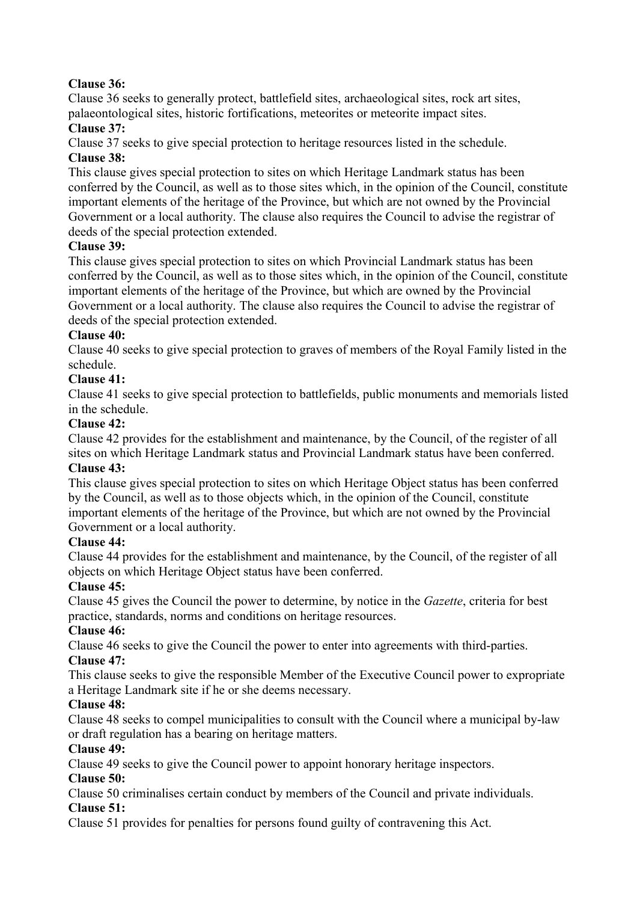**Clause 36:**

Clause 36 seeks to generally protect, battlefield sites, archaeological sites, rock art sites, palaeontological sites, historic fortifications, meteorites or meteorite impact sites.

**Clause 37:**

Clause 37 seeks to give special protection to heritage resources listed in the schedule.

**Clause 38:**

This clause gives special protection to sites on which Heritage Landmark status has been conferred by the Council, as well as to those sites which, in the opinion of the Council, constitute important elements of the heritage of the Province, but which are not owned by the Provincial Government or a local authority. The clause also requires the Council to advise the registrar of deeds of the special protection extended.

**Clause 39:**

This clause gives special protection to sites on which Provincial Landmark status has been conferred by the Council, as well as to those sites which, in the opinion of the Council, constitute important elements of the heritage of the Province, but which are owned by the Provincial Government or a local authority. The clause also requires the Council to advise the registrar of deeds of the special protection extended.

**Clause 40:**

Clause 40 seeks to give special protection to graves of members of the Royal Family listed in the schedule.

**Clause 41:**

Clause 41 seeks to give special protection to battlefields, public monuments and memorials listed in the schedule.

**Clause 42:**

Clause 42 provides for the establishment and maintenance, by the Council, of the register of all sites on which Heritage Landmark status and Provincial Landmark status have been conferred.

**Clause 43:**

This clause gives special protection to sites on which Heritage Object status has been conferred by the Council, as well as to those objects which, in the opinion of the Council, constitute important elements of the heritage of the Province, but which are not owned by the Provincial Government or a local authority.

**Clause 44:**

Clause 44 provides for the establishment and maintenance, by the Council, of the register of all objects on which Heritage Object status have been conferred.

**Clause 45:**

Clause 45 gives the Council the power to determine, by notice in the *Gazette*, criteria for best practice, standards, norms and conditions on heritage resources.

**Clause 46:**

Clause 46 seeks to give the Council the power to enter into agreements with third-parties.

**Clause 47:**

This clause seeks to give the responsible Member of the Executive Council power to expropriate a Heritage Landmark site if he or she deems necessary.

**Clause 48:**

Clause 48 seeks to compel municipalities to consult with the Council where a municipal by-law or draft regulation has a bearing on heritage matters.

**Clause 49:**

Clause 49 seeks to give the Council power to appoint honorary heritage inspectors.

**Clause 50:**

Clause 50 criminalises certain conduct by members of the Council and private individuals.

**Clause 51:**

Clause 51 provides for penalties for persons found guilty of contravening this Act.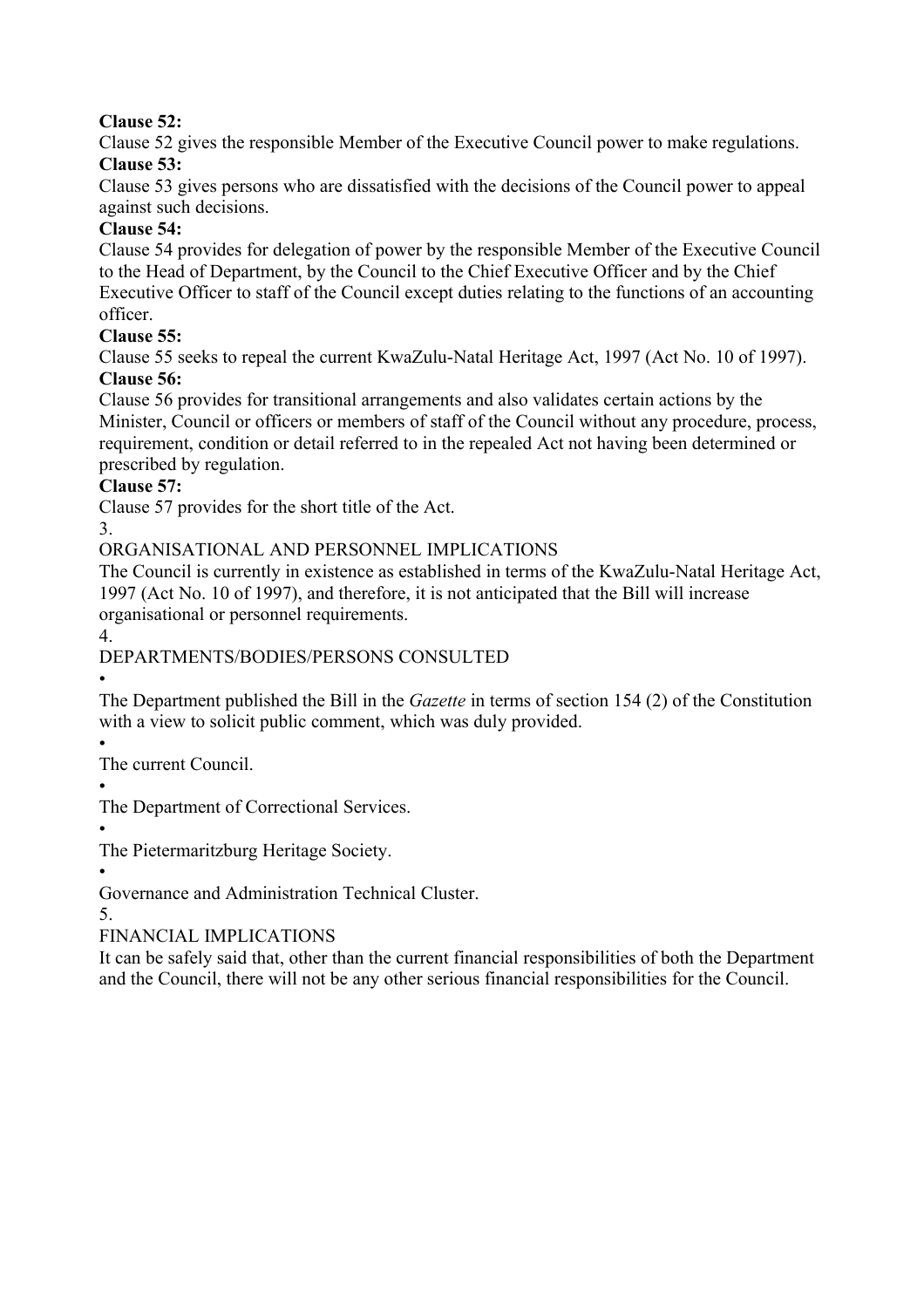**Clause 52:**

Clause 52 gives the responsible Member of the Executive Council power to make regulations.

**Clause 53:**

Clause 53 gives persons who are dissatisfied with the decisions of the Council power to appeal against such decisions.

**Clause 54:**

Clause 54 provides for delegation of power by the responsible Member of the Executive Council to the Head of Department, by the Council to the Chief Executive Officer and by the Chief Executive Officer to staff of the Council except duties relating to the functions of an accounting officer.

**Clause 55:**

Clause 55 seeks to repeal the current KwaZulu-Natal Heritage Act, 1997 (Act No. 10 of 1997).

**Clause 56:**

Clause 56 provides for transitional arrangements and also validates certain actions by the Minister, Council or officers or members of staff of the Council without any procedure, process, requirement, condition or detail referred to in the repealed Act not having been determined or prescribed by regulation.

**Clause 57:**

Clause 57 provides for the short title of the Act.

3.

ORGANISATIONAL AND PERSONNEL IMPLICATIONS

The Council is currently in existence as established in terms of the KwaZulu-Natal Heritage Act, 1997 (Act No. 10 of 1997), and therefore, it is not anticipated that the Bill will increase organisational or personnel requirements.

4.

DEPARTMENTS/BODIES/PERSONS CONSULTED

- The Department published the Bill in the *Gazette* in terms of section 154 (2) of the Constitution with a view to solicit public comment, which was duly provided.
- The current Council.
- The Department of Correctional Services.
- The Pietermaritzburg Heritage Society.
- Governance and Administration Technical Cluster.

5.

FINANCIAL IMPLICATIONS

It can be safely said that, other than the current financial responsibilities of both the Department and the Council, there will not be any other serious financial responsibilities for the Council.